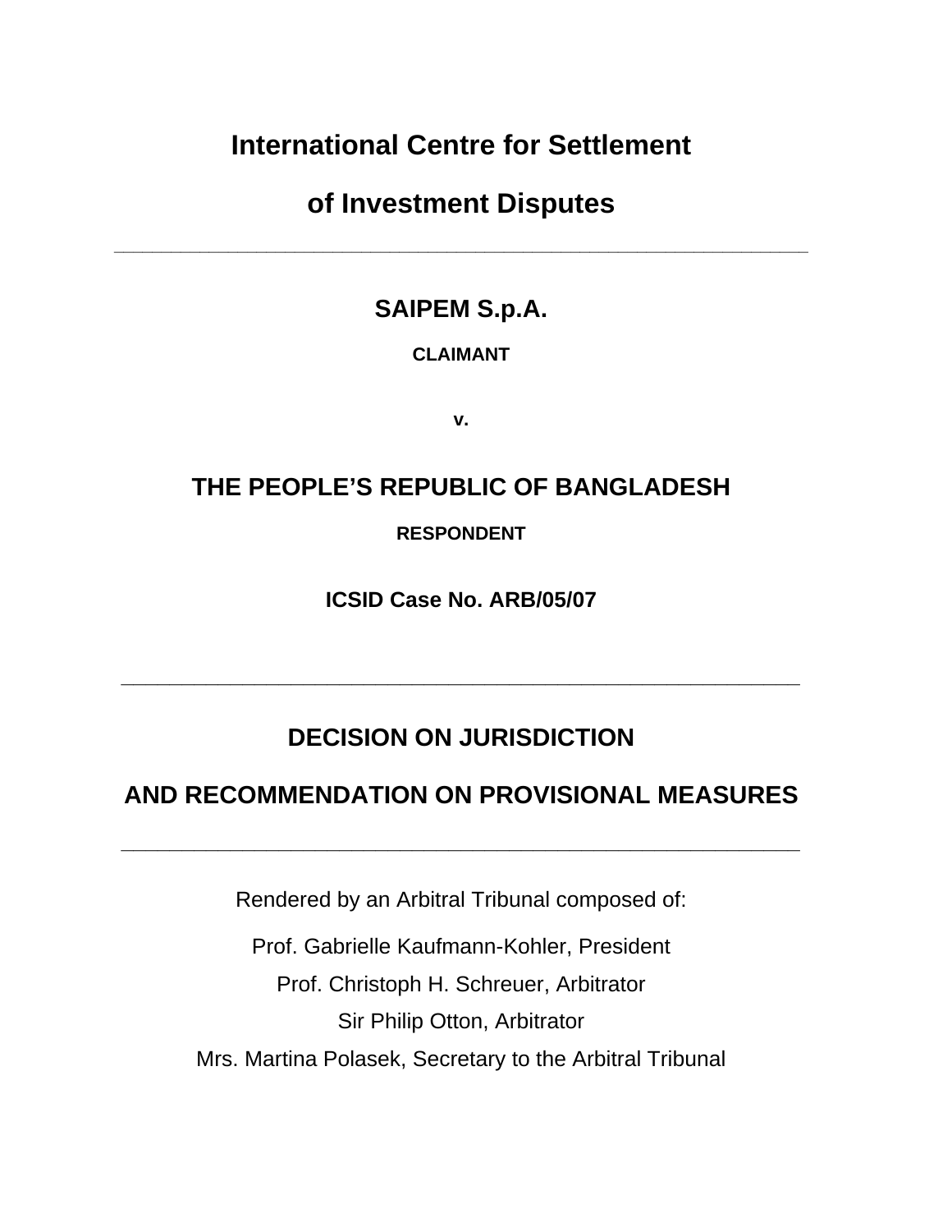# International Centre for Settlement of Investment Disputes

---

## SAIPEM S.p.A.

**CLAIMANT**

**v.**

## THE PEOPLE'S REPUBLIC OF BANGLADESH

**RESPONDENT**

**ICSID Case No. ARB/05/07**

---

## DECISION ON JURISDICTION AND RECOMMENDATION ON PROVISIONAL MEASURES

---

Rendered by an Arbitral Tribunal composed of:

Prof. Gabrielle Kaufmann-Kohler, President

Prof. Christoph H. Schreuer, Arbitrator

Sir Philip Otton, Arbitrator

Mrs. Martina Polasek, Secretary to the Arbitral Tribunal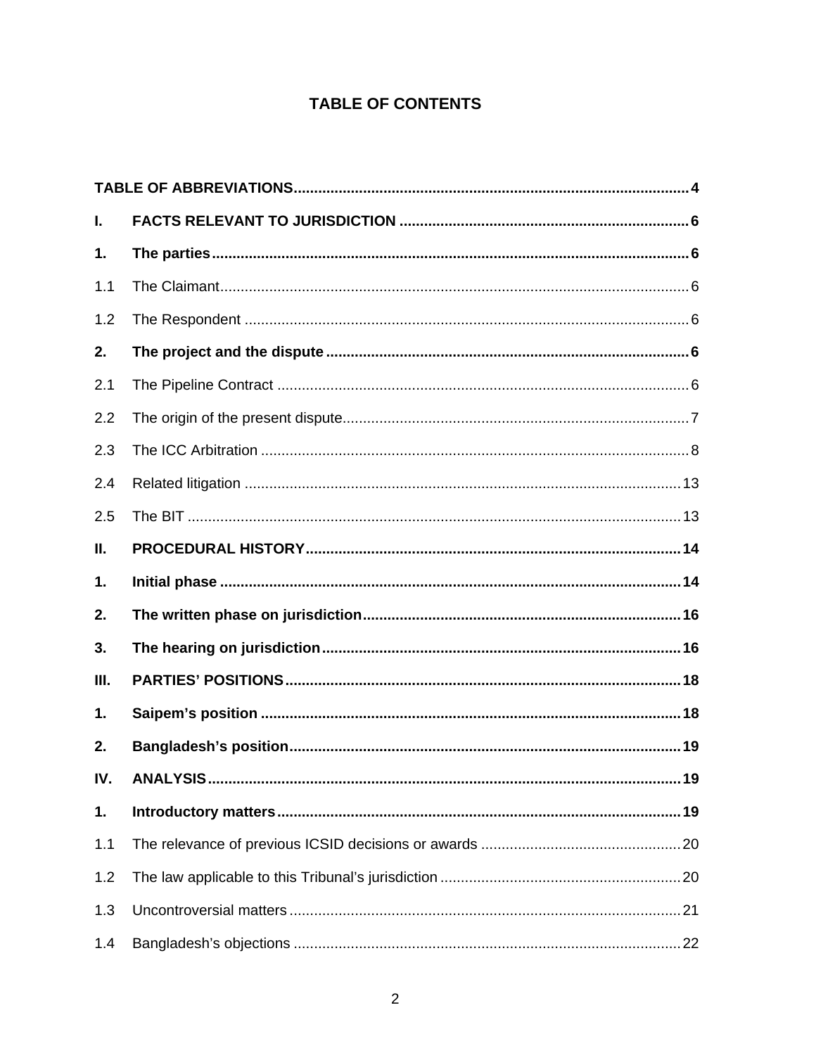## TABLE OF CONTENTS

| | | |
|---|---|---|
| **TABLE OF ABBREVIATIONS** | | **4** |
| **I.** | **FACTS RELEVANT TO JURISDICTION** | **6** |
| **1.** | **The parties** | **6** |
| 1.1 | The Claimant | 6 |
| 1.2 | The Respondent | 6 |
| **2.** | **The project and the dispute** | **6** |
| 2.1 | The Pipeline Contract | 6 |
| 2.2 | The origin of the present dispute | 7 |
| 2.3 | The ICC Arbitration | 8 |
| 2.4 | Related litigation | 13 |
| 2.5 | The BIT | 13 |
| **II.** | **PROCEDURAL HISTORY** | **14** |
| **1.** | **Initial phase** | **14** |
| **2.** | **The written phase on jurisdiction** | **16** |
| **3.** | **The hearing on jurisdiction** | **16** |
| **III.** | **PARTIES' POSITIONS** | **18** |
| **1.** | **Saipem's position** | **18** |
| **2.** | **Bangladesh's position** | **19** |
| **IV.** | **ANALYSIS** | **19** |
| **1.** | **Introductory matters** | **19** |
| 1.1 | The relevance of previous ICSID decisions or awards | 20 |
| 1.2 | The law applicable to this Tribunal's jurisdiction | 20 |
| 1.3 | Uncontroversial matters | 21 |
| 1.4 | Bangladesh's objections | 22 |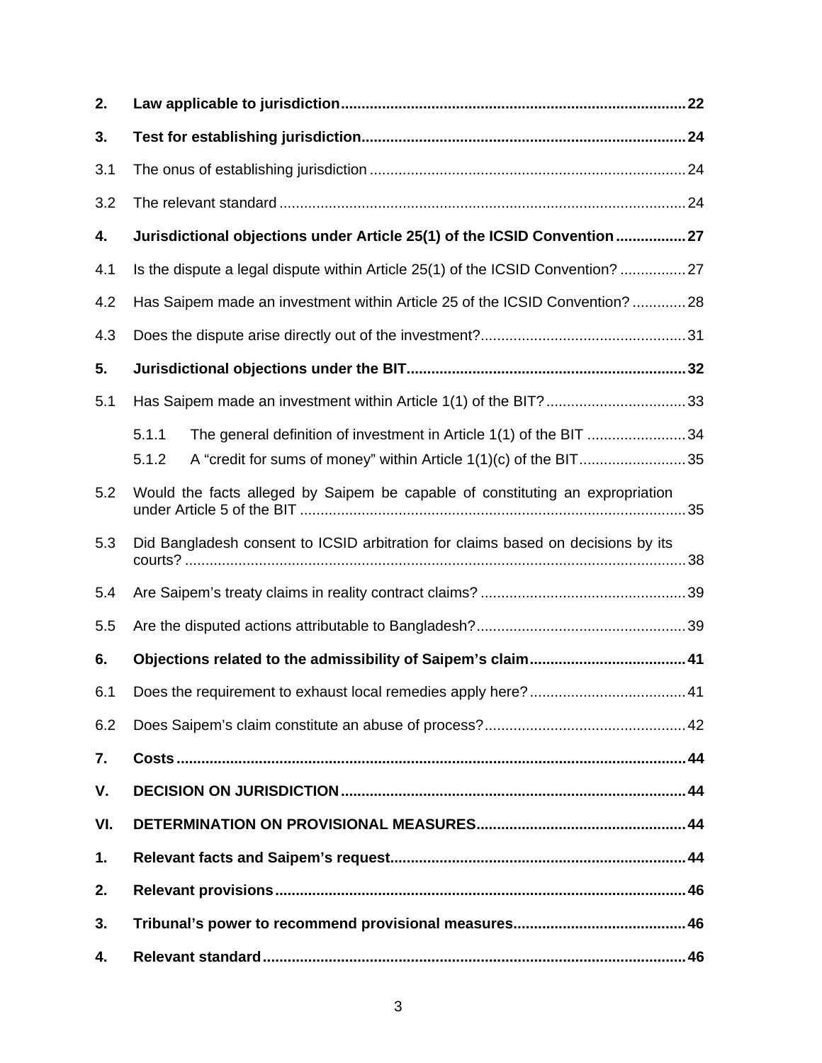| | | |
|---|---|---|
| **2.** | **Law applicable to jurisdiction** | **22** |
| **3.** | **Test for establishing jurisdiction** | **24** |
| 3.1 | The onus of establishing jurisdiction | 24 |
| 3.2 | The relevant standard | 24 |
| **4.** | **Jurisdictional objections under Article 25(1) of the ICSID Convention** | **27** |
| 4.1 | Is the dispute a legal dispute within Article 25(1) of the ICSID Convention? | 27 |
| 4.2 | Has Saipem made an investment within Article 25 of the ICSID Convention? | 28 |
| 4.3 | Does the dispute arise directly out of the investment? | 31 |
| **5.** | **Jurisdictional objections under the BIT** | **32** |
| 5.1 | Has Saipem made an investment within Article 1(1) of the BIT? | 33 |
| | 5.1.1 The general definition of investment in Article 1(1) of the BIT | 34 |
| | 5.1.2 A "credit for sums of money" within Article 1(1)(c) of the BIT | 35 |
| 5.2 | Would the facts alleged by Saipem be capable of constituting an expropriation under Article 5 of the BIT | 35 |
| 5.3 | Did Bangladesh consent to ICSID arbitration for claims based on decisions by its courts? | 38 |
| 5.4 | Are Saipem's treaty claims in reality contract claims? | 39 |
| 5.5 | Are the disputed actions attributable to Bangladesh? | 39 |
| **6.** | **Objections related to the admissibility of Saipem's claim** | **41** |
| 6.1 | Does the requirement to exhaust local remedies apply here? | 41 |
| 6.2 | Does Saipem's claim constitute an abuse of process? | 42 |
| **7.** | **Costs** | **44** |
| **V.** | **DECISION ON JURISDICTION** | **44** |
| **VI.** | **DETERMINATION ON PROVISIONAL MEASURES** | **44** |
| **1.** | **Relevant facts and Saipem's request** | **44** |
| **2.** | **Relevant provisions** | **46** |
| **3.** | **Tribunal's power to recommend provisional measures** | **46** |
| **4.** | **Relevant standard** | **46** |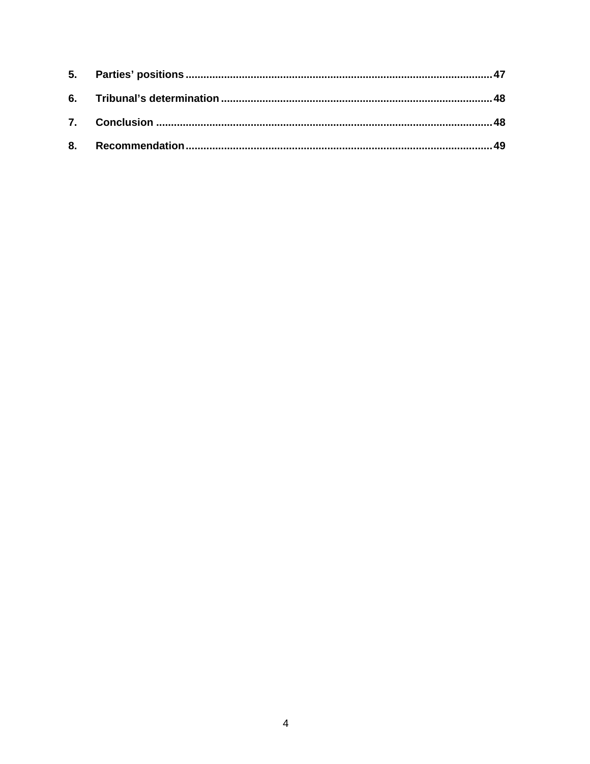**5. Parties' positions** .......................................................................................................... 47

**6. Tribunal's determination** ................................................................................................ 48

**7. Conclusion** ......................................................................................................................... 48

**8. Recommendation** .............................................................................................................. 49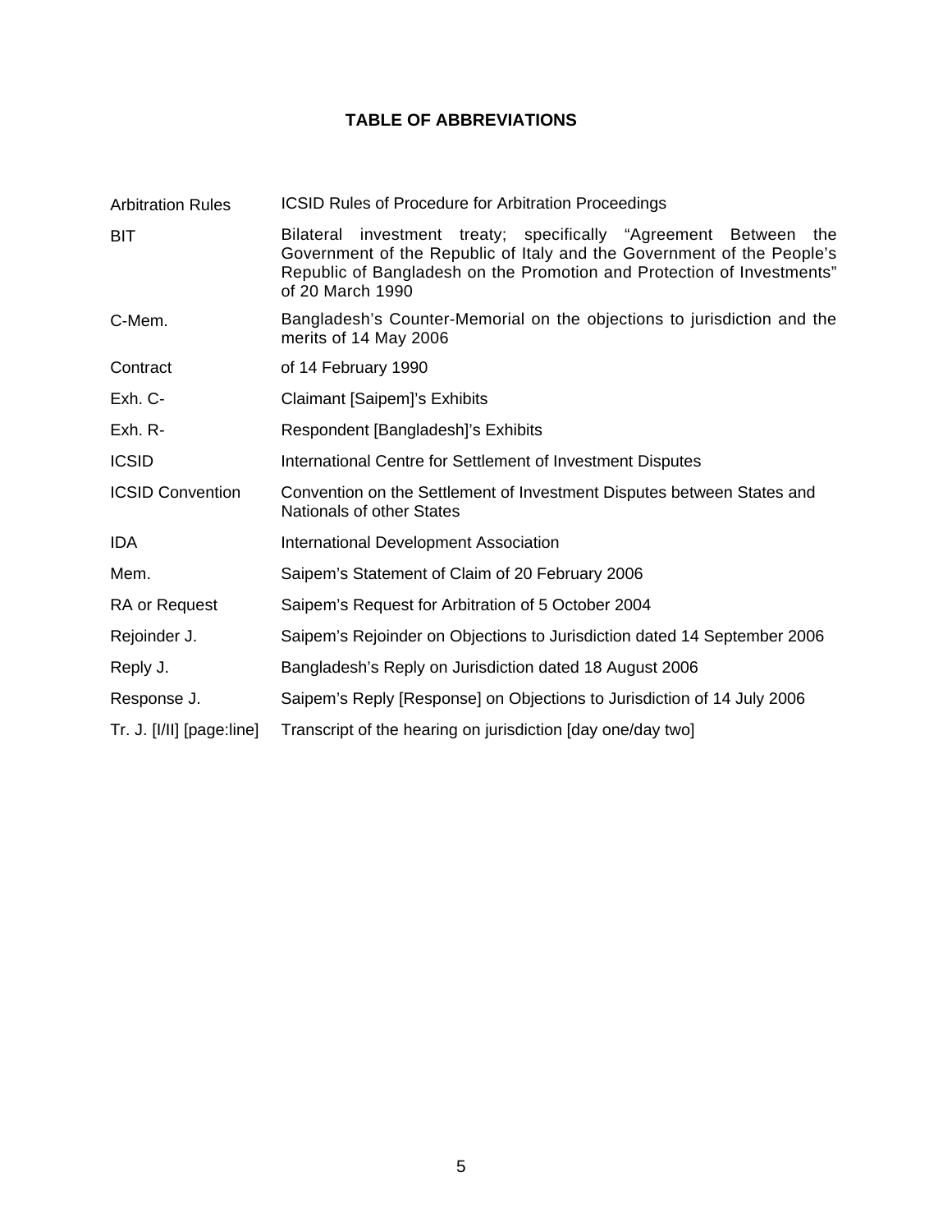## TABLE OF ABBREVIATIONS

| | |
|---|---|
| Arbitration Rules | ICSID Rules of Procedure for Arbitration Proceedings |
| BIT | Bilateral investment treaty; specifically "Agreement Between the Government of the Republic of Italy and the Government of the People's Republic of Bangladesh on the Promotion and Protection of Investments" of 20 March 1990 |
| C-Mem. | Bangladesh's Counter-Memorial on the objections to jurisdiction and the merits of 14 May 2006 |
| Contract | of 14 February 1990 |
| Exh. C- | Claimant [Saipem]'s Exhibits |
| Exh. R- | Respondent [Bangladesh]'s Exhibits |
| ICSID | International Centre for Settlement of Investment Disputes |
| ICSID Convention | Convention on the Settlement of Investment Disputes between States and Nationals of other States |
| IDA | International Development Association |
| Mem. | Saipem's Statement of Claim of 20 February 2006 |
| RA or Request | Saipem's Request for Arbitration of 5 October 2004 |
| Rejoinder J. | Saipem's Rejoinder on Objections to Jurisdiction dated 14 September 2006 |
| Reply J. | Bangladesh's Reply on Jurisdiction dated 18 August 2006 |
| Response J. | Saipem's Reply [Response] on Objections to Jurisdiction of 14 July 2006 |
| Tr. J. [I/II] [page:line] | Transcript of the hearing on jurisdiction [day one/day two] |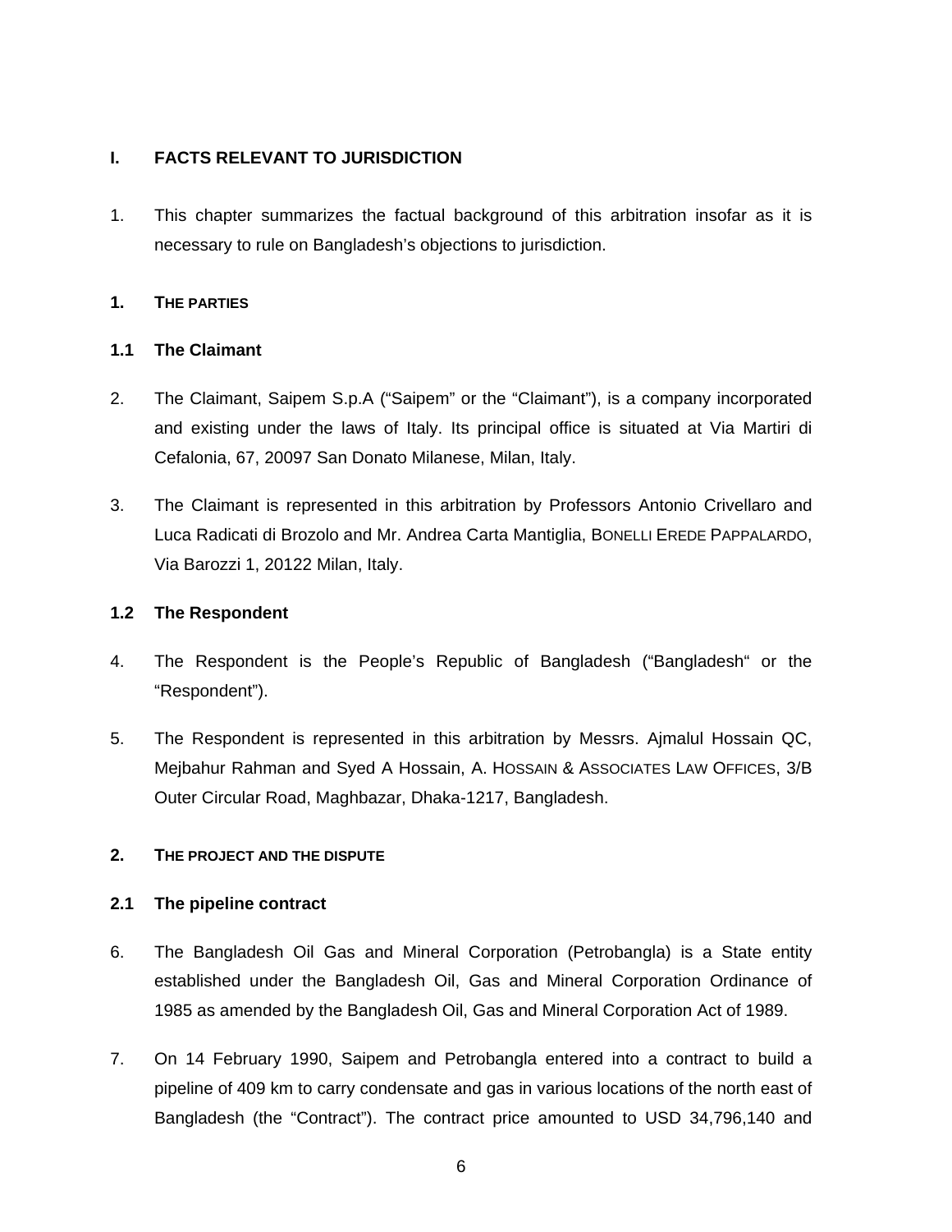## I. FACTS RELEVANT TO JURISDICTION

1. This chapter summarizes the factual background of this arbitration insofar as it is necessary to rule on Bangladesh's objections to jurisdiction.

### 1. THE PARTIES

#### 1.1 The Claimant

2. The Claimant, Saipem S.p.A ("Saipem" or the "Claimant"), is a company incorporated and existing under the laws of Italy. Its principal office is situated at Via Martiri di Cefalonia, 67, 20097 San Donato Milanese, Milan, Italy.

3. The Claimant is represented in this arbitration by Professors Antonio Crivellaro and Luca Radicati di Brozolo and Mr. Andrea Carta Mantiglia, BONELLI EREDE PAPPALARDO, Via Barozzi 1, 20122 Milan, Italy.

#### 1.2 The Respondent

4. The Respondent is the People's Republic of Bangladesh ("Bangladesh" or the "Respondent").

5. The Respondent is represented in this arbitration by Messrs. Ajmalul Hossain QC, Mejbahur Rahman and Syed A Hossain, A. HOSSAIN & ASSOCIATES LAW OFFICES, 3/B Outer Circular Road, Maghbazar, Dhaka-1217, Bangladesh.

### 2. THE PROJECT AND THE DISPUTE

#### 2.1 The pipeline contract

6. The Bangladesh Oil Gas and Mineral Corporation (Petrobangla) is a State entity established under the Bangladesh Oil, Gas and Mineral Corporation Ordinance of 1985 as amended by the Bangladesh Oil, Gas and Mineral Corporation Act of 1989.

7. On 14 February 1990, Saipem and Petrobangla entered into a contract to build a pipeline of 409 km to carry condensate and gas in various locations of the north east of Bangladesh (the "Contract"). The contract price amounted to USD 34,796,140 and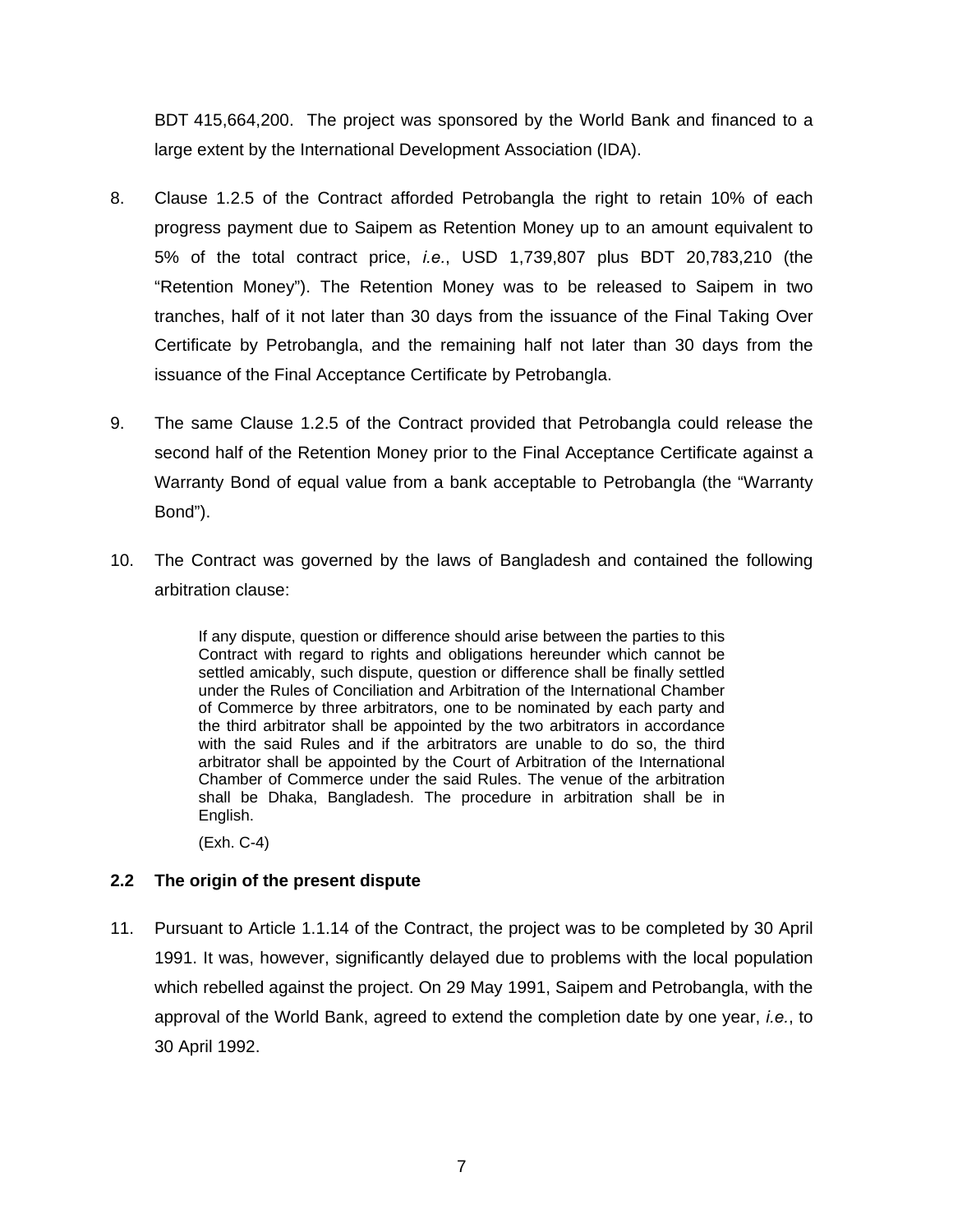BDT 415,664,200. The project was sponsored by the World Bank and financed to a large extent by the International Development Association (IDA).

8. Clause 1.2.5 of the Contract afforded Petrobangla the right to retain 10% of each progress payment due to Saipem as Retention Money up to an amount equivalent to 5% of the total contract price, *i.e.*, USD 1,739,807 plus BDT 20,783,210 (the "Retention Money"). The Retention Money was to be released to Saipem in two tranches, half of it not later than 30 days from the issuance of the Final Taking Over Certificate by Petrobangla, and the remaining half not later than 30 days from the issuance of the Final Acceptance Certificate by Petrobangla.

9. The same Clause 1.2.5 of the Contract provided that Petrobangla could release the second half of the Retention Money prior to the Final Acceptance Certificate against a Warranty Bond of equal value from a bank acceptable to Petrobangla (the "Warranty Bond").

10. The Contract was governed by the laws of Bangladesh and contained the following arbitration clause:

> If any dispute, question or difference should arise between the parties to this Contract with regard to rights and obligations hereunder which cannot be settled amicably, such dispute, question or difference shall be finally settled under the Rules of Conciliation and Arbitration of the International Chamber of Commerce by three arbitrators, one to be nominated by each party and the third arbitrator shall be appointed by the two arbitrators in accordance with the said Rules and if the arbitrators are unable to do so, the third arbitrator shall be appointed by the Court of Arbitration of the International Chamber of Commerce under the said Rules. The venue of the arbitration shall be Dhaka, Bangladesh. The procedure in arbitration shall be in English.
>
> (Exh. C-4)

### 2.2 The origin of the present dispute

11. Pursuant to Article 1.1.14 of the Contract, the project was to be completed by 30 April 1991. It was, however, significantly delayed due to problems with the local population which rebelled against the project. On 29 May 1991, Saipem and Petrobangla, with the approval of the World Bank, agreed to extend the completion date by one year, *i.e.*, to 30 April 1992.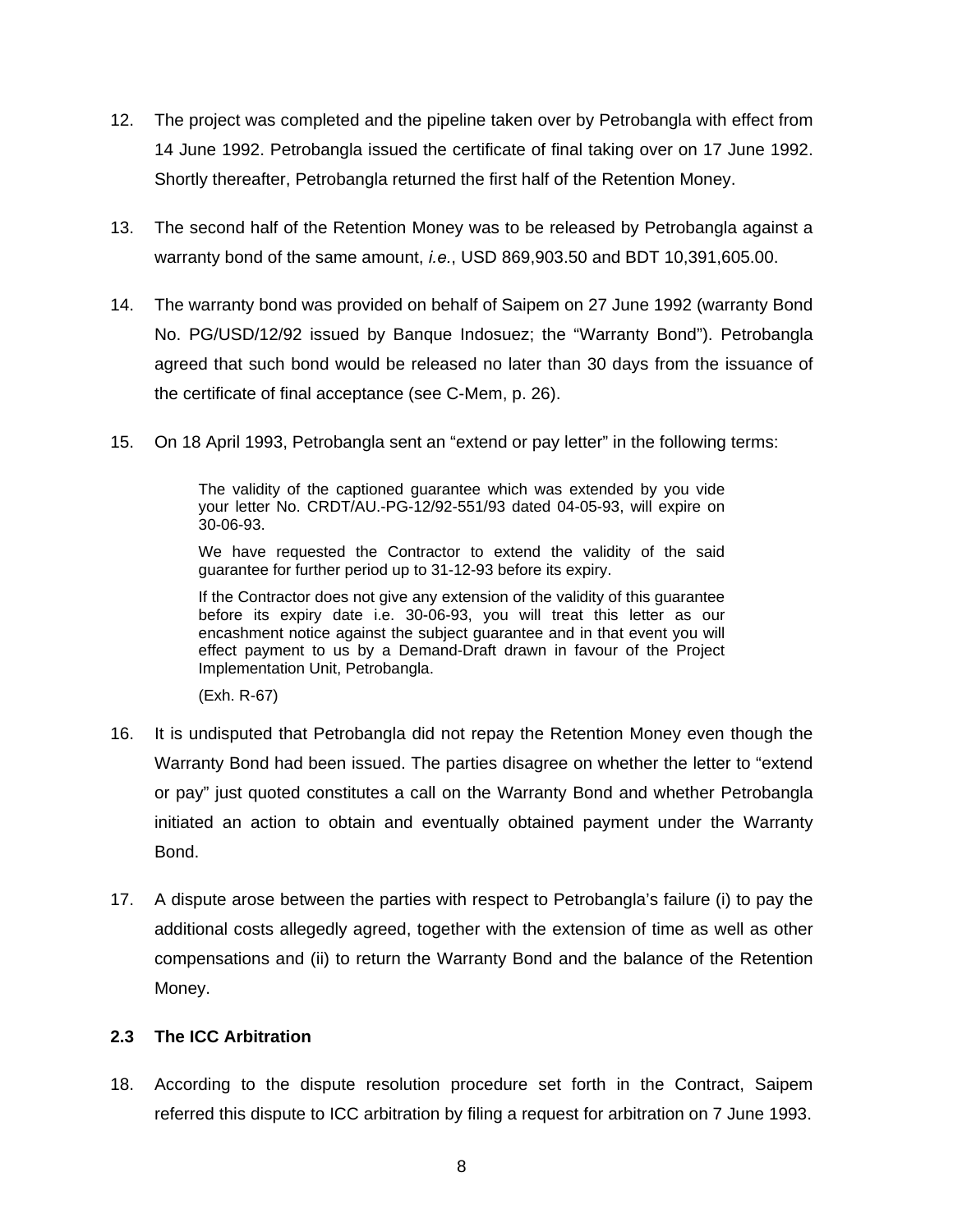12. The project was completed and the pipeline taken over by Petrobangla with effect from 14 June 1992. Petrobangla issued the certificate of final taking over on 17 June 1992. Shortly thereafter, Petrobangla returned the first half of the Retention Money.

13. The second half of the Retention Money was to be released by Petrobangla against a warranty bond of the same amount, *i.e.*, USD 869,903.50 and BDT 10,391,605.00.

14. The warranty bond was provided on behalf of Saipem on 27 June 1992 (warranty Bond No. PG/USD/12/92 issued by Banque Indosuez; the "Warranty Bond"). Petrobangla agreed that such bond would be released no later than 30 days from the issuance of the certificate of final acceptance (see C-Mem, p. 26).

15. On 18 April 1993, Petrobangla sent an "extend or pay letter" in the following terms:

> The validity of the captioned guarantee which was extended by you vide your letter No. CRDT/AU.-PG-12/92-551/93 dated 04-05-93, will expire on 30-06-93.
>
> We have requested the Contractor to extend the validity of the said guarantee for further period up to 31-12-93 before its expiry.
>
> If the Contractor does not give any extension of the validity of this guarantee before its expiry date i.e. 30-06-93, you will treat this letter as our encashment notice against the subject guarantee and in that event you will effect payment to us by a Demand-Draft drawn in favour of the Project Implementation Unit, Petrobangla.
>
> (Exh. R-67)

16. It is undisputed that Petrobangla did not repay the Retention Money even though the Warranty Bond had been issued. The parties disagree on whether the letter to "extend or pay" just quoted constitutes a call on the Warranty Bond and whether Petrobangla initiated an action to obtain and eventually obtained payment under the Warranty Bond.

17. A dispute arose between the parties with respect to Petrobangla's failure (i) to pay the additional costs allegedly agreed, together with the extension of time as well as other compensations and (ii) to return the Warranty Bond and the balance of the Retention Money.

### 2.3 The ICC Arbitration

18. According to the dispute resolution procedure set forth in the Contract, Saipem referred this dispute to ICC arbitration by filing a request for arbitration on 7 June 1993.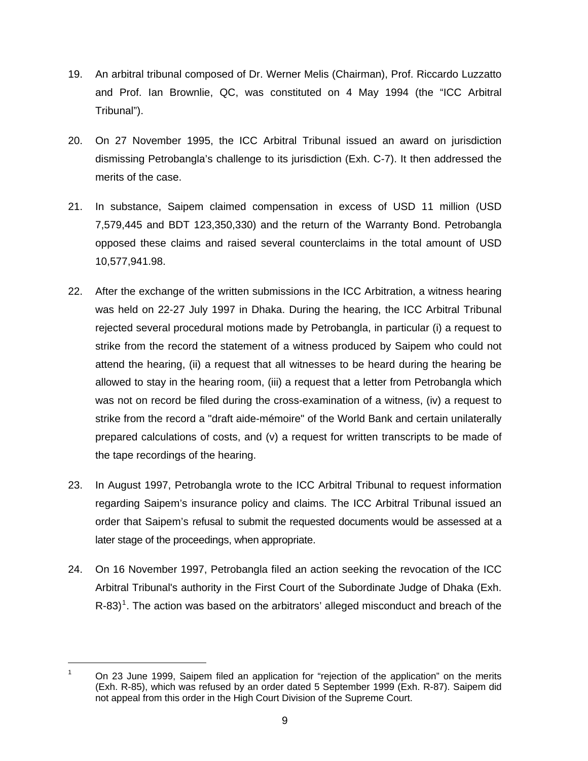19. An arbitral tribunal composed of Dr. Werner Melis (Chairman), Prof. Riccardo Luzzatto and Prof. Ian Brownlie, QC, was constituted on 4 May 1994 (the "ICC Arbitral Tribunal").

20. On 27 November 1995, the ICC Arbitral Tribunal issued an award on jurisdiction dismissing Petrobangla's challenge to its jurisdiction (Exh. C-7). It then addressed the merits of the case.

21. In substance, Saipem claimed compensation in excess of USD 11 million (USD 7,579,445 and BDT 123,350,330) and the return of the Warranty Bond. Petrobangla opposed these claims and raised several counterclaims in the total amount of USD 10,577,941.98.

22. After the exchange of the written submissions in the ICC Arbitration, a witness hearing was held on 22-27 July 1997 in Dhaka. During the hearing, the ICC Arbitral Tribunal rejected several procedural motions made by Petrobangla, in particular (i) a request to strike from the record the statement of a witness produced by Saipem who could not attend the hearing, (ii) a request that all witnesses to be heard during the hearing be allowed to stay in the hearing room, (iii) a request that a letter from Petrobangla which was not on record be filed during the cross-examination of a witness, (iv) a request to strike from the record a "draft aide-mémoire" of the World Bank and certain unilaterally prepared calculations of costs, and (v) a request for written transcripts to be made of the tape recordings of the hearing.

23. In August 1997, Petrobangla wrote to the ICC Arbitral Tribunal to request information regarding Saipem's insurance policy and claims. The ICC Arbitral Tribunal issued an order that Saipem's refusal to submit the requested documents would be assessed at a later stage of the proceedings, when appropriate.

24. On 16 November 1997, Petrobangla filed an action seeking the revocation of the ICC Arbitral Tribunal's authority in the First Court of the Subordinate Judge of Dhaka (Exh. R-83)[1]. The action was based on the arbitrators' alleged misconduct and breach of the

---

[1] On 23 June 1999, Saipem filed an application for "rejection of the application" on the merits (Exh. R-85), which was refused by an order dated 5 September 1999 (Exh. R-87). Saipem did not appeal from this order in the High Court Division of the Supreme Court.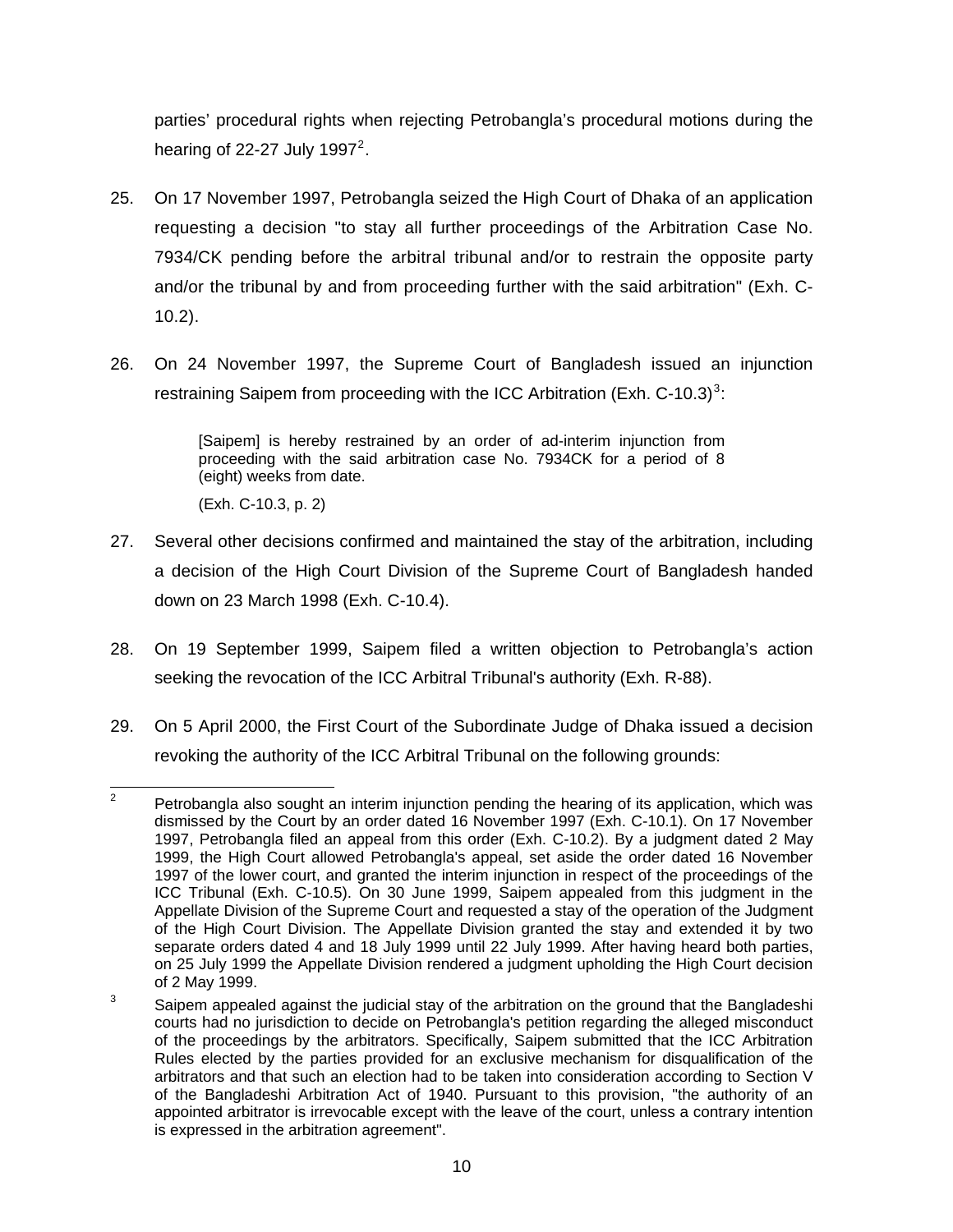parties' procedural rights when rejecting Petrobangla's procedural motions during the hearing of 22-27 July 1997[2].

25. On 17 November 1997, Petrobangla seized the High Court of Dhaka of an application requesting a decision "to stay all further proceedings of the Arbitration Case No. 7934/CK pending before the arbitral tribunal and/or to restrain the opposite party and/or the tribunal by and from proceeding further with the said arbitration" (Exh. C-10.2).

26. On 24 November 1997, the Supreme Court of Bangladesh issued an injunction restraining Saipem from proceeding with the ICC Arbitration (Exh. C-10.3)[3]:

> [Saipem] is hereby restrained by an order of ad-interim injunction from proceeding with the said arbitration case No. 7934CK for a period of 8 (eight) weeks from date.
>
> (Exh. C-10.3, p. 2)

27. Several other decisions confirmed and maintained the stay of the arbitration, including a decision of the High Court Division of the Supreme Court of Bangladesh handed down on 23 March 1998 (Exh. C-10.4).

28. On 19 September 1999, Saipem filed a written objection to Petrobangla's action seeking the revocation of the ICC Arbitral Tribunal's authority (Exh. R-88).

29. On 5 April 2000, the First Court of the Subordinate Judge of Dhaka issued a decision revoking the authority of the ICC Arbitral Tribunal on the following grounds:

---

[2] Petrobangla also sought an interim injunction pending the hearing of its application, which was dismissed by the Court by an order dated 16 November 1997 (Exh. C-10.1). On 17 November 1997, Petrobangla filed an appeal from this order (Exh. C-10.2). By a judgment dated 2 May 1999, the High Court allowed Petrobangla's appeal, set aside the order dated 16 November 1997 of the lower court, and granted the interim injunction in respect of the proceedings of the ICC Tribunal (Exh. C-10.5). On 30 June 1999, Saipem appealed from this judgment in the Appellate Division of the Supreme Court and requested a stay of the operation of the Judgment of the High Court Division. The Appellate Division granted the stay and extended it by two separate orders dated 4 and 18 July 1999 until 22 July 1999. After having heard both parties, on 25 July 1999 the Appellate Division rendered a judgment upholding the High Court decision of 2 May 1999.

[3] Saipem appealed against the judicial stay of the arbitration on the ground that the Bangladeshi courts had no jurisdiction to decide on Petrobangla's petition regarding the alleged misconduct of the proceedings by the arbitrators. Specifically, Saipem submitted that the ICC Arbitration Rules elected by the parties provided for an exclusive mechanism for disqualification of the arbitrators and that such an election had to be taken into consideration according to Section V of the Bangladeshi Arbitration Act of 1940. Pursuant to this provision, "the authority of an appointed arbitrator is irrevocable except with the leave of the court, unless a contrary intention is expressed in the arbitration agreement".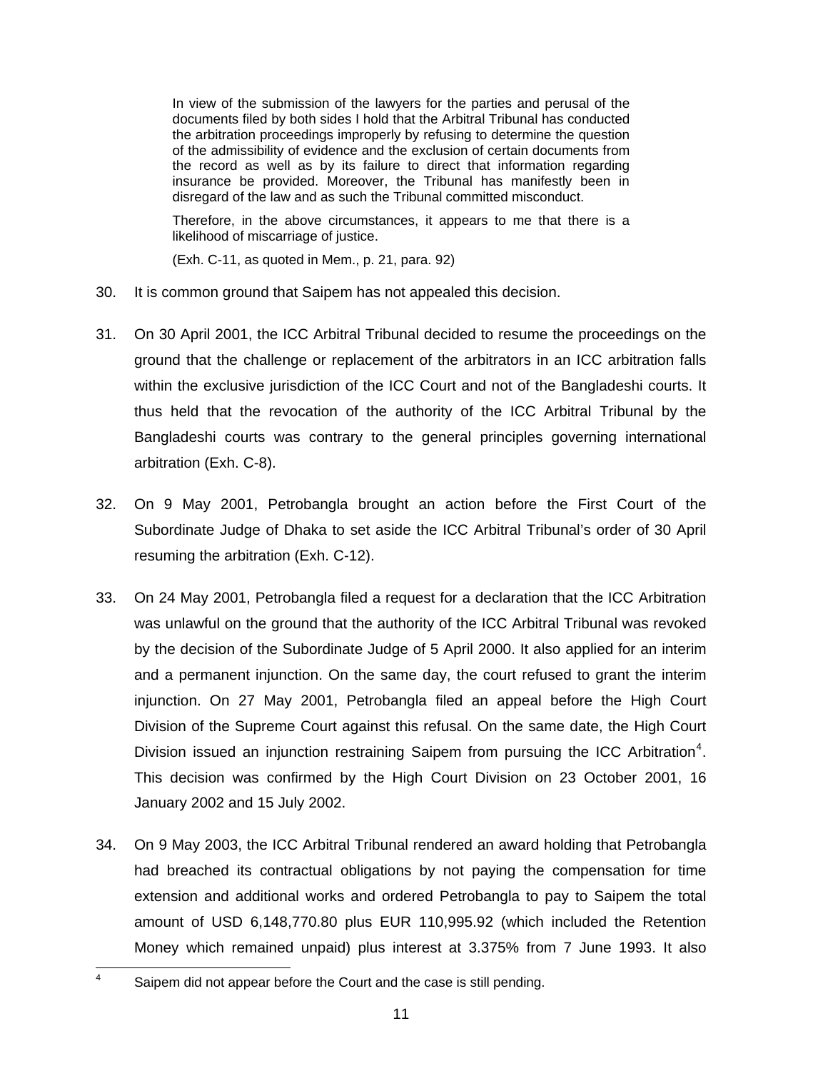> In view of the submission of the lawyers for the parties and perusal of the documents filed by both sides I hold that the Arbitral Tribunal has conducted the arbitration proceedings improperly by refusing to determine the question of the admissibility of evidence and the exclusion of certain documents from the record as well as by its failure to direct that information regarding insurance be provided. Moreover, the Tribunal has manifestly been in disregard of the law and as such the Tribunal committed misconduct.
>
> Therefore, in the above circumstances, it appears to me that there is a likelihood of miscarriage of justice.
>
> (Exh. C-11, as quoted in Mem., p. 21, para. 92)

30. It is common ground that Saipem has not appealed this decision.

31. On 30 April 2001, the ICC Arbitral Tribunal decided to resume the proceedings on the ground that the challenge or replacement of the arbitrators in an ICC arbitration falls within the exclusive jurisdiction of the ICC Court and not of the Bangladeshi courts. It thus held that the revocation of the authority of the ICC Arbitral Tribunal by the Bangladeshi courts was contrary to the general principles governing international arbitration (Exh. C-8).

32. On 9 May 2001, Petrobangla brought an action before the First Court of the Subordinate Judge of Dhaka to set aside the ICC Arbitral Tribunal's order of 30 April resuming the arbitration (Exh. C-12).

33. On 24 May 2001, Petrobangla filed a request for a declaration that the ICC Arbitration was unlawful on the ground that the authority of the ICC Arbitral Tribunal was revoked by the decision of the Subordinate Judge of 5 April 2000. It also applied for an interim and a permanent injunction. On the same day, the court refused to grant the interim injunction. On 27 May 2001, Petrobangla filed an appeal before the High Court Division of the Supreme Court against this refusal. On the same date, the High Court Division issued an injunction restraining Saipem from pursuing the ICC Arbitration[4]. This decision was confirmed by the High Court Division on 23 October 2001, 16 January 2002 and 15 July 2002.

34. On 9 May 2003, the ICC Arbitral Tribunal rendered an award holding that Petrobangla had breached its contractual obligations by not paying the compensation for time extension and additional works and ordered Petrobangla to pay to Saipem the total amount of USD 6,148,770.80 plus EUR 110,995.92 (which included the Retention Money which remained unpaid) plus interest at 3.375% from 7 June 1993. It also

---

[4] Saipem did not appear before the Court and the case is still pending.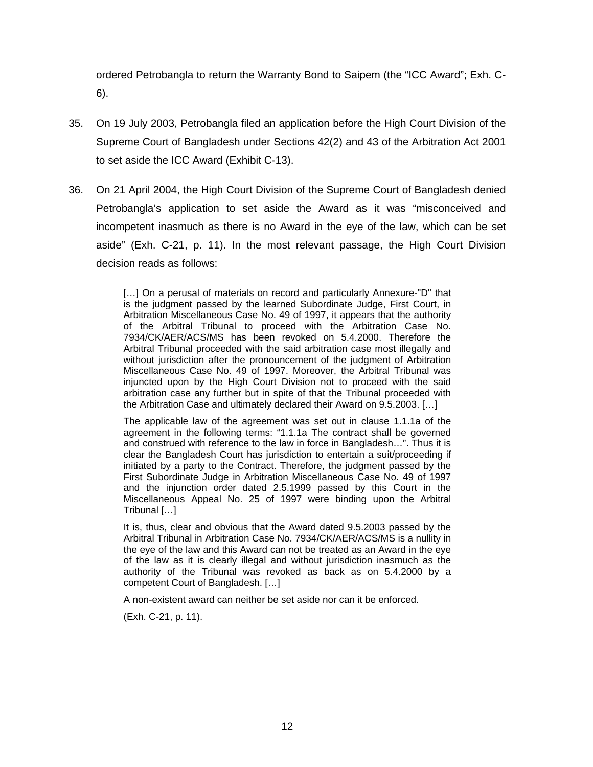ordered Petrobangla to return the Warranty Bond to Saipem (the "ICC Award"; Exh. C-6).

35. On 19 July 2003, Petrobangla filed an application before the High Court Division of the Supreme Court of Bangladesh under Sections 42(2) and 43 of the Arbitration Act 2001 to set aside the ICC Award (Exhibit C-13).

36. On 21 April 2004, the High Court Division of the Supreme Court of Bangladesh denied Petrobangla's application to set aside the Award as it was "misconceived and incompetent inasmuch as there is no Award in the eye of the law, which can be set aside" (Exh. C-21, p. 11). In the most relevant passage, the High Court Division decision reads as follows:

> […] On a perusal of materials on record and particularly Annexure-"D" that is the judgment passed by the learned Subordinate Judge, First Court, in Arbitration Miscellaneous Case No. 49 of 1997, it appears that the authority of the Arbitral Tribunal to proceed with the Arbitration Case No. 7934/CK/AER/ACS/MS has been revoked on 5.4.2000. Therefore the Arbitral Tribunal proceeded with the said arbitration case most illegally and without jurisdiction after the pronouncement of the judgment of Arbitration Miscellaneous Case No. 49 of 1997. Moreover, the Arbitral Tribunal was injuncted upon by the High Court Division not to proceed with the said arbitration case any further but in spite of that the Tribunal proceeded with the Arbitration Case and ultimately declared their Award on 9.5.2003. […]
>
> The applicable law of the agreement was set out in clause 1.1.1a of the agreement in the following terms: "1.1.1a The contract shall be governed and construed with reference to the law in force in Bangladesh…". Thus it is clear the Bangladesh Court has jurisdiction to entertain a suit/proceeding if initiated by a party to the Contract. Therefore, the judgment passed by the First Subordinate Judge in Arbitration Miscellaneous Case No. 49 of 1997 and the injunction order dated 2.5.1999 passed by this Court in the Miscellaneous Appeal No. 25 of 1997 were binding upon the Arbitral Tribunal […]
>
> It is, thus, clear and obvious that the Award dated 9.5.2003 passed by the Arbitral Tribunal in Arbitration Case No. 7934/CK/AER/ACS/MS is a nullity in the eye of the law and this Award can not be treated as an Award in the eye of the law as it is clearly illegal and without jurisdiction inasmuch as the authority of the Tribunal was revoked as back as on 5.4.2000 by a competent Court of Bangladesh. […]
>
> A non-existent award can neither be set aside nor can it be enforced.
>
> (Exh. C-21, p. 11).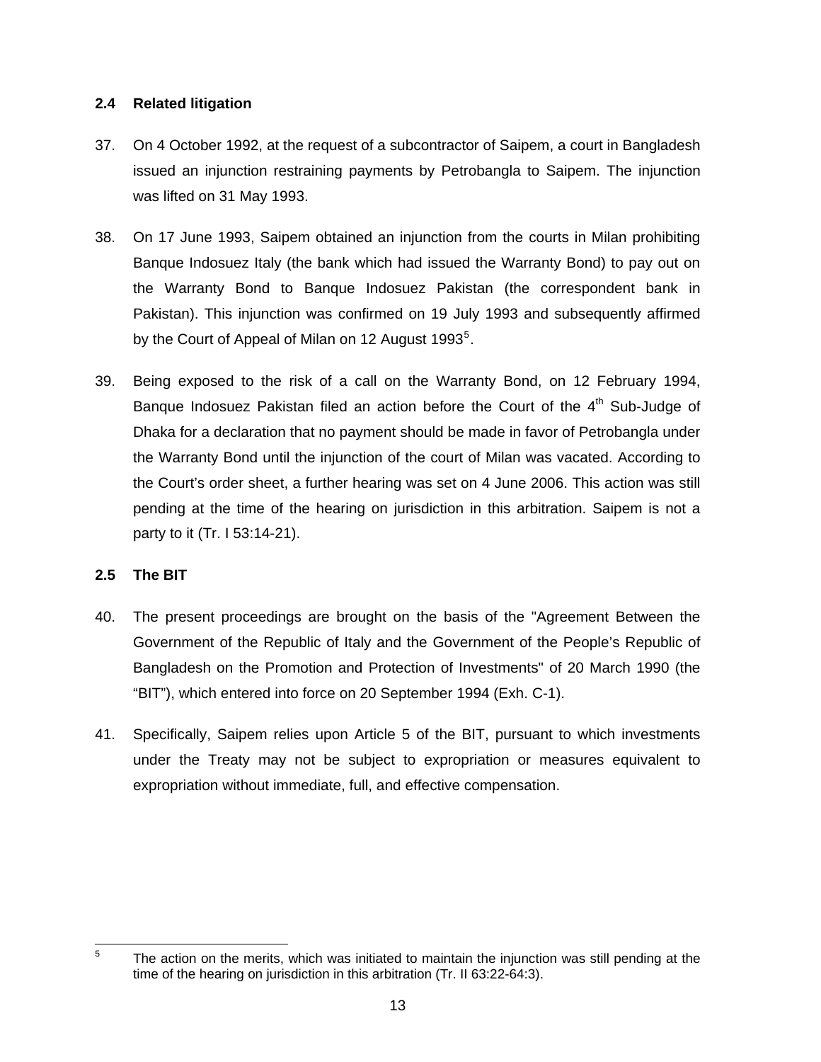### 2.4 Related litigation

37. On 4 October 1992, at the request of a subcontractor of Saipem, a court in Bangladesh issued an injunction restraining payments by Petrobangla to Saipem. The injunction was lifted on 31 May 1993.

38. On 17 June 1993, Saipem obtained an injunction from the courts in Milan prohibiting Banque Indosuez Italy (the bank which had issued the Warranty Bond) to pay out on the Warranty Bond to Banque Indosuez Pakistan (the correspondent bank in Pakistan). This injunction was confirmed on 19 July 1993 and subsequently affirmed by the Court of Appeal of Milan on 12 August 1993[5].

39. Being exposed to the risk of a call on the Warranty Bond, on 12 February 1994, Banque Indosuez Pakistan filed an action before the Court of the 4th Sub-Judge of Dhaka for a declaration that no payment should be made in favor of Petrobangla under the Warranty Bond until the injunction of the court of Milan was vacated. According to the Court's order sheet, a further hearing was set on 4 June 2006. This action was still pending at the time of the hearing on jurisdiction in this arbitration. Saipem is not a party to it (Tr. I 53:14-21).

### 2.5 The BIT

40. The present proceedings are brought on the basis of the "Agreement Between the Government of the Republic of Italy and the Government of the People's Republic of Bangladesh on the Promotion and Protection of Investments" of 20 March 1990 (the "BIT"), which entered into force on 20 September 1994 (Exh. C-1).

41. Specifically, Saipem relies upon Article 5 of the BIT, pursuant to which investments under the Treaty may not be subject to expropriation or measures equivalent to expropriation without immediate, full, and effective compensation.

---

[5] The action on the merits, which was initiated to maintain the injunction was still pending at the time of the hearing on jurisdiction in this arbitration (Tr. II 63:22-64:3).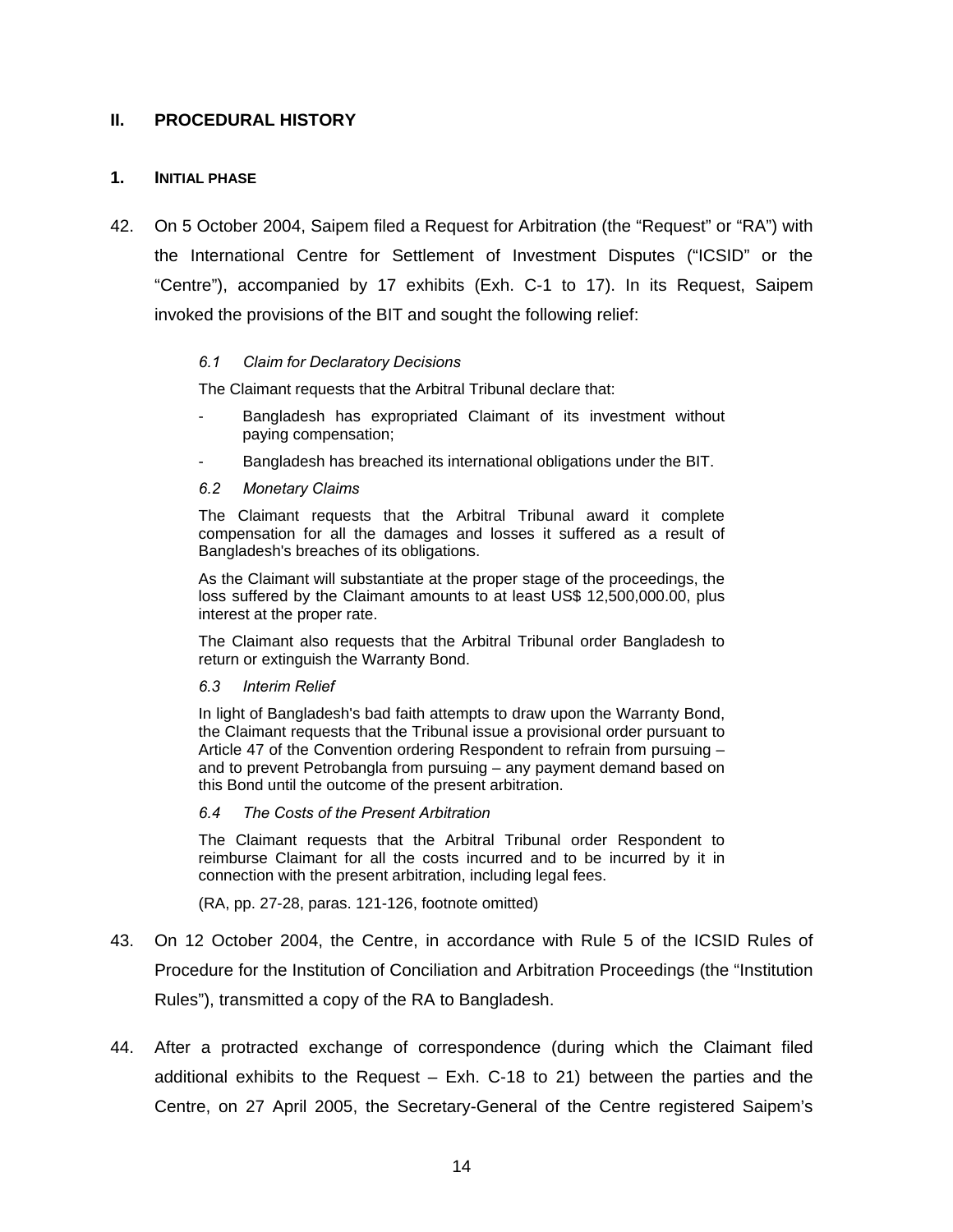## II. PROCEDURAL HISTORY

### 1. INITIAL PHASE

42. On 5 October 2004, Saipem filed a Request for Arbitration (the "Request" or "RA") with the International Centre for Settlement of Investment Disputes ("ICSID" or the "Centre"), accompanied by 17 exhibits (Exh. C-1 to 17). In its Request, Saipem invoked the provisions of the BIT and sought the following relief:

> *6.1 Claim for Declaratory Decisions*
>
> The Claimant requests that the Arbitral Tribunal declare that:
>
> - Bangladesh has expropriated Claimant of its investment without paying compensation;
> - Bangladesh has breached its international obligations under the BIT.
>
> *6.2 Monetary Claims*
>
> The Claimant requests that the Arbitral Tribunal award it complete compensation for all the damages and losses it suffered as a result of Bangladesh's breaches of its obligations.
>
> As the Claimant will substantiate at the proper stage of the proceedings, the loss suffered by the Claimant amounts to at least US$ 12,500,000.00, plus interest at the proper rate.
>
> The Claimant also requests that the Arbitral Tribunal order Bangladesh to return or extinguish the Warranty Bond.
>
> *6.3 Interim Relief*
>
> In light of Bangladesh's bad faith attempts to draw upon the Warranty Bond, the Claimant requests that the Tribunal issue a provisional order pursuant to Article 47 of the Convention ordering Respondent to refrain from pursuing – and to prevent Petrobangla from pursuing – any payment demand based on this Bond until the outcome of the present arbitration.
>
> *6.4 The Costs of the Present Arbitration*
>
> The Claimant requests that the Arbitral Tribunal order Respondent to reimburse Claimant for all the costs incurred and to be incurred by it in connection with the present arbitration, including legal fees.
>
> (RA, pp. 27-28, paras. 121-126, footnote omitted)

43. On 12 October 2004, the Centre, in accordance with Rule 5 of the ICSID Rules of Procedure for the Institution of Conciliation and Arbitration Proceedings (the "Institution Rules"), transmitted a copy of the RA to Bangladesh.

44. After a protracted exchange of correspondence (during which the Claimant filed additional exhibits to the Request – Exh. C-18 to 21) between the parties and the Centre, on 27 April 2005, the Secretary-General of the Centre registered Saipem's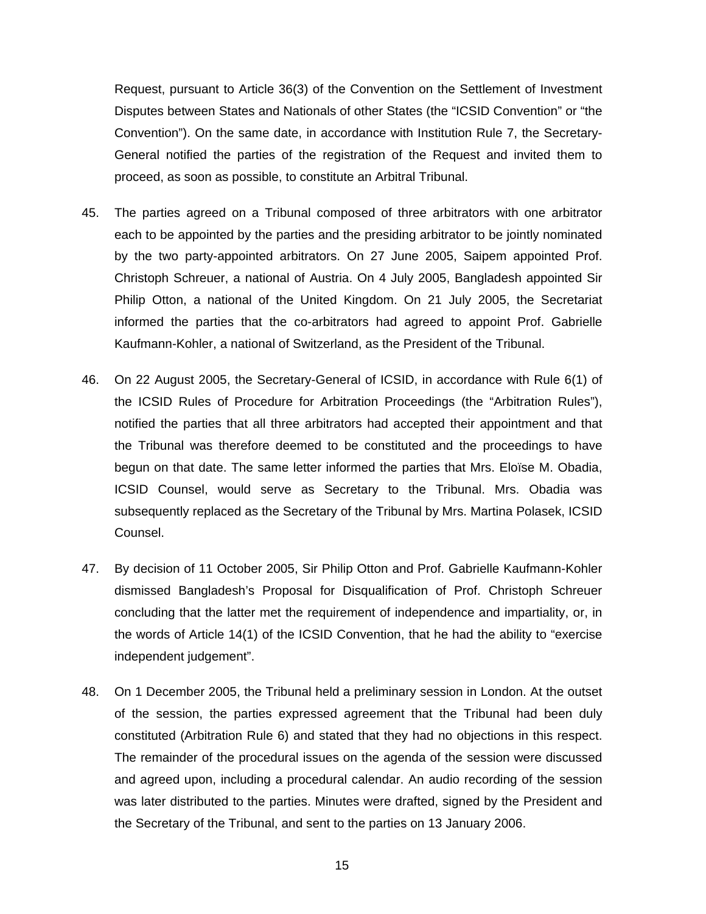Request, pursuant to Article 36(3) of the Convention on the Settlement of Investment Disputes between States and Nationals of other States (the "ICSID Convention" or "the Convention"). On the same date, in accordance with Institution Rule 7, the Secretary-General notified the parties of the registration of the Request and invited them to proceed, as soon as possible, to constitute an Arbitral Tribunal.

45. The parties agreed on a Tribunal composed of three arbitrators with one arbitrator each to be appointed by the parties and the presiding arbitrator to be jointly nominated by the two party-appointed arbitrators. On 27 June 2005, Saipem appointed Prof. Christoph Schreuer, a national of Austria. On 4 July 2005, Bangladesh appointed Sir Philip Otton, a national of the United Kingdom. On 21 July 2005, the Secretariat informed the parties that the co-arbitrators had agreed to appoint Prof. Gabrielle Kaufmann-Kohler, a national of Switzerland, as the President of the Tribunal.

46. On 22 August 2005, the Secretary-General of ICSID, in accordance with Rule 6(1) of the ICSID Rules of Procedure for Arbitration Proceedings (the "Arbitration Rules"), notified the parties that all three arbitrators had accepted their appointment and that the Tribunal was therefore deemed to be constituted and the proceedings to have begun on that date. The same letter informed the parties that Mrs. Eloïse M. Obadia, ICSID Counsel, would serve as Secretary to the Tribunal. Mrs. Obadia was subsequently replaced as the Secretary of the Tribunal by Mrs. Martina Polasek, ICSID Counsel.

47. By decision of 11 October 2005, Sir Philip Otton and Prof. Gabrielle Kaufmann-Kohler dismissed Bangladesh's Proposal for Disqualification of Prof. Christoph Schreuer concluding that the latter met the requirement of independence and impartiality, or, in the words of Article 14(1) of the ICSID Convention, that he had the ability to "exercise independent judgement".

48. On 1 December 2005, the Tribunal held a preliminary session in London. At the outset of the session, the parties expressed agreement that the Tribunal had been duly constituted (Arbitration Rule 6) and stated that they had no objections in this respect. The remainder of the procedural issues on the agenda of the session were discussed and agreed upon, including a procedural calendar. An audio recording of the session was later distributed to the parties. Minutes were drafted, signed by the President and the Secretary of the Tribunal, and sent to the parties on 13 January 2006.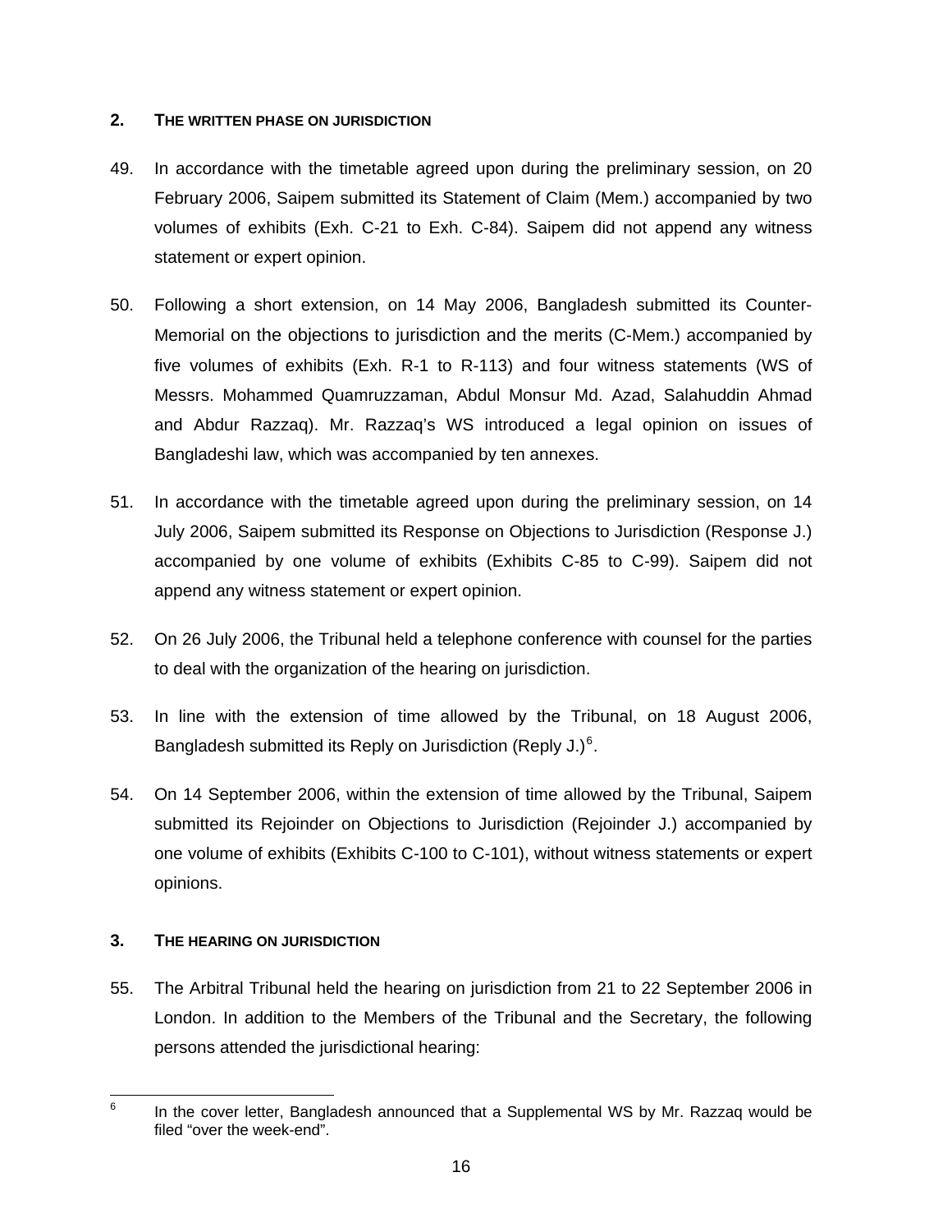## 2. THE WRITTEN PHASE ON JURISDICTION

49. In accordance with the timetable agreed upon during the preliminary session, on 20 February 2006, Saipem submitted its Statement of Claim (Mem.) accompanied by two volumes of exhibits (Exh. C-21 to Exh. C-84). Saipem did not append any witness statement or expert opinion.

50. Following a short extension, on 14 May 2006, Bangladesh submitted its Counter-Memorial on the objections to jurisdiction and the merits (C-Mem.) accompanied by five volumes of exhibits (Exh. R-1 to R-113) and four witness statements (WS of Messrs. Mohammed Quamruzzaman, Abdul Monsur Md. Azad, Salahuddin Ahmad and Abdur Razzaq). Mr. Razzaq's WS introduced a legal opinion on issues of Bangladeshi law, which was accompanied by ten annexes.

51. In accordance with the timetable agreed upon during the preliminary session, on 14 July 2006, Saipem submitted its Response on Objections to Jurisdiction (Response J.) accompanied by one volume of exhibits (Exhibits C-85 to C-99). Saipem did not append any witness statement or expert opinion.

52. On 26 July 2006, the Tribunal held a telephone conference with counsel for the parties to deal with the organization of the hearing on jurisdiction.

53. In line with the extension of time allowed by the Tribunal, on 18 August 2006, Bangladesh submitted its Reply on Jurisdiction (Reply J.)[6].

54. On 14 September 2006, within the extension of time allowed by the Tribunal, Saipem submitted its Rejoinder on Objections to Jurisdiction (Rejoinder J.) accompanied by one volume of exhibits (Exhibits C-100 to C-101), without witness statements or expert opinions.

## 3. THE HEARING ON JURISDICTION

55. The Arbitral Tribunal held the hearing on jurisdiction from 21 to 22 September 2006 in London. In addition to the Members of the Tribunal and the Secretary, the following persons attended the jurisdictional hearing:

---

[6] In the cover letter, Bangladesh announced that a Supplemental WS by Mr. Razzaq would be filed "over the week-end".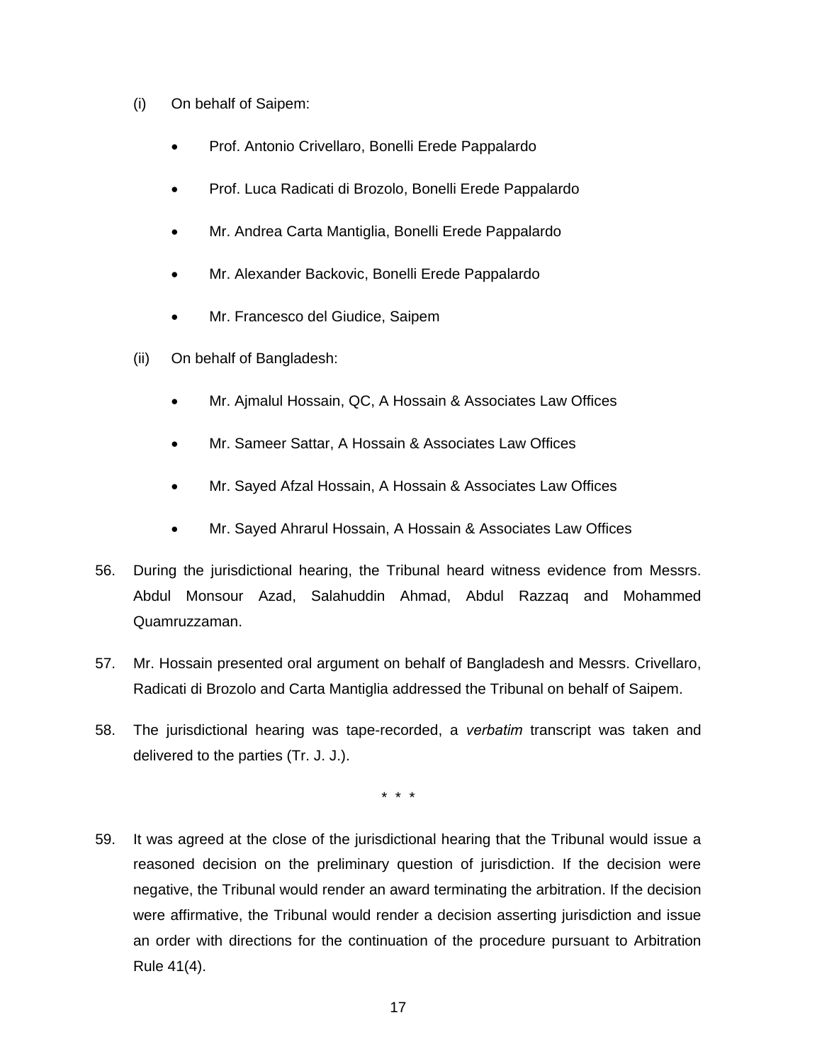(i) On behalf of Saipem:

- Prof. Antonio Crivellaro, Bonelli Erede Pappalardo
- Prof. Luca Radicati di Brozolo, Bonelli Erede Pappalardo
- Mr. Andrea Carta Mantiglia, Bonelli Erede Pappalardo
- Mr. Alexander Backovic, Bonelli Erede Pappalardo
- Mr. Francesco del Giudice, Saipem

(ii) On behalf of Bangladesh:

- Mr. Ajmalul Hossain, QC, A Hossain & Associates Law Offices
- Mr. Sameer Sattar, A Hossain & Associates Law Offices
- Mr. Sayed Afzal Hossain, A Hossain & Associates Law Offices
- Mr. Sayed Ahrarul Hossain, A Hossain & Associates Law Offices

56. During the jurisdictional hearing, the Tribunal heard witness evidence from Messrs. Abdul Monsour Azad, Salahuddin Ahmad, Abdul Razzaq and Mohammed Quamruzzaman.

57. Mr. Hossain presented oral argument on behalf of Bangladesh and Messrs. Crivellaro, Radicati di Brozolo and Carta Mantiglia addressed the Tribunal on behalf of Saipem.

58. The jurisdictional hearing was tape-recorded, a *verbatim* transcript was taken and delivered to the parties (Tr. J. J.).

\* \* \*

59. It was agreed at the close of the jurisdictional hearing that the Tribunal would issue a reasoned decision on the preliminary question of jurisdiction. If the decision were negative, the Tribunal would render an award terminating the arbitration. If the decision were affirmative, the Tribunal would render a decision asserting jurisdiction and issue an order with directions for the continuation of the procedure pursuant to Arbitration Rule 41(4).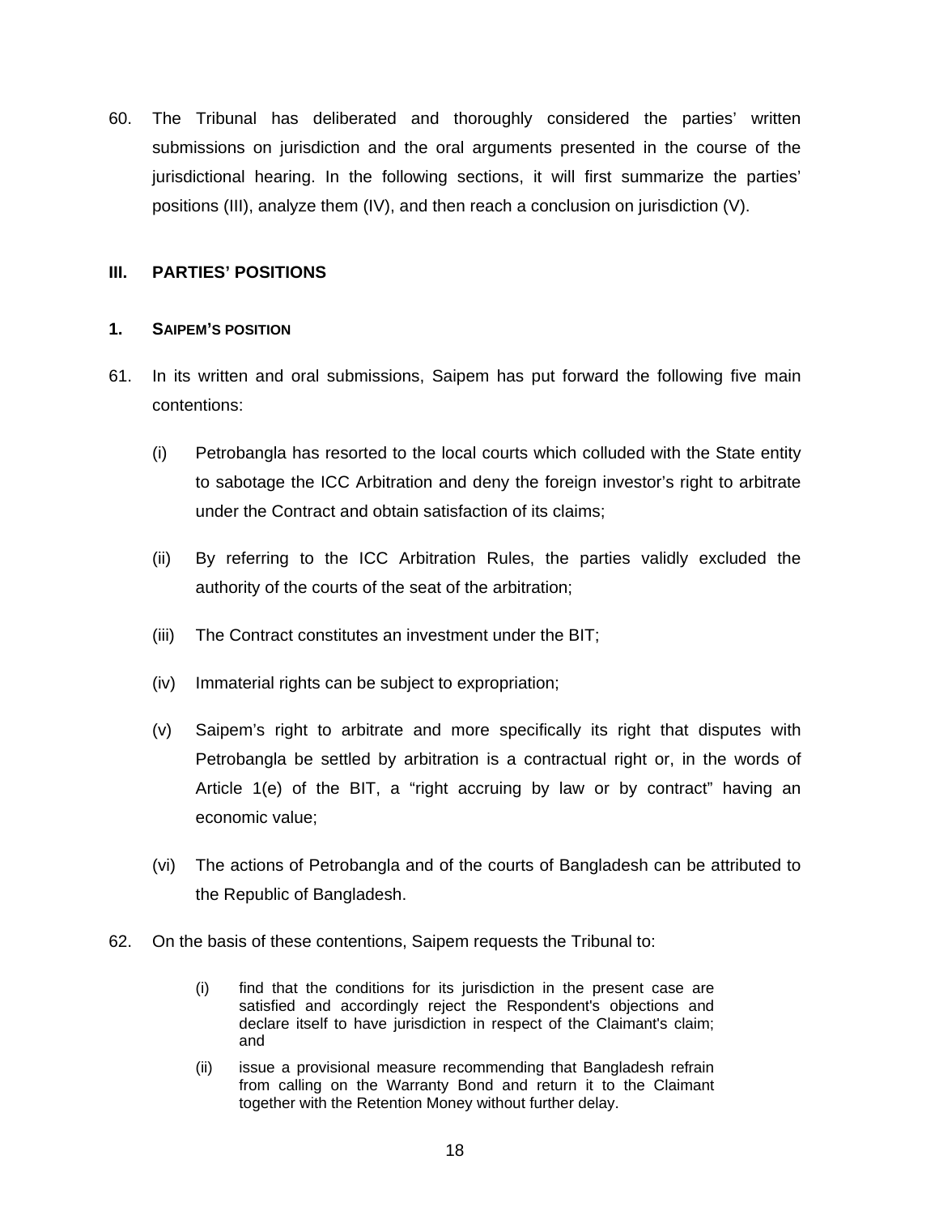60. The Tribunal has deliberated and thoroughly considered the parties' written submissions on jurisdiction and the oral arguments presented in the course of the jurisdictional hearing. In the following sections, it will first summarize the parties' positions (III), analyze them (IV), and then reach a conclusion on jurisdiction (V).

## III. PARTIES' POSITIONS

### 1. SAIPEM'S POSITION

61. In its written and oral submissions, Saipem has put forward the following five main contentions:

    (i) Petrobangla has resorted to the local courts which colluded with the State entity to sabotage the ICC Arbitration and deny the foreign investor's right to arbitrate under the Contract and obtain satisfaction of its claims;

    (ii) By referring to the ICC Arbitration Rules, the parties validly excluded the authority of the courts of the seat of the arbitration;

    (iii) The Contract constitutes an investment under the BIT;

    (iv) Immaterial rights can be subject to expropriation;

    (v) Saipem's right to arbitrate and more specifically its right that disputes with Petrobangla be settled by arbitration is a contractual right or, in the words of Article 1(e) of the BIT, a "right accruing by law or by contract" having an economic value;

    (vi) The actions of Petrobangla and of the courts of Bangladesh can be attributed to the Republic of Bangladesh.

62. On the basis of these contentions, Saipem requests the Tribunal to:

    > (i) find that the conditions for its jurisdiction in the present case are satisfied and accordingly reject the Respondent's objections and declare itself to have jurisdiction in respect of the Claimant's claim; and
    >
    > (ii) issue a provisional measure recommending that Bangladesh refrain from calling on the Warranty Bond and return it to the Claimant together with the Retention Money without further delay.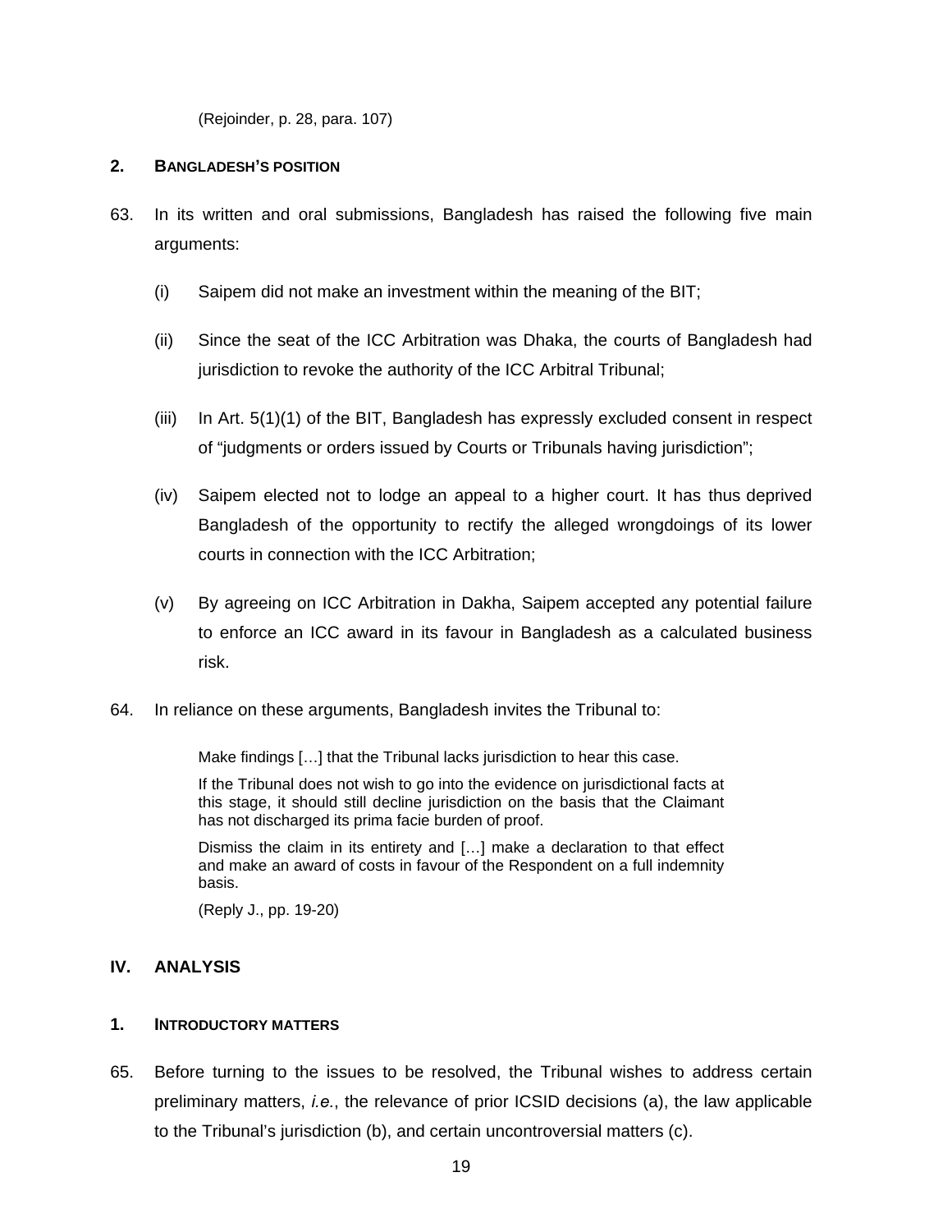(Rejoinder, p. 28, para. 107)

### 2. BANGLADESH'S POSITION

63. In its written and oral submissions, Bangladesh has raised the following five main arguments:

    (i) Saipem did not make an investment within the meaning of the BIT;

    (ii) Since the seat of the ICC Arbitration was Dhaka, the courts of Bangladesh had jurisdiction to revoke the authority of the ICC Arbitral Tribunal;

    (iii) In Art. 5(1)(1) of the BIT, Bangladesh has expressly excluded consent in respect of "judgments or orders issued by Courts or Tribunals having jurisdiction";

    (iv) Saipem elected not to lodge an appeal to a higher court. It has thus deprived Bangladesh of the opportunity to rectify the alleged wrongdoings of its lower courts in connection with the ICC Arbitration;

    (v) By agreeing on ICC Arbitration in Dakha, Saipem accepted any potential failure to enforce an ICC award in its favour in Bangladesh as a calculated business risk.

64. In reliance on these arguments, Bangladesh invites the Tribunal to:

> Make findings […] that the Tribunal lacks jurisdiction to hear this case.
>
> If the Tribunal does not wish to go into the evidence on jurisdictional facts at this stage, it should still decline jurisdiction on the basis that the Claimant has not discharged its prima facie burden of proof.
>
> Dismiss the claim in its entirety and […] make a declaration to that effect and make an award of costs in favour of the Respondent on a full indemnity basis.
>
> (Reply J., pp. 19-20)

## IV. ANALYSIS

### 1. INTRODUCTORY MATTERS

65. Before turning to the issues to be resolved, the Tribunal wishes to address certain preliminary matters, *i.e.*, the relevance of prior ICSID decisions (a), the law applicable to the Tribunal's jurisdiction (b), and certain uncontroversial matters (c).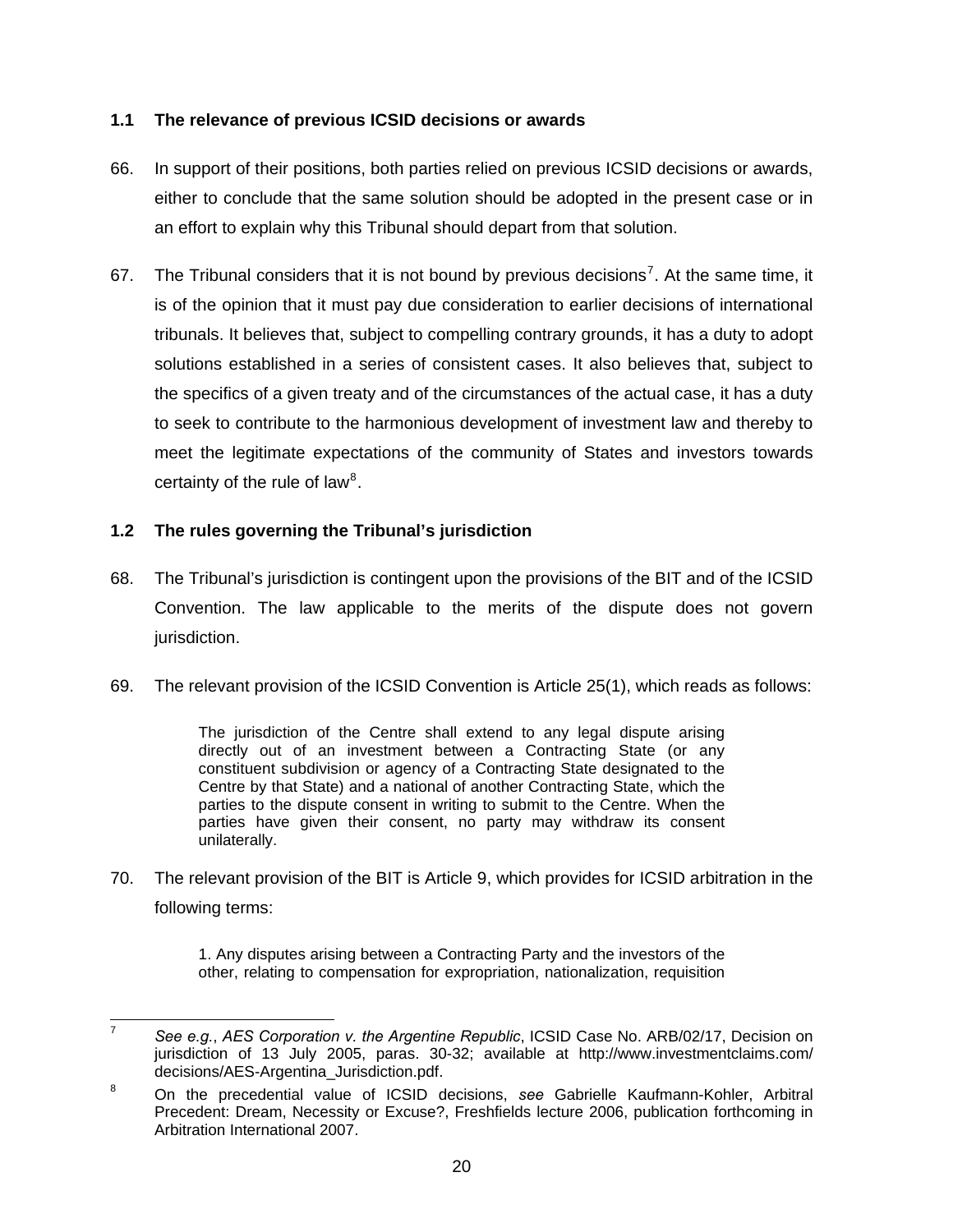### 1.1 The relevance of previous ICSID decisions or awards

66. In support of their positions, both parties relied on previous ICSID decisions or awards, either to conclude that the same solution should be adopted in the present case or in an effort to explain why this Tribunal should depart from that solution.

67. The Tribunal considers that it is not bound by previous decisions[7]. At the same time, it is of the opinion that it must pay due consideration to earlier decisions of international tribunals. It believes that, subject to compelling contrary grounds, it has a duty to adopt solutions established in a series of consistent cases. It also believes that, subject to the specifics of a given treaty and of the circumstances of the actual case, it has a duty to seek to contribute to the harmonious development of investment law and thereby to meet the legitimate expectations of the community of States and investors towards certainty of the rule of law[8].

### 1.2 The rules governing the Tribunal's jurisdiction

68. The Tribunal's jurisdiction is contingent upon the provisions of the BIT and of the ICSID Convention. The law applicable to the merits of the dispute does not govern jurisdiction.

69. The relevant provision of the ICSID Convention is Article 25(1), which reads as follows:

> The jurisdiction of the Centre shall extend to any legal dispute arising directly out of an investment between a Contracting State (or any constituent subdivision or agency of a Contracting State designated to the Centre by that State) and a national of another Contracting State, which the parties to the dispute consent in writing to submit to the Centre. When the parties have given their consent, no party may withdraw its consent unilaterally.

70. The relevant provision of the BIT is Article 9, which provides for ICSID arbitration in the following terms:

> 1. Any disputes arising between a Contracting Party and the investors of the other, relating to compensation for expropriation, nationalization, requisition

---

[7] *See e.g.*, *AES Corporation v. the Argentine Republic*, ICSID Case No. ARB/02/17, Decision on jurisdiction of 13 July 2005, paras. 30-32; available at http://www.investmentclaims.com/decisions/AES-Argentina_Jurisdiction.pdf.

[8] On the precedential value of ICSID decisions, *see* Gabrielle Kaufmann-Kohler, Arbitral Precedent: Dream, Necessity or Excuse?, Freshfields lecture 2006, publication forthcoming in Arbitration International 2007.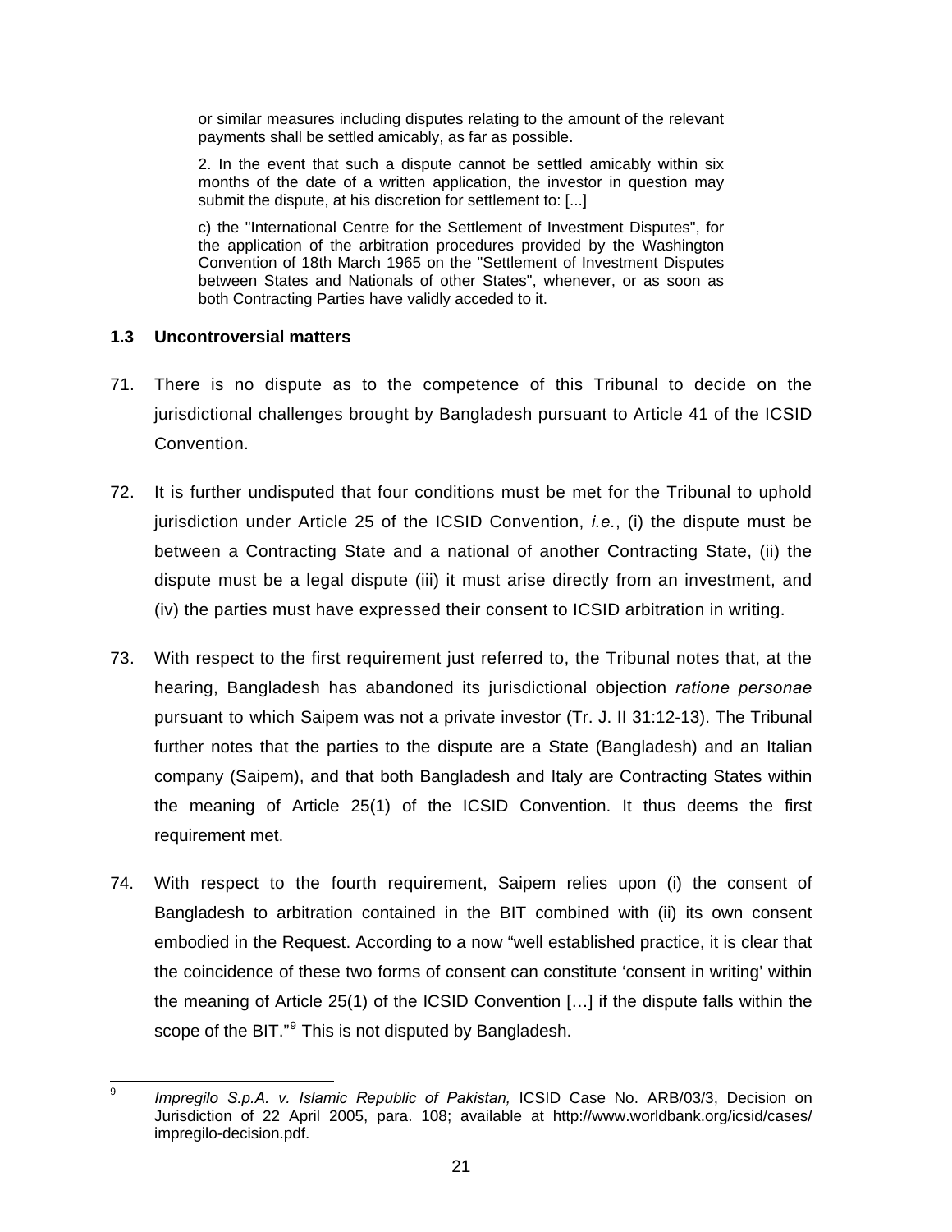> or similar measures including disputes relating to the amount of the relevant payments shall be settled amicably, as far as possible.
>
> 2. In the event that such a dispute cannot be settled amicably within six months of the date of a written application, the investor in question may submit the dispute, at his discretion for settlement to: [...]
>
> c) the "International Centre for the Settlement of Investment Disputes", for the application of the arbitration procedures provided by the Washington Convention of 18th March 1965 on the "Settlement of Investment Disputes between States and Nationals of other States", whenever, or as soon as both Contracting Parties have validly acceded to it.

### 1.3 Uncontroversial matters

71. There is no dispute as to the competence of this Tribunal to decide on the jurisdictional challenges brought by Bangladesh pursuant to Article 41 of the ICSID Convention.

72. It is further undisputed that four conditions must be met for the Tribunal to uphold jurisdiction under Article 25 of the ICSID Convention, *i.e.*, (i) the dispute must be between a Contracting State and a national of another Contracting State, (ii) the dispute must be a legal dispute (iii) it must arise directly from an investment, and (iv) the parties must have expressed their consent to ICSID arbitration in writing.

73. With respect to the first requirement just referred to, the Tribunal notes that, at the hearing, Bangladesh has abandoned its jurisdictional objection *ratione personae* pursuant to which Saipem was not a private investor (Tr. J. II 31:12-13). The Tribunal further notes that the parties to the dispute are a State (Bangladesh) and an Italian company (Saipem), and that both Bangladesh and Italy are Contracting States within the meaning of Article 25(1) of the ICSID Convention. It thus deems the first requirement met.

74. With respect to the fourth requirement, Saipem relies upon (i) the consent of Bangladesh to arbitration contained in the BIT combined with (ii) its own consent embodied in the Request. According to a now "well established practice, it is clear that the coincidence of these two forms of consent can constitute 'consent in writing' within the meaning of Article 25(1) of the ICSID Convention […] if the dispute falls within the scope of the BIT."[9] This is not disputed by Bangladesh.

---

[9] *Impregilo S.p.A. v. Islamic Republic of Pakistan,* ICSID Case No. ARB/03/3, Decision on Jurisdiction of 22 April 2005, para. 108; available at http://www.worldbank.org/icsid/cases/impregilo-decision.pdf.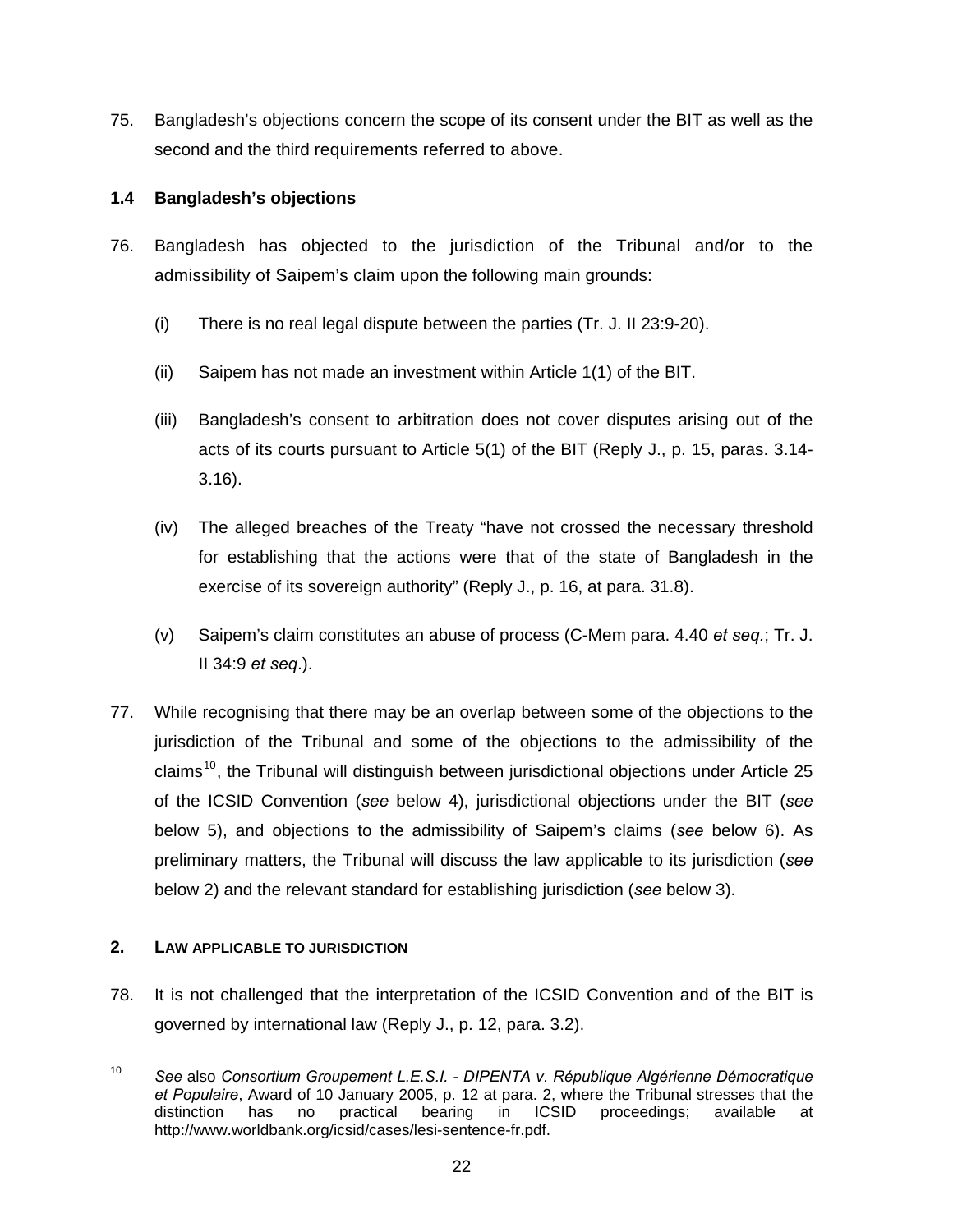75. Bangladesh's objections concern the scope of its consent under the BIT as well as the second and the third requirements referred to above.

### 1.4 Bangladesh's objections

76. Bangladesh has objected to the jurisdiction of the Tribunal and/or to the admissibility of Saipem's claim upon the following main grounds:

   (i) There is no real legal dispute between the parties (Tr. J. II 23:9-20).

   (ii) Saipem has not made an investment within Article 1(1) of the BIT.

   (iii) Bangladesh's consent to arbitration does not cover disputes arising out of the acts of its courts pursuant to Article 5(1) of the BIT (Reply J., p. 15, paras. 3.14-3.16).

   (iv) The alleged breaches of the Treaty "have not crossed the necessary threshold for establishing that the actions were that of the state of Bangladesh in the exercise of its sovereign authority" (Reply J., p. 16, at para. 31.8).

   (v) Saipem's claim constitutes an abuse of process (C-Mem para. 4.40 *et seq.*; Tr. J. II 34:9 *et seq.*).

77. While recognising that there may be an overlap between some of the objections to the jurisdiction of the Tribunal and some of the objections to the admissibility of the claims[10], the Tribunal will distinguish between jurisdictional objections under Article 25 of the ICSID Convention (*see* below 4), jurisdictional objections under the BIT (*see* below 5), and objections to the admissibility of Saipem's claims (*see* below 6). As preliminary matters, the Tribunal will discuss the law applicable to its jurisdiction (*see* below 2) and the relevant standard for establishing jurisdiction (*see* below 3).

## 2. LAW APPLICABLE TO JURISDICTION

78. It is not challenged that the interpretation of the ICSID Convention and of the BIT is governed by international law (Reply J., p. 12, para. 3.2).

---

[10] *See* also *Consortium Groupement L.E.S.I. - DIPENTA v. République Algérienne Démocratique et Populaire*, Award of 10 January 2005, p. 12 at para. 2, where the Tribunal stresses that the distinction has no practical bearing in ICSID proceedings; available at http://www.worldbank.org/icsid/cases/lesi-sentence-fr.pdf.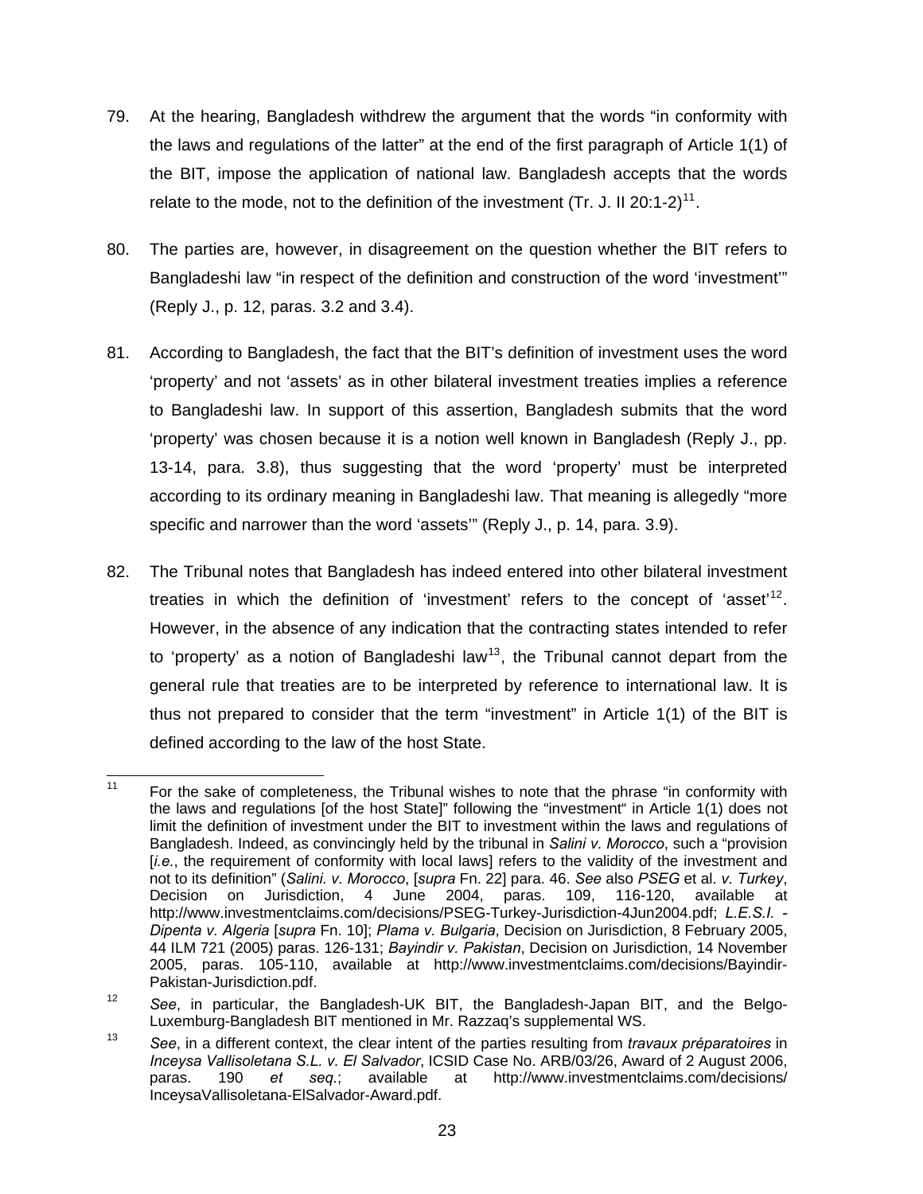79. At the hearing, Bangladesh withdrew the argument that the words "in conformity with the laws and regulations of the latter" at the end of the first paragraph of Article 1(1) of the BIT, impose the application of national law. Bangladesh accepts that the words relate to the mode, not to the definition of the investment (Tr. J. II 20:1-2)[11].

80. The parties are, however, in disagreement on the question whether the BIT refers to Bangladeshi law "in respect of the definition and construction of the word 'investment'" (Reply J., p. 12, paras. 3.2 and 3.4).

81. According to Bangladesh, the fact that the BIT's definition of investment uses the word 'property' and not 'assets' as in other bilateral investment treaties implies a reference to Bangladeshi law. In support of this assertion, Bangladesh submits that the word 'property' was chosen because it is a notion well known in Bangladesh (Reply J., pp. 13-14, para. 3.8), thus suggesting that the word 'property' must be interpreted according to its ordinary meaning in Bangladeshi law. That meaning is allegedly "more specific and narrower than the word 'assets'" (Reply J., p. 14, para. 3.9).

82. The Tribunal notes that Bangladesh has indeed entered into other bilateral investment treaties in which the definition of 'investment' refers to the concept of 'asset'[12]. However, in the absence of any indication that the contracting states intended to refer to 'property' as a notion of Bangladeshi law[13], the Tribunal cannot depart from the general rule that treaties are to be interpreted by reference to international law. It is thus not prepared to consider that the term "investment" in Article 1(1) of the BIT is defined according to the law of the host State.

---

[11] For the sake of completeness, the Tribunal wishes to note that the phrase "in conformity with the laws and regulations [of the host State]" following the "investment" in Article 1(1) does not limit the definition of investment under the BIT to investment within the laws and regulations of Bangladesh. Indeed, as convincingly held by the tribunal in *Salini v. Morocco*, such a "provision [*i.e.*, the requirement of conformity with local laws] refers to the validity of the investment and not to its definition" (*Salini. v. Morocco*, [*supra* Fn. 22] para. 46. *See* also *PSEG* et al. *v. Turkey*, Decision on Jurisdiction, 4 June 2004, paras. 109, 116-120, available at http://www.investmentclaims.com/decisions/PSEG-Turkey-Jurisdiction-4Jun2004.pdf; *L.E.S.I. - Dipenta v. Algeria* [*supra* Fn. 10]; *Plama v. Bulgaria*, Decision on Jurisdiction, 8 February 2005, 44 ILM 721 (2005) paras. 126-131; *Bayindir v. Pakistan*, Decision on Jurisdiction, 14 November 2005, paras. 105-110, available at http://www.investmentclaims.com/decisions/Bayindir-Pakistan-Jurisdiction.pdf.

[12] *See*, in particular, the Bangladesh-UK BIT, the Bangladesh-Japan BIT, and the Belgo-Luxemburg-Bangladesh BIT mentioned in Mr. Razzaq's supplemental WS.

[13] *See*, in a different context, the clear intent of the parties resulting from *travaux préparatoires* in *Inceysa Vallisoletana S.L. v. El Salvador*, ICSID Case No. ARB/03/26, Award of 2 August 2006, paras. 190 *et seq.*; available at http://www.investmentclaims.com/decisions/InceysaVallisoletana-ElSalvador-Award.pdf.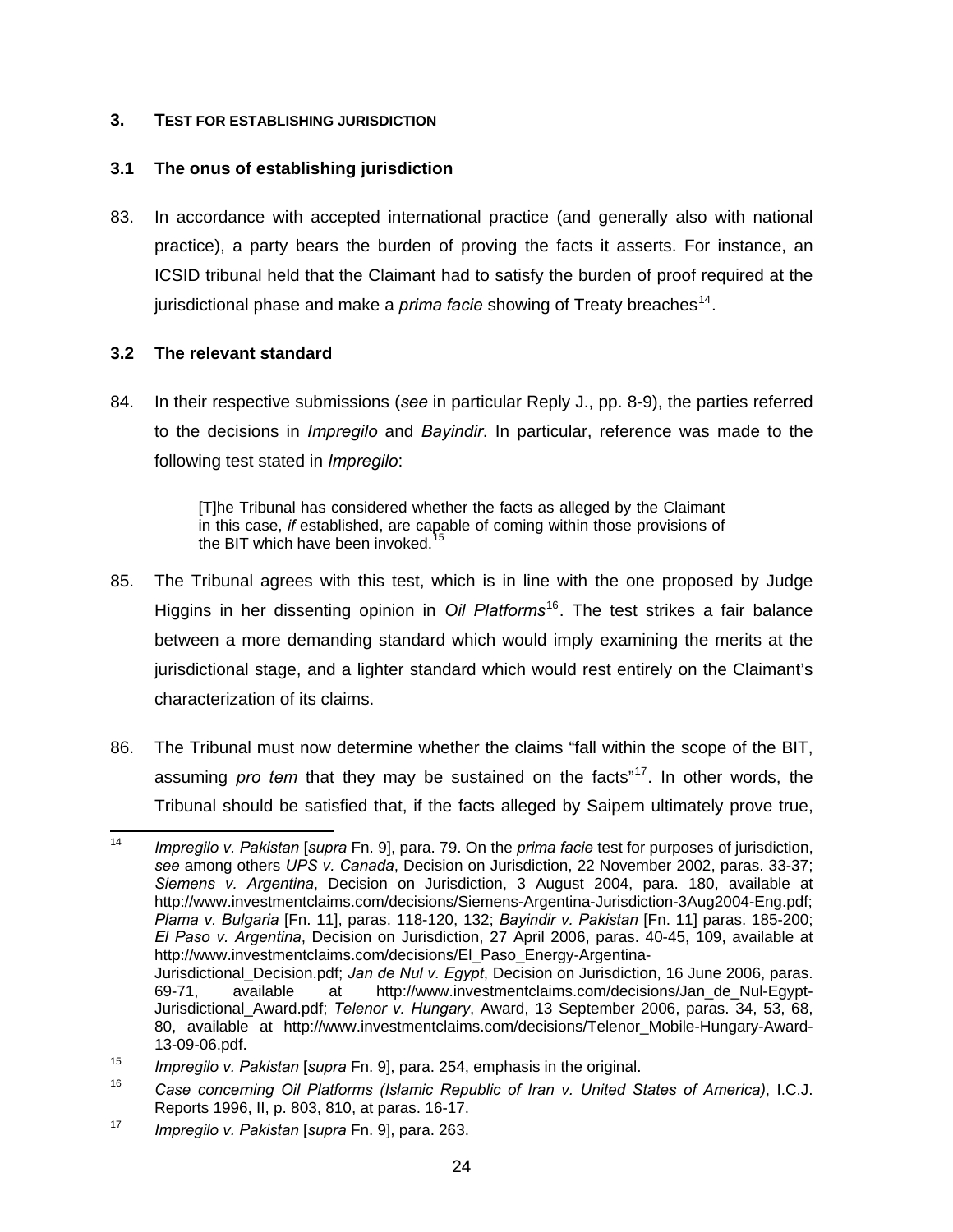## 3. TEST FOR ESTABLISHING JURISDICTION

### 3.1 The onus of establishing jurisdiction

83. In accordance with accepted international practice (and generally also with national practice), a party bears the burden of proving the facts it asserts. For instance, an ICSID tribunal held that the Claimant had to satisfy the burden of proof required at the jurisdictional phase and make a *prima facie* showing of Treaty breaches[14].

### 3.2 The relevant standard

84. In their respective submissions (*see* in particular Reply J., pp. 8-9), the parties referred to the decisions in *Impregilo* and *Bayindir*. In particular, reference was made to the following test stated in *Impregilo*:

> [T]he Tribunal has considered whether the facts as alleged by the Claimant in this case, *if* established, are capable of coming within those provisions of the BIT which have been invoked.[15]

85. The Tribunal agrees with this test, which is in line with the one proposed by Judge Higgins in her dissenting opinion in *Oil Platforms*[16]. The test strikes a fair balance between a more demanding standard which would imply examining the merits at the jurisdictional stage, and a lighter standard which would rest entirely on the Claimant's characterization of its claims.

86. The Tribunal must now determine whether the claims "fall within the scope of the BIT, assuming *pro tem* that they may be sustained on the facts"[17]. In other words, the Tribunal should be satisfied that, if the facts alleged by Saipem ultimately prove true,

---

[14] *Impregilo v. Pakistan* [*supra* Fn. 9], para. 79. On the *prima facie* test for purposes of jurisdiction, *see* among others *UPS v. Canada*, Decision on Jurisdiction, 22 November 2002, paras. 33-37; *Siemens v. Argentina*, Decision on Jurisdiction, 3 August 2004, para. 180, available at http://www.investmentclaims.com/decisions/Siemens-Argentina-Jurisdiction-3Aug2004-Eng.pdf; *Plama v. Bulgaria* [Fn. 11], paras. 118-120, 132; *Bayindir v. Pakistan* [Fn. 11] paras. 185-200; *El Paso v. Argentina*, Decision on Jurisdiction, 27 April 2006, paras. 40-45, 109, available at http://www.investmentclaims.com/decisions/El_Paso_Energy-Argentina-Jurisdictional_Decision.pdf; *Jan de Nul v. Egypt*, Decision on Jurisdiction, 16 June 2006, paras. 69-71, available at http://www.investmentclaims.com/decisions/Jan_de_Nul-Egypt-Jurisdictional_Award.pdf; *Telenor v. Hungary*, Award, 13 September 2006, paras. 34, 53, 68, 80, available at http://www.investmentclaims.com/decisions/Telenor_Mobile-Hungary-Award-13-09-06.pdf.

[15] *Impregilo v. Pakistan* [*supra* Fn. 9], para. 254, emphasis in the original.

[16] *Case concerning Oil Platforms (Islamic Republic of Iran v. United States of America)*, I.C.J. Reports 1996, II, p. 803, 810, at paras. 16-17.

[17] *Impregilo v. Pakistan* [*supra* Fn. 9], para. 263.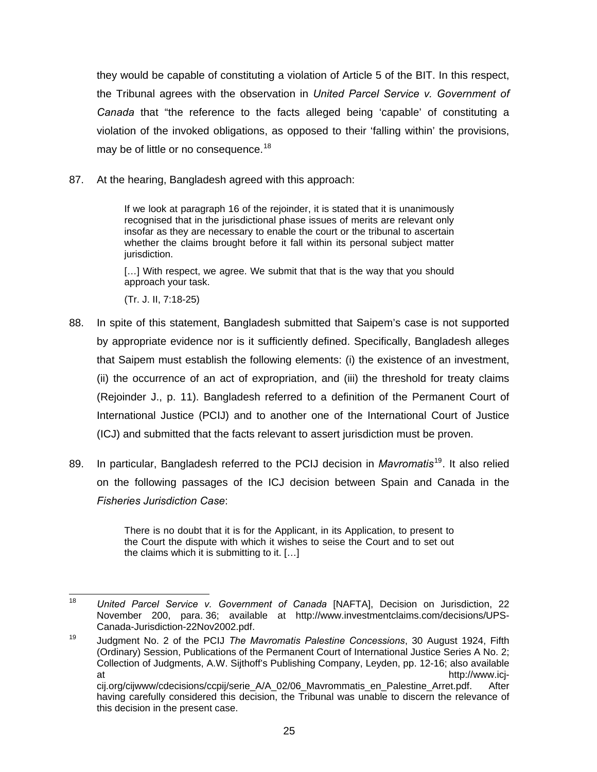they would be capable of constituting a violation of Article 5 of the BIT. In this respect, the Tribunal agrees with the observation in *United Parcel Service v. Government of Canada* that "the reference to the facts alleged being 'capable' of constituting a violation of the invoked obligations, as opposed to their 'falling within' the provisions, may be of little or no consequence.[18]

87. At the hearing, Bangladesh agreed with this approach:

> If we look at paragraph 16 of the rejoinder, it is stated that it is unanimously recognised that in the jurisdictional phase issues of merits are relevant only insofar as they are necessary to enable the court or the tribunal to ascertain whether the claims brought before it fall within its personal subject matter jurisdiction.
>
> […] With respect, we agree. We submit that that is the way that you should approach your task.
>
> (Tr. J. II, 7:18-25)

88. In spite of this statement, Bangladesh submitted that Saipem's case is not supported by appropriate evidence nor is it sufficiently defined. Specifically, Bangladesh alleges that Saipem must establish the following elements: (i) the existence of an investment, (ii) the occurrence of an act of expropriation, and (iii) the threshold for treaty claims (Rejoinder J., p. 11). Bangladesh referred to a definition of the Permanent Court of International Justice (PCIJ) and to another one of the International Court of Justice (ICJ) and submitted that the facts relevant to assert jurisdiction must be proven.

89. In particular, Bangladesh referred to the PCIJ decision in *Mavromatis*[19]. It also relied on the following passages of the ICJ decision between Spain and Canada in the *Fisheries Jurisdiction Case*:

> There is no doubt that it is for the Applicant, in its Application, to present to the Court the dispute with which it wishes to seise the Court and to set out the claims which it is submitting to it. […]

---

[18] *United Parcel Service v. Government of Canada* [NAFTA], Decision on Jurisdiction, 22 November 200, para. 36; available at http://www.investmentclaims.com/decisions/UPS-Canada-Jurisdiction-22Nov2002.pdf.

[19] Judgment No. 2 of the PCIJ *The Mavromatis Palestine Concessions*, 30 August 1924, Fifth (Ordinary) Session, Publications of the Permanent Court of International Justice Series A No. 2; Collection of Judgments, A.W. Sijthoff's Publishing Company, Leyden, pp. 12-16; also available at http://www.icj-cij.org/cijwww/cdecisions/ccpij/serie_A/A_02/06_Mavrommatis_en_Palestine_Arret.pdf. After having carefully considered this decision, the Tribunal was unable to discern the relevance of this decision in the present case.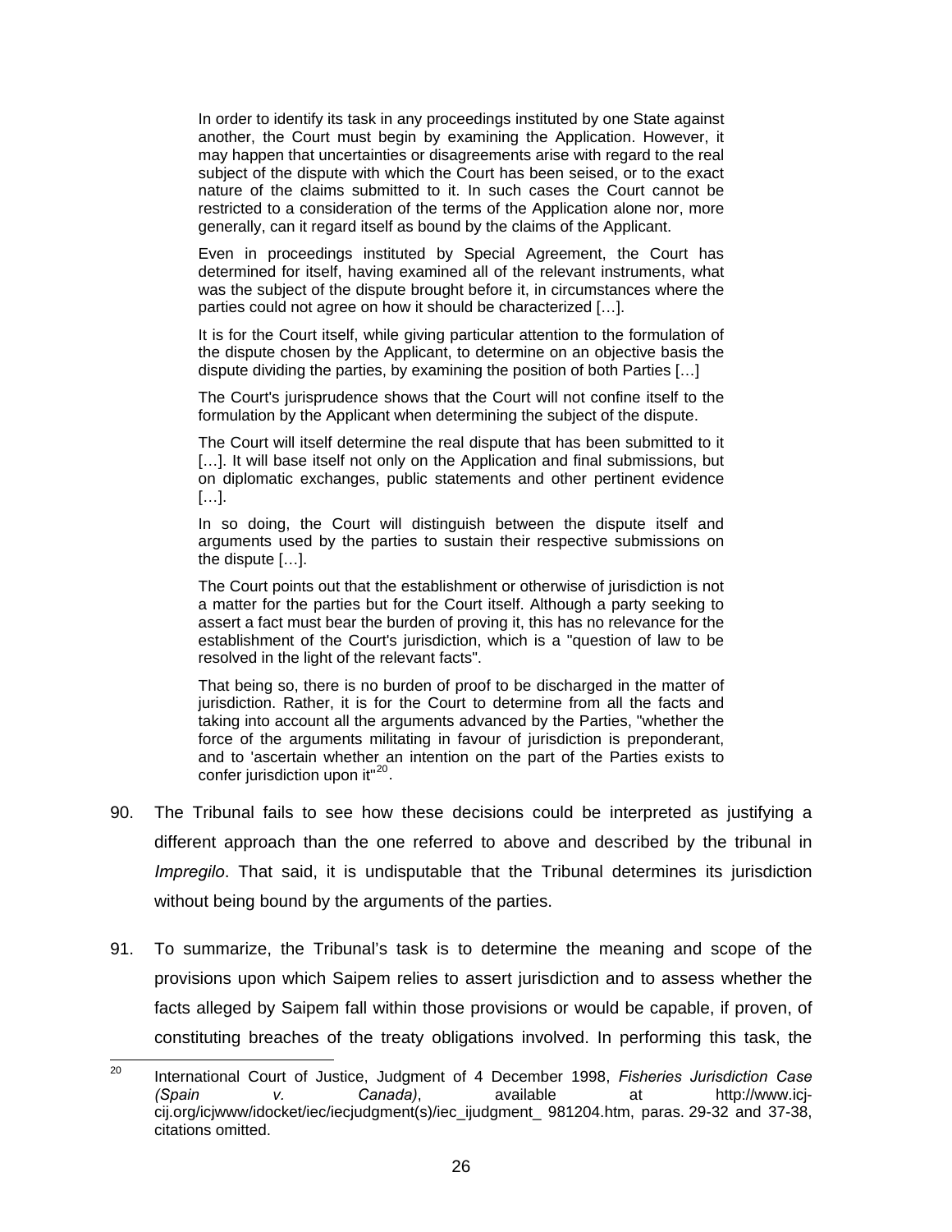> In order to identify its task in any proceedings instituted by one State against another, the Court must begin by examining the Application. However, it may happen that uncertainties or disagreements arise with regard to the real subject of the dispute with which the Court has been seised, or to the exact nature of the claims submitted to it. In such cases the Court cannot be restricted to a consideration of the terms of the Application alone nor, more generally, can it regard itself as bound by the claims of the Applicant.
>
> Even in proceedings instituted by Special Agreement, the Court has determined for itself, having examined all of the relevant instruments, what was the subject of the dispute brought before it, in circumstances where the parties could not agree on how it should be characterized […].
>
> It is for the Court itself, while giving particular attention to the formulation of the dispute chosen by the Applicant, to determine on an objective basis the dispute dividing the parties, by examining the position of both Parties […]
>
> The Court's jurisprudence shows that the Court will not confine itself to the formulation by the Applicant when determining the subject of the dispute.
>
> The Court will itself determine the real dispute that has been submitted to it […]. It will base itself not only on the Application and final submissions, but on diplomatic exchanges, public statements and other pertinent evidence […].
>
> In so doing, the Court will distinguish between the dispute itself and arguments used by the parties to sustain their respective submissions on the dispute […].
>
> The Court points out that the establishment or otherwise of jurisdiction is not a matter for the parties but for the Court itself. Although a party seeking to assert a fact must bear the burden of proving it, this has no relevance for the establishment of the Court's jurisdiction, which is a "question of law to be resolved in the light of the relevant facts".
>
> That being so, there is no burden of proof to be discharged in the matter of jurisdiction. Rather, it is for the Court to determine from all the facts and taking into account all the arguments advanced by the Parties, "whether the force of the arguments militating in favour of jurisdiction is preponderant, and to 'ascertain whether an intention on the part of the Parties exists to confer jurisdiction upon it"[20].

90. The Tribunal fails to see how these decisions could be interpreted as justifying a different approach than the one referred to above and described by the tribunal in *Impregilo*. That said, it is undisputable that the Tribunal determines its jurisdiction without being bound by the arguments of the parties.

91. To summarize, the Tribunal's task is to determine the meaning and scope of the provisions upon which Saipem relies to assert jurisdiction and to assess whether the facts alleged by Saipem fall within those provisions or would be capable, if proven, of constituting breaches of the treaty obligations involved. In performing this task, the

---

[20] International Court of Justice, Judgment of 4 December 1998, *Fisheries Jurisdiction Case (Spain v. Canada)*, available at http://www.icj-cij.org/icjwww/idocket/iec/iecjudgment(s)/iec_ijudgment_ 981204.htm, paras. 29-32 and 37-38, citations omitted.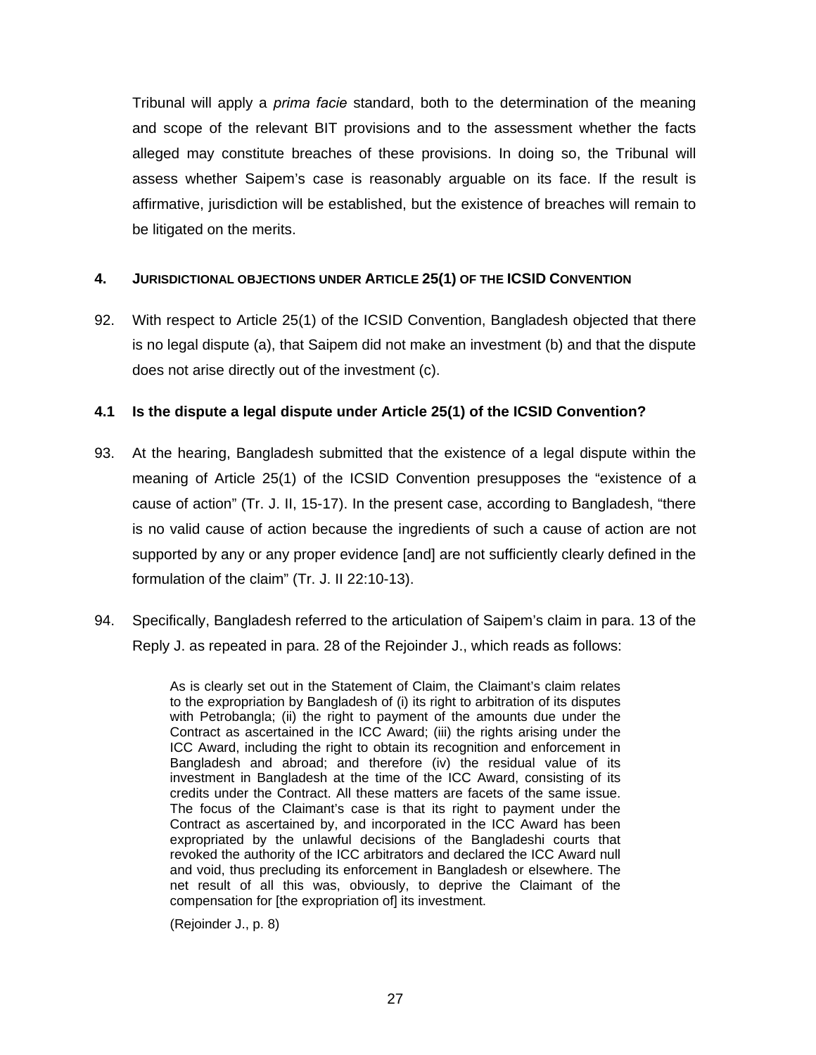Tribunal will apply a *prima facie* standard, both to the determination of the meaning and scope of the relevant BIT provisions and to the assessment whether the facts alleged may constitute breaches of these provisions. In doing so, the Tribunal will assess whether Saipem's case is reasonably arguable on its face. If the result is affirmative, jurisdiction will be established, but the existence of breaches will remain to be litigated on the merits.

## 4. JURISDICTIONAL OBJECTIONS UNDER ARTICLE 25(1) OF THE ICSID CONVENTION

92. With respect to Article 25(1) of the ICSID Convention, Bangladesh objected that there is no legal dispute (a), that Saipem did not make an investment (b) and that the dispute does not arise directly out of the investment (c).

### 4.1 Is the dispute a legal dispute under Article 25(1) of the ICSID Convention?

93. At the hearing, Bangladesh submitted that the existence of a legal dispute within the meaning of Article 25(1) of the ICSID Convention presupposes the "existence of a cause of action" (Tr. J. II, 15-17). In the present case, according to Bangladesh, "there is no valid cause of action because the ingredients of such a cause of action are not supported by any or any proper evidence [and] are not sufficiently clearly defined in the formulation of the claim" (Tr. J. II 22:10-13).

94. Specifically, Bangladesh referred to the articulation of Saipem's claim in para. 13 of the Reply J. as repeated in para. 28 of the Rejoinder J., which reads as follows:

> As is clearly set out in the Statement of Claim, the Claimant's claim relates to the expropriation by Bangladesh of (i) its right to arbitration of its disputes with Petrobangla; (ii) the right to payment of the amounts due under the Contract as ascertained in the ICC Award; (iii) the rights arising under the ICC Award, including the right to obtain its recognition and enforcement in Bangladesh and abroad; and therefore (iv) the residual value of its investment in Bangladesh at the time of the ICC Award, consisting of its credits under the Contract. All these matters are facets of the same issue. The focus of the Claimant's case is that its right to payment under the Contract as ascertained by, and incorporated in the ICC Award has been expropriated by the unlawful decisions of the Bangladeshi courts that revoked the authority of the ICC arbitrators and declared the ICC Award null and void, thus precluding its enforcement in Bangladesh or elsewhere. The net result of all this was, obviously, to deprive the Claimant of the compensation for [the expropriation of] its investment.
>
> (Rejoinder J., p. 8)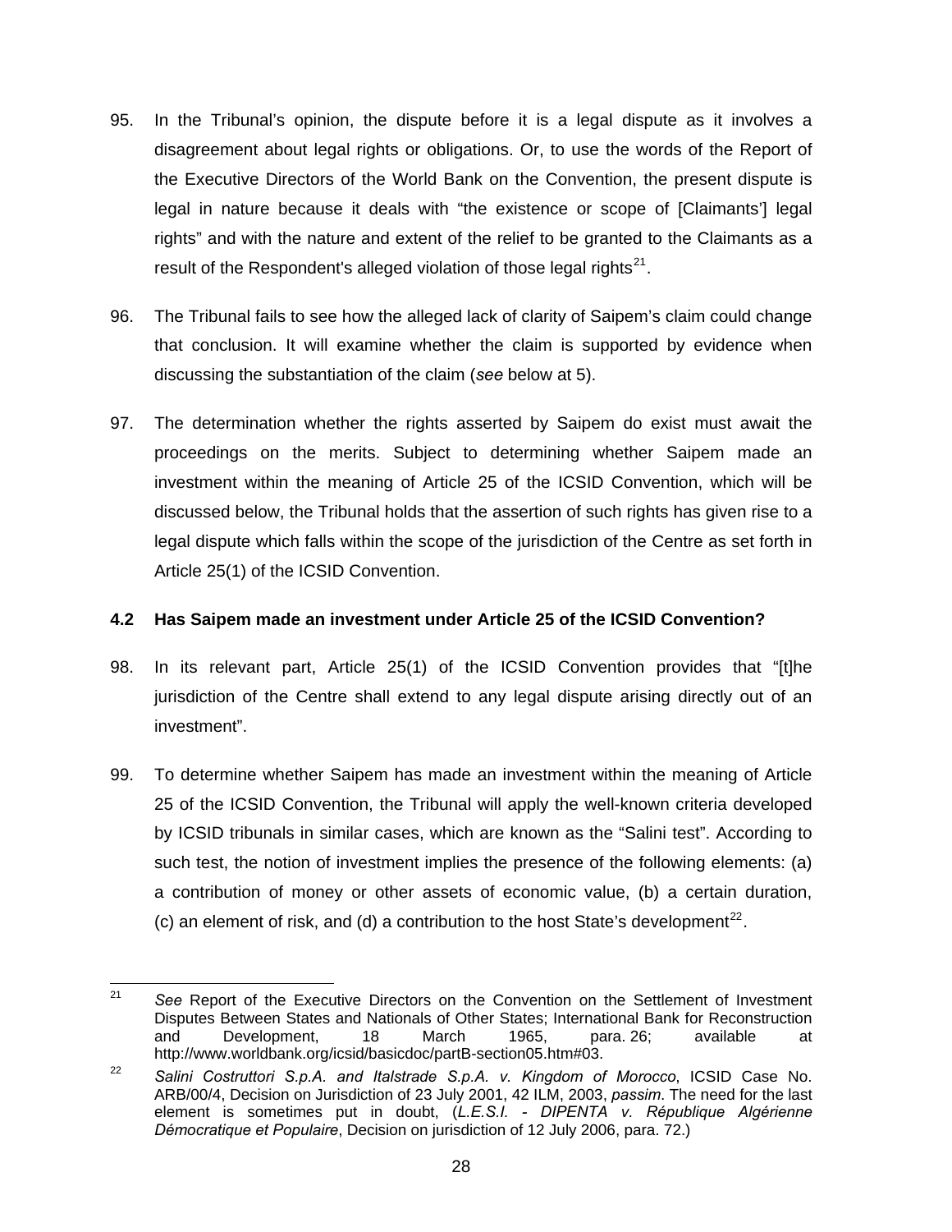95. In the Tribunal's opinion, the dispute before it is a legal dispute as it involves a disagreement about legal rights or obligations. Or, to use the words of the Report of the Executive Directors of the World Bank on the Convention, the present dispute is legal in nature because it deals with "the existence or scope of [Claimants'] legal rights" and with the nature and extent of the relief to be granted to the Claimants as a result of the Respondent's alleged violation of those legal rights[21].

96. The Tribunal fails to see how the alleged lack of clarity of Saipem's claim could change that conclusion. It will examine whether the claim is supported by evidence when discussing the substantiation of the claim (*see* below at 5).

97. The determination whether the rights asserted by Saipem do exist must await the proceedings on the merits. Subject to determining whether Saipem made an investment within the meaning of Article 25 of the ICSID Convention, which will be discussed below, the Tribunal holds that the assertion of such rights has given rise to a legal dispute which falls within the scope of the jurisdiction of the Centre as set forth in Article 25(1) of the ICSID Convention.

### 4.2 Has Saipem made an investment under Article 25 of the ICSID Convention?

98. In its relevant part, Article 25(1) of the ICSID Convention provides that "[t]he jurisdiction of the Centre shall extend to any legal dispute arising directly out of an investment".

99. To determine whether Saipem has made an investment within the meaning of Article 25 of the ICSID Convention, the Tribunal will apply the well-known criteria developed by ICSID tribunals in similar cases, which are known as the "Salini test". According to such test, the notion of investment implies the presence of the following elements: (a) a contribution of money or other assets of economic value, (b) a certain duration, (c) an element of risk, and (d) a contribution to the host State's development[22].

---

[21] *See* Report of the Executive Directors on the Convention on the Settlement of Investment Disputes Between States and Nationals of Other States; International Bank for Reconstruction and Development, 18 March 1965, para. 26; available at http://www.worldbank.org/icsid/basicdoc/partB-section05.htm#03.

[22] *Salini Costruttori S.p.A. and Italstrade S.p.A. v. Kingdom of Morocco*, ICSID Case No. ARB/00/4, Decision on Jurisdiction of 23 July 2001, 42 ILM, 2003, *passim*. The need for the last element is sometimes put in doubt, (*L.E.S.I. - DIPENTA v. République Algérienne Démocratique et Populaire*, Decision on jurisdiction of 12 July 2006, para. 72.)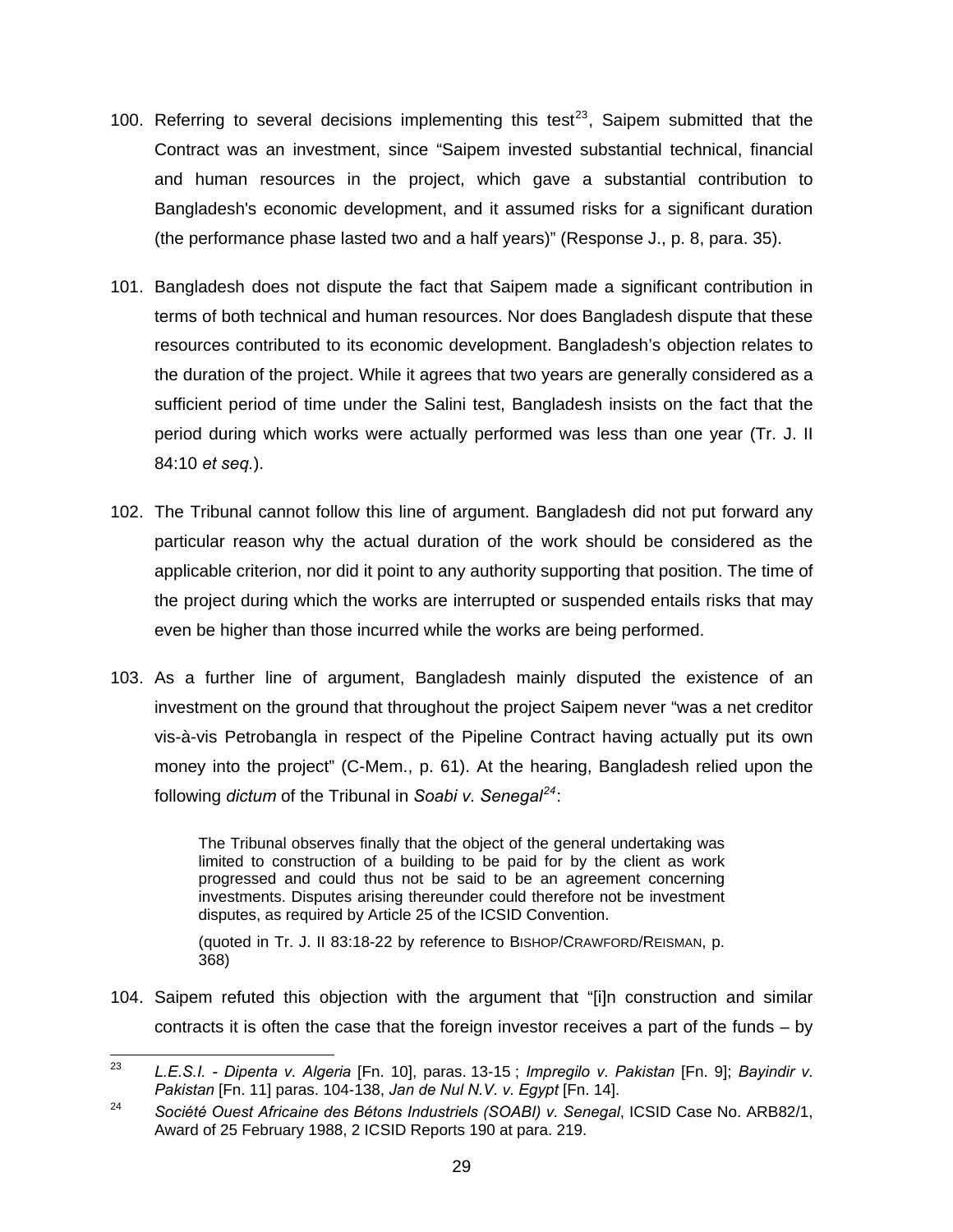100. Referring to several decisions implementing this test[23], Saipem submitted that the Contract was an investment, since "Saipem invested substantial technical, financial and human resources in the project, which gave a substantial contribution to Bangladesh's economic development, and it assumed risks for a significant duration (the performance phase lasted two and a half years)" (Response J., p. 8, para. 35).

101. Bangladesh does not dispute the fact that Saipem made a significant contribution in terms of both technical and human resources. Nor does Bangladesh dispute that these resources contributed to its economic development. Bangladesh's objection relates to the duration of the project. While it agrees that two years are generally considered as a sufficient period of time under the Salini test, Bangladesh insists on the fact that the period during which works were actually performed was less than one year (Tr. J. II 84:10 *et seq.*).

102. The Tribunal cannot follow this line of argument. Bangladesh did not put forward any particular reason why the actual duration of the work should be considered as the applicable criterion, nor did it point to any authority supporting that position. The time of the project during which the works are interrupted or suspended entails risks that may even be higher than those incurred while the works are being performed.

103. As a further line of argument, Bangladesh mainly disputed the existence of an investment on the ground that throughout the project Saipem never "was a net creditor vis-à-vis Petrobangla in respect of the Pipeline Contract having actually put its own money into the project" (C-Mem., p. 61). At the hearing, Bangladesh relied upon the following *dictum* of the Tribunal in *Soabi v. Senegal*[24]:

> The Tribunal observes finally that the object of the general undertaking was limited to construction of a building to be paid for by the client as work progressed and could thus not be said to be an agreement concerning investments. Disputes arising thereunder could therefore not be investment disputes, as required by Article 25 of the ICSID Convention.
>
> (quoted in Tr. J. II 83:18-22 by reference to BISHOP/CRAWFORD/REISMAN, p. 368)

104. Saipem refuted this objection with the argument that "[i]n construction and similar contracts it is often the case that the foreign investor receives a part of the funds – by

---

[23] *L.E.S.I. - Dipenta v. Algeria* [Fn. 10], paras. 13-15 ; *Impregilo v. Pakistan* [Fn. 9]; *Bayindir v. Pakistan* [Fn. 11] paras. 104-138, *Jan de Nul N.V. v. Egypt* [Fn. 14].

[24] *Société Ouest Africaine des Bétons Industriels (SOABI) v. Senegal*, ICSID Case No. ARB82/1, Award of 25 February 1988, 2 ICSID Reports 190 at para. 219.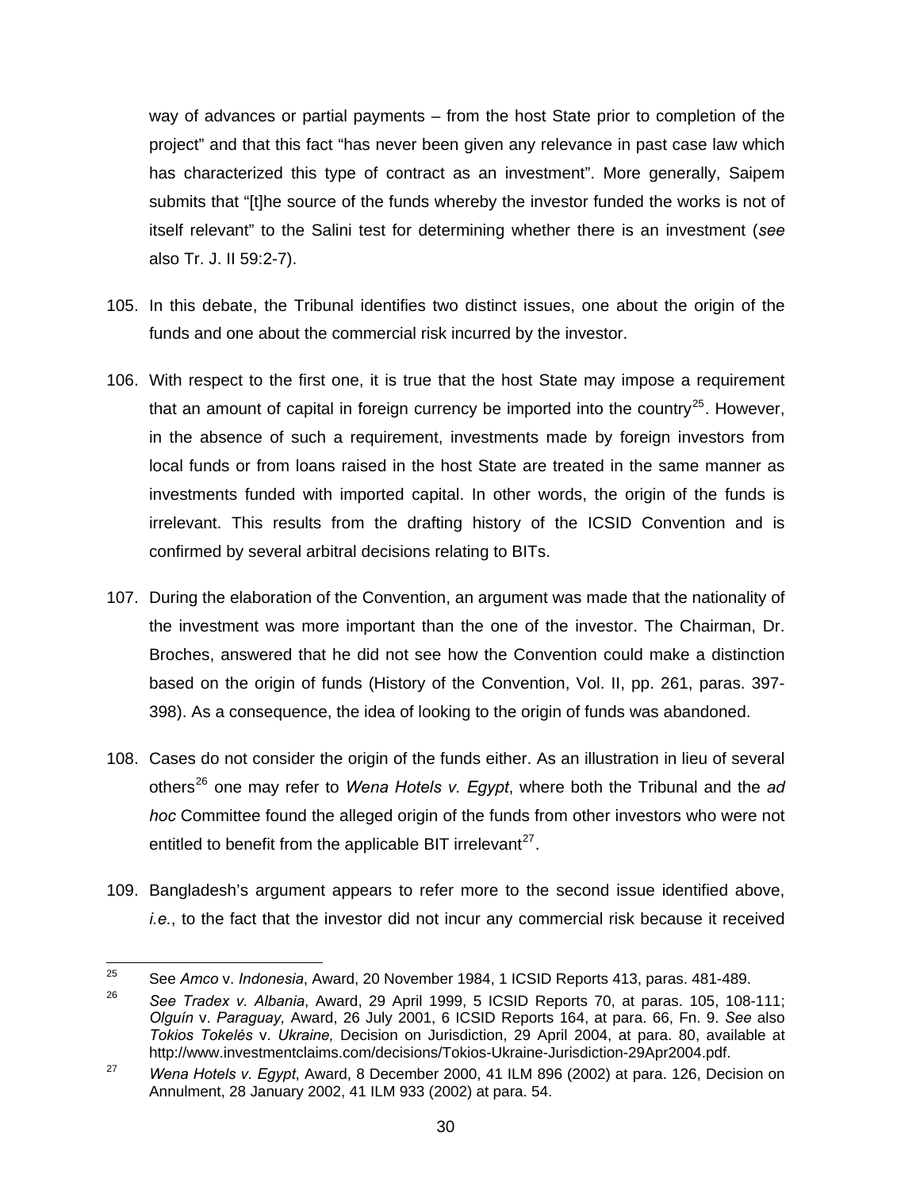way of advances or partial payments – from the host State prior to completion of the project" and that this fact "has never been given any relevance in past case law which has characterized this type of contract as an investment". More generally, Saipem submits that "[t]he source of the funds whereby the investor funded the works is not of itself relevant" to the Salini test for determining whether there is an investment (*see* also Tr. J. II 59:2-7).

105. In this debate, the Tribunal identifies two distinct issues, one about the origin of the funds and one about the commercial risk incurred by the investor.

106. With respect to the first one, it is true that the host State may impose a requirement that an amount of capital in foreign currency be imported into the country[25]. However, in the absence of such a requirement, investments made by foreign investors from local funds or from loans raised in the host State are treated in the same manner as investments funded with imported capital. In other words, the origin of the funds is irrelevant. This results from the drafting history of the ICSID Convention and is confirmed by several arbitral decisions relating to BITs.

107. During the elaboration of the Convention, an argument was made that the nationality of the investment was more important than the one of the investor. The Chairman, Dr. Broches, answered that he did not see how the Convention could make a distinction based on the origin of funds (History of the Convention, Vol. II, pp. 261, paras. 397-398). As a consequence, the idea of looking to the origin of funds was abandoned.

108. Cases do not consider the origin of the funds either. As an illustration in lieu of several others[26] one may refer to *Wena Hotels v. Egypt*, where both the Tribunal and the *ad hoc* Committee found the alleged origin of the funds from other investors who were not entitled to benefit from the applicable BIT irrelevant[27].

109. Bangladesh's argument appears to refer more to the second issue identified above, *i.e.*, to the fact that the investor did not incur any commercial risk because it received

---

[25] See *Amco* v. *Indonesia*, Award, 20 November 1984, 1 ICSID Reports 413, paras. 481-489.

[26] *See Tradex v. Albania*, Award, 29 April 1999, 5 ICSID Reports 70, at paras. 105, 108-111; *Olguín* v. *Paraguay,* Award, 26 July 2001, 6 ICSID Reports 164, at para. 66, Fn. 9. *See* also *Tokios Tokelės* v. *Ukraine,* Decision on Jurisdiction, 29 April 2004, at para. 80, available at http://www.investmentclaims.com/decisions/Tokios-Ukraine-Jurisdiction-29Apr2004.pdf.

[27] *Wena Hotels v. Egypt*, Award, 8 December 2000, 41 ILM 896 (2002) at para. 126, Decision on Annulment, 28 January 2002, 41 ILM 933 (2002) at para. 54.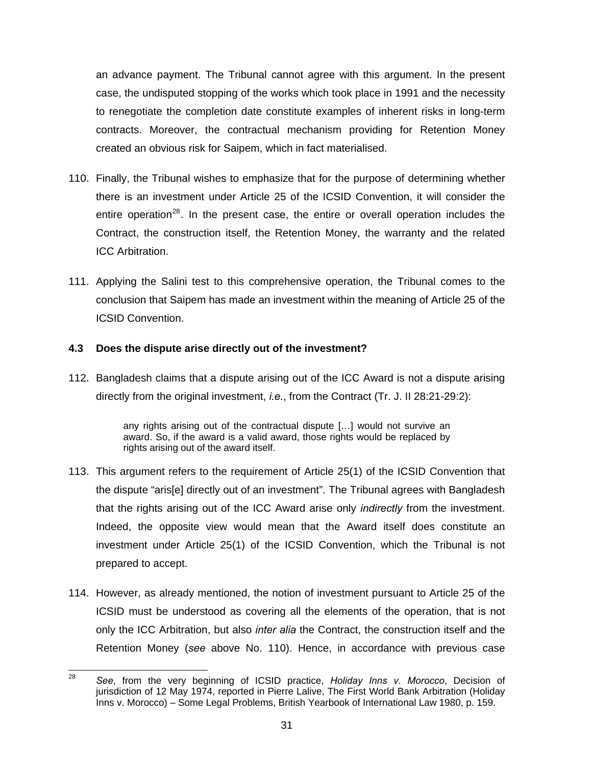an advance payment. The Tribunal cannot agree with this argument. In the present case, the undisputed stopping of the works which took place in 1991 and the necessity to renegotiate the completion date constitute examples of inherent risks in long-term contracts. Moreover, the contractual mechanism providing for Retention Money created an obvious risk for Saipem, which in fact materialised.

110. Finally, the Tribunal wishes to emphasize that for the purpose of determining whether there is an investment under Article 25 of the ICSID Convention, it will consider the entire operation[28]. In the present case, the entire or overall operation includes the Contract, the construction itself, the Retention Money, the warranty and the related ICC Arbitration.

111. Applying the Salini test to this comprehensive operation, the Tribunal comes to the conclusion that Saipem has made an investment within the meaning of Article 25 of the ICSID Convention.

### 4.3 Does the dispute arise directly out of the investment?

112. Bangladesh claims that a dispute arising out of the ICC Award is not a dispute arising directly from the original investment, *i.e.*, from the Contract (Tr. J. II 28:21-29:2):

> any rights arising out of the contractual dispute […] would not survive an award. So, if the award is a valid award, those rights would be replaced by rights arising out of the award itself.

113. This argument refers to the requirement of Article 25(1) of the ICSID Convention that the dispute "aris[e] directly out of an investment". The Tribunal agrees with Bangladesh that the rights arising out of the ICC Award arise only *indirectly* from the investment. Indeed, the opposite view would mean that the Award itself does constitute an investment under Article 25(1) of the ICSID Convention, which the Tribunal is not prepared to accept.

114. However, as already mentioned, the notion of investment pursuant to Article 25 of the ICSID must be understood as covering all the elements of the operation, that is not only the ICC Arbitration, but also *inter alia* the Contract, the construction itself and the Retention Money (*see* above No. 110). Hence, in accordance with previous case

---

[28] *See*, from the very beginning of ICSID practice, *Holiday Inns v. Morocco*, Decision of jurisdiction of 12 May 1974, reported in Pierre Lalive, The First World Bank Arbitration (Holiday Inns v. Morocco) – Some Legal Problems, British Yearbook of International Law 1980, p. 159.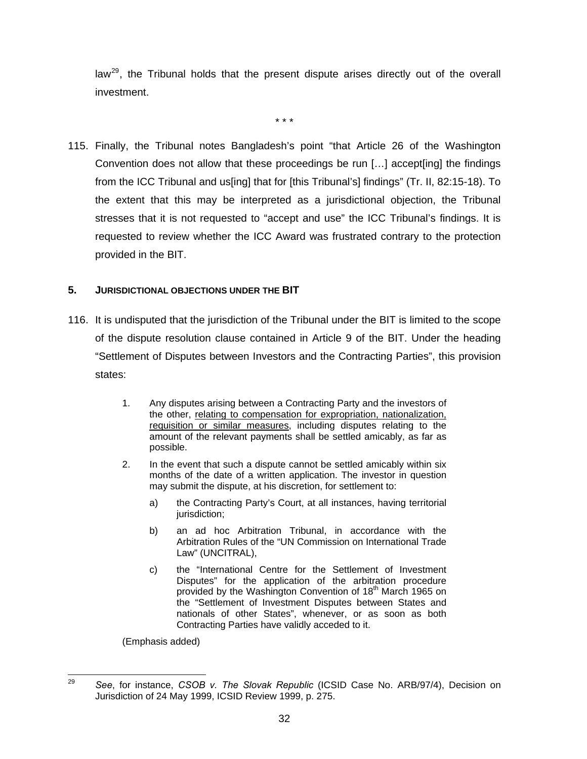law[29], the Tribunal holds that the present dispute arises directly out of the overall investment.

\* \* \*

115. Finally, the Tribunal notes Bangladesh's point "that Article 26 of the Washington Convention does not allow that these proceedings be run […] accept[ing] the findings from the ICC Tribunal and us[ing] that for [this Tribunal's] findings" (Tr. II, 82:15-18). To the extent that this may be interpreted as a jurisdictional objection, the Tribunal stresses that it is not requested to "accept and use" the ICC Tribunal's findings. It is requested to review whether the ICC Award was frustrated contrary to the protection provided in the BIT.

## 5. JURISDICTIONAL OBJECTIONS UNDER THE BIT

116. It is undisputed that the jurisdiction of the Tribunal under the BIT is limited to the scope of the dispute resolution clause contained in Article 9 of the BIT. Under the heading "Settlement of Disputes between Investors and the Contracting Parties", this provision states:

> 1. Any disputes arising between a Contracting Party and the investors of the other, <u>relating to compensation for expropriation, nationalization, requisition or similar measures</u>, including disputes relating to the amount of the relevant payments shall be settled amicably, as far as possible.
>
> 2. In the event that such a dispute cannot be settled amicably within six months of the date of a written application. The investor in question may submit the dispute, at his discretion, for settlement to:
>
>    a) the Contracting Party's Court, at all instances, having territorial jurisdiction;
>
>    b) an ad hoc Arbitration Tribunal, in accordance with the Arbitration Rules of the "UN Commission on International Trade Law" (UNCITRAL),
>
>    c) the "International Centre for the Settlement of Investment Disputes" for the application of the arbitration procedure provided by the Washington Convention of 18th March 1965 on the "Settlement of Investment Disputes between States and nationals of other States", whenever, or as soon as both Contracting Parties have validly acceded to it.
>
> (Emphasis added)

---

[29] *See*, for instance, *CSOB v. The Slovak Republic* (ICSID Case No. ARB/97/4), Decision on Jurisdiction of 24 May 1999, ICSID Review 1999, p. 275.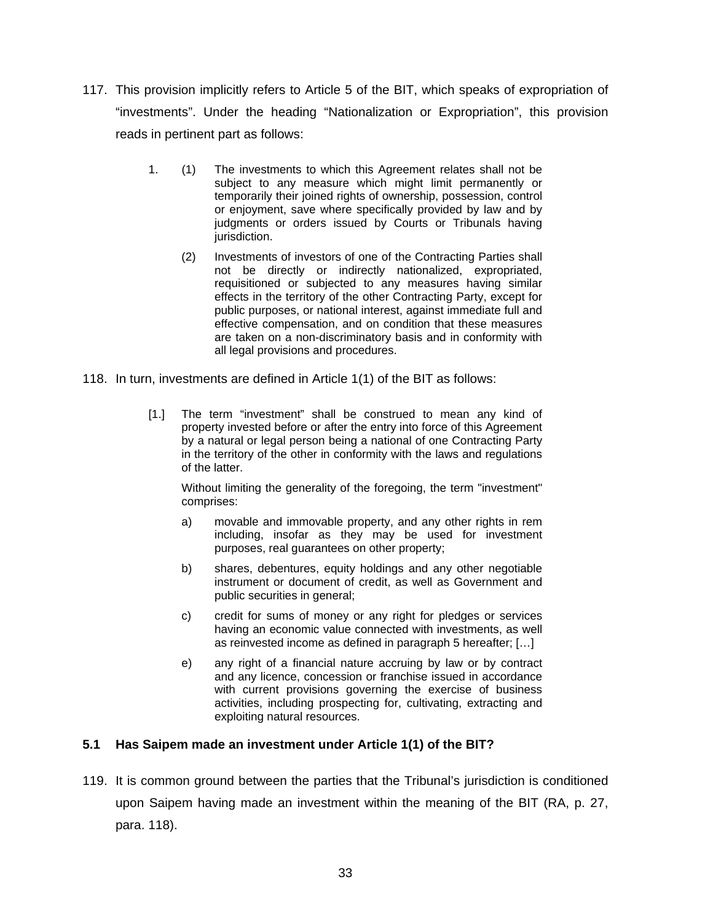117. This provision implicitly refers to Article 5 of the BIT, which speaks of expropriation of "investments". Under the heading "Nationalization or Expropriation", this provision reads in pertinent part as follows:

> 1. (1) The investments to which this Agreement relates shall not be subject to any measure which might limit permanently or temporarily their joined rights of ownership, possession, control or enjoyment, save where specifically provided by law and by judgments or orders issued by Courts or Tribunals having jurisdiction.
>
> (2) Investments of investors of one of the Contracting Parties shall not be directly or indirectly nationalized, expropriated, requisitioned or subjected to any measures having similar effects in the territory of the other Contracting Party, except for public purposes, or national interest, against immediate full and effective compensation, and on condition that these measures are taken on a non-discriminatory basis and in conformity with all legal provisions and procedures.

118. In turn, investments are defined in Article 1(1) of the BIT as follows:

> [1.] The term "investment" shall be construed to mean any kind of property invested before or after the entry into force of this Agreement by a natural or legal person being a national of one Contracting Party in the territory of the other in conformity with the laws and regulations of the latter.
>
> Without limiting the generality of the foregoing, the term "investment" comprises:
>
> a) movable and immovable property, and any other rights in rem including, insofar as they may be used for investment purposes, real guarantees on other property;
>
> b) shares, debentures, equity holdings and any other negotiable instrument or document of credit, as well as Government and public securities in general;
>
> c) credit for sums of money or any right for pledges or services having an economic value connected with investments, as well as reinvested income as defined in paragraph 5 hereafter; […]
>
> e) any right of a financial nature accruing by law or by contract and any licence, concession or franchise issued in accordance with current provisions governing the exercise of business activities, including prospecting for, cultivating, extracting and exploiting natural resources.

### 5.1 Has Saipem made an investment under Article 1(1) of the BIT?

119. It is common ground between the parties that the Tribunal's jurisdiction is conditioned upon Saipem having made an investment within the meaning of the BIT (RA, p. 27, para. 118).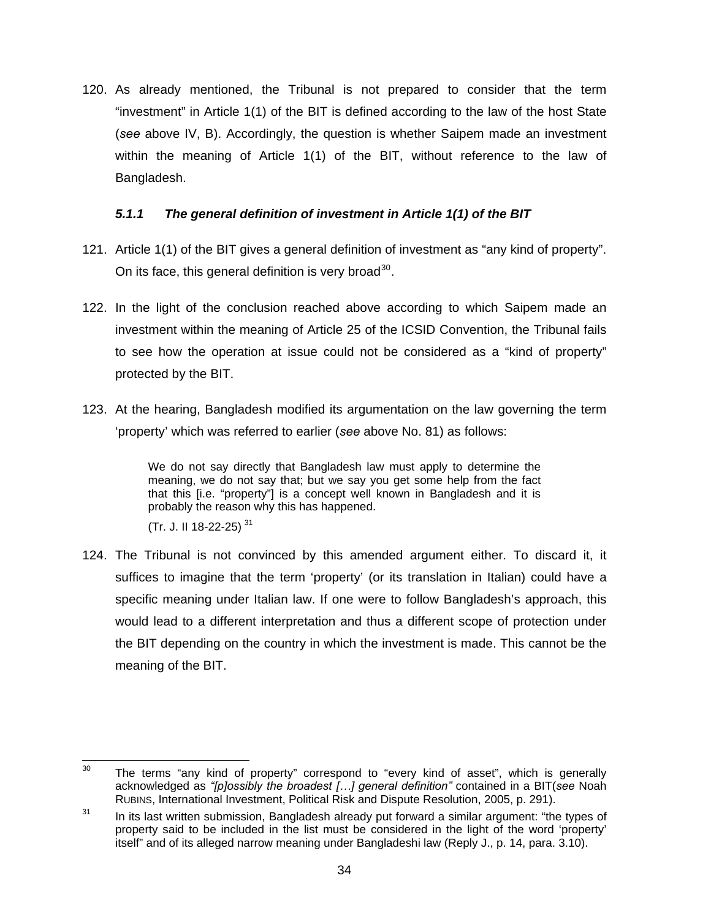120. As already mentioned, the Tribunal is not prepared to consider that the term "investment" in Article 1(1) of the BIT is defined according to the law of the host State (*see* above IV, B). Accordingly, the question is whether Saipem made an investment within the meaning of Article 1(1) of the BIT, without reference to the law of Bangladesh.

#### *5.1.1 The general definition of investment in Article 1(1) of the BIT*

121. Article 1(1) of the BIT gives a general definition of investment as "any kind of property". On its face, this general definition is very broad[30].

122. In the light of the conclusion reached above according to which Saipem made an investment within the meaning of Article 25 of the ICSID Convention, the Tribunal fails to see how the operation at issue could not be considered as a "kind of property" protected by the BIT.

123. At the hearing, Bangladesh modified its argumentation on the law governing the term 'property' which was referred to earlier (*see* above No. 81) as follows:

> We do not say directly that Bangladesh law must apply to determine the meaning, we do not say that; but we say you get some help from the fact that this [i.e. "property"] is a concept well known in Bangladesh and it is probably the reason why this has happened.
>
> (Tr. J. II 18-22-25) [31]

124. The Tribunal is not convinced by this amended argument either. To discard it, it suffices to imagine that the term 'property' (or its translation in Italian) could have a specific meaning under Italian law. If one were to follow Bangladesh's approach, this would lead to a different interpretation and thus a different scope of protection under the BIT depending on the country in which the investment is made. This cannot be the meaning of the BIT.

---

[30] The terms "any kind of property" correspond to "every kind of asset", which is generally acknowledged as *"[p]ossibly the broadest […] general definition"* contained in a BIT(*see* Noah RUBINS, International Investment, Political Risk and Dispute Resolution, 2005, p. 291).

[31] In its last written submission, Bangladesh already put forward a similar argument: "the types of property said to be included in the list must be considered in the light of the word 'property' itself" and of its alleged narrow meaning under Bangladeshi law (Reply J., p. 14, para. 3.10).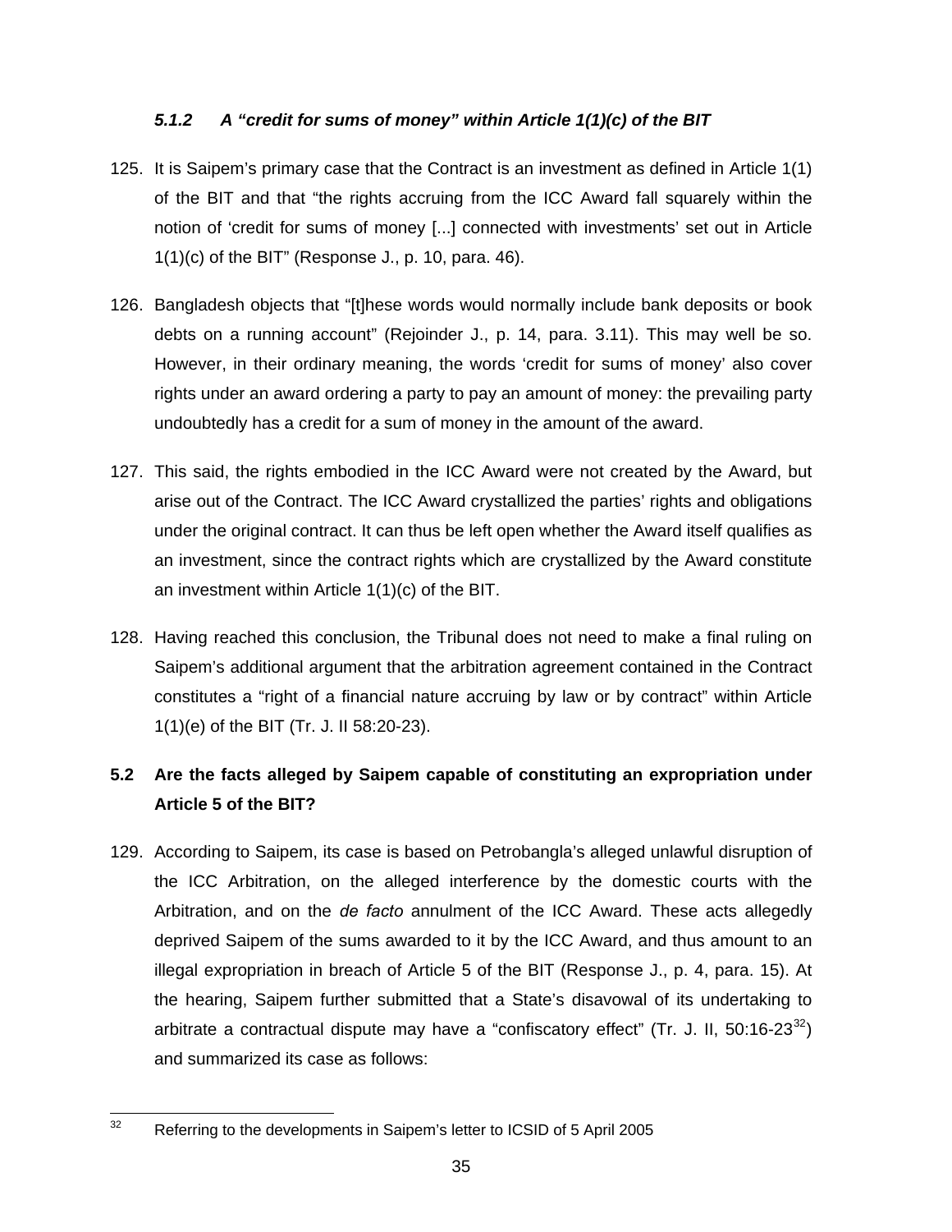#### *5.1.2 A "credit for sums of money" within Article 1(1)(c) of the BIT*

125. It is Saipem's primary case that the Contract is an investment as defined in Article 1(1) of the BIT and that "the rights accruing from the ICC Award fall squarely within the notion of 'credit for sums of money [...] connected with investments' set out in Article 1(1)(c) of the BIT" (Response J., p. 10, para. 46).

126. Bangladesh objects that "[t]hese words would normally include bank deposits or book debts on a running account" (Rejoinder J., p. 14, para. 3.11). This may well be so. However, in their ordinary meaning, the words 'credit for sums of money' also cover rights under an award ordering a party to pay an amount of money: the prevailing party undoubtedly has a credit for a sum of money in the amount of the award.

127. This said, the rights embodied in the ICC Award were not created by the Award, but arise out of the Contract. The ICC Award crystallized the parties' rights and obligations under the original contract. It can thus be left open whether the Award itself qualifies as an investment, since the contract rights which are crystallized by the Award constitute an investment within Article 1(1)(c) of the BIT.

128. Having reached this conclusion, the Tribunal does not need to make a final ruling on Saipem's additional argument that the arbitration agreement contained in the Contract constitutes a "right of a financial nature accruing by law or by contract" within Article 1(1)(e) of the BIT (Tr. J. II 58:20-23).

### 5.2 Are the facts alleged by Saipem capable of constituting an expropriation under Article 5 of the BIT?

129. According to Saipem, its case is based on Petrobangla's alleged unlawful disruption of the ICC Arbitration, on the alleged interference by the domestic courts with the Arbitration, and on the *de facto* annulment of the ICC Award. These acts allegedly deprived Saipem of the sums awarded to it by the ICC Award, and thus amount to an illegal expropriation in breach of Article 5 of the BIT (Response J., p. 4, para. 15). At the hearing, Saipem further submitted that a State's disavowal of its undertaking to arbitrate a contractual dispute may have a "confiscatory effect" (Tr. J. II, 50:16-23[32]) and summarized its case as follows:

---

[32] Referring to the developments in Saipem's letter to ICSID of 5 April 2005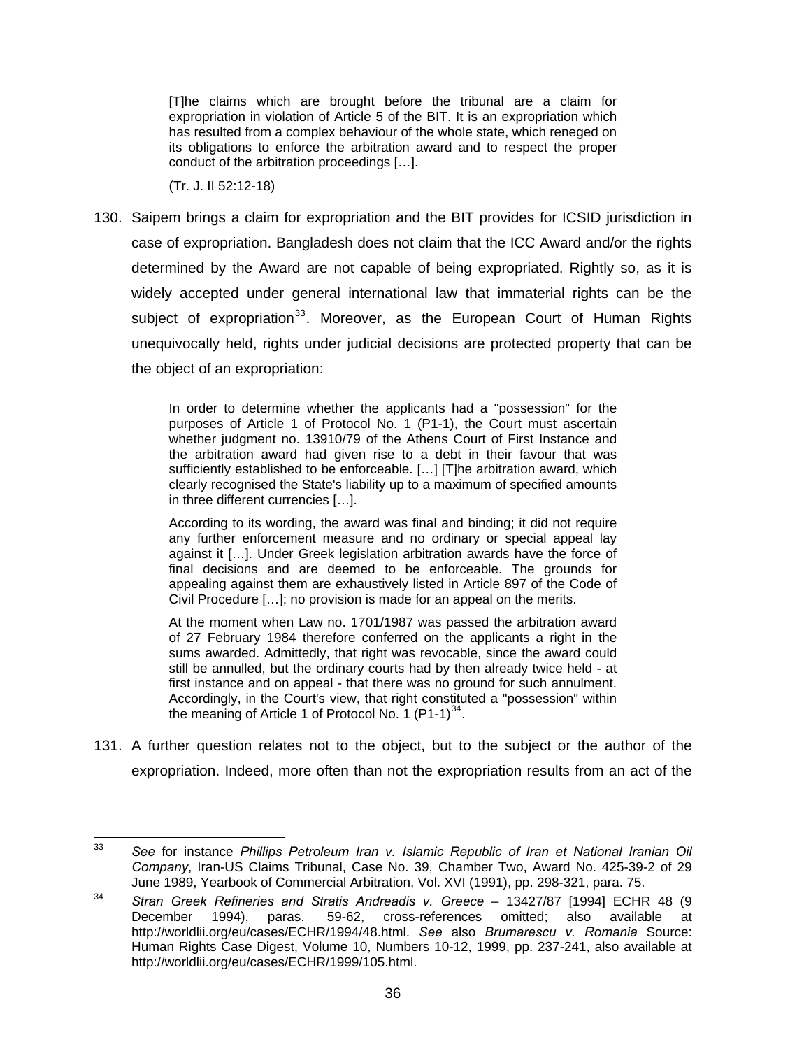> [T]he claims which are brought before the tribunal are a claim for expropriation in violation of Article 5 of the BIT. It is an expropriation which has resulted from a complex behaviour of the whole state, which reneged on its obligations to enforce the arbitration award and to respect the proper conduct of the arbitration proceedings […].
>
> (Tr. J. II 52:12-18)

130. Saipem brings a claim for expropriation and the BIT provides for ICSID jurisdiction in case of expropriation. Bangladesh does not claim that the ICC Award and/or the rights determined by the Award are not capable of being expropriated. Rightly so, as it is widely accepted under general international law that immaterial rights can be the subject of expropriation[33]. Moreover, as the European Court of Human Rights unequivocally held, rights under judicial decisions are protected property that can be the object of an expropriation:

> In order to determine whether the applicants had a "possession" for the purposes of Article 1 of Protocol No. 1 (P1-1), the Court must ascertain whether judgment no. 13910/79 of the Athens Court of First Instance and the arbitration award had given rise to a debt in their favour that was sufficiently established to be enforceable. […] [T]he arbitration award, which clearly recognised the State's liability up to a maximum of specified amounts in three different currencies […].
>
> According to its wording, the award was final and binding; it did not require any further enforcement measure and no ordinary or special appeal lay against it […]. Under Greek legislation arbitration awards have the force of final decisions and are deemed to be enforceable. The grounds for appealing against them are exhaustively listed in Article 897 of the Code of Civil Procedure […]; no provision is made for an appeal on the merits.
>
> At the moment when Law no. 1701/1987 was passed the arbitration award of 27 February 1984 therefore conferred on the applicants a right in the sums awarded. Admittedly, that right was revocable, since the award could still be annulled, but the ordinary courts had by then already twice held - at first instance and on appeal - that there was no ground for such annulment. Accordingly, in the Court's view, that right constituted a "possession" within the meaning of Article 1 of Protocol No. 1 (P1-1)[34].

131. A further question relates not to the object, but to the subject or the author of the expropriation. Indeed, more often than not the expropriation results from an act of the

---

[33] *See* for instance *Phillips Petroleum Iran v. Islamic Republic of Iran et National Iranian Oil Company*, Iran-US Claims Tribunal, Case No. 39, Chamber Two, Award No. 425-39-2 of 29 June 1989, Yearbook of Commercial Arbitration, Vol. XVI (1991), pp. 298-321, para. 75.

[34] *Stran Greek Refineries and Stratis Andreadis v. Greece* – 13427/87 [1994] ECHR 48 (9 December 1994), paras. 59-62, cross-references omitted; also available at http://worldlii.org/eu/cases/ECHR/1994/48.html. *See* also *Brumarescu v. Romania* Source: Human Rights Case Digest, Volume 10, Numbers 10-12, 1999, pp. 237-241, also available at http://worldlii.org/eu/cases/ECHR/1999/105.html.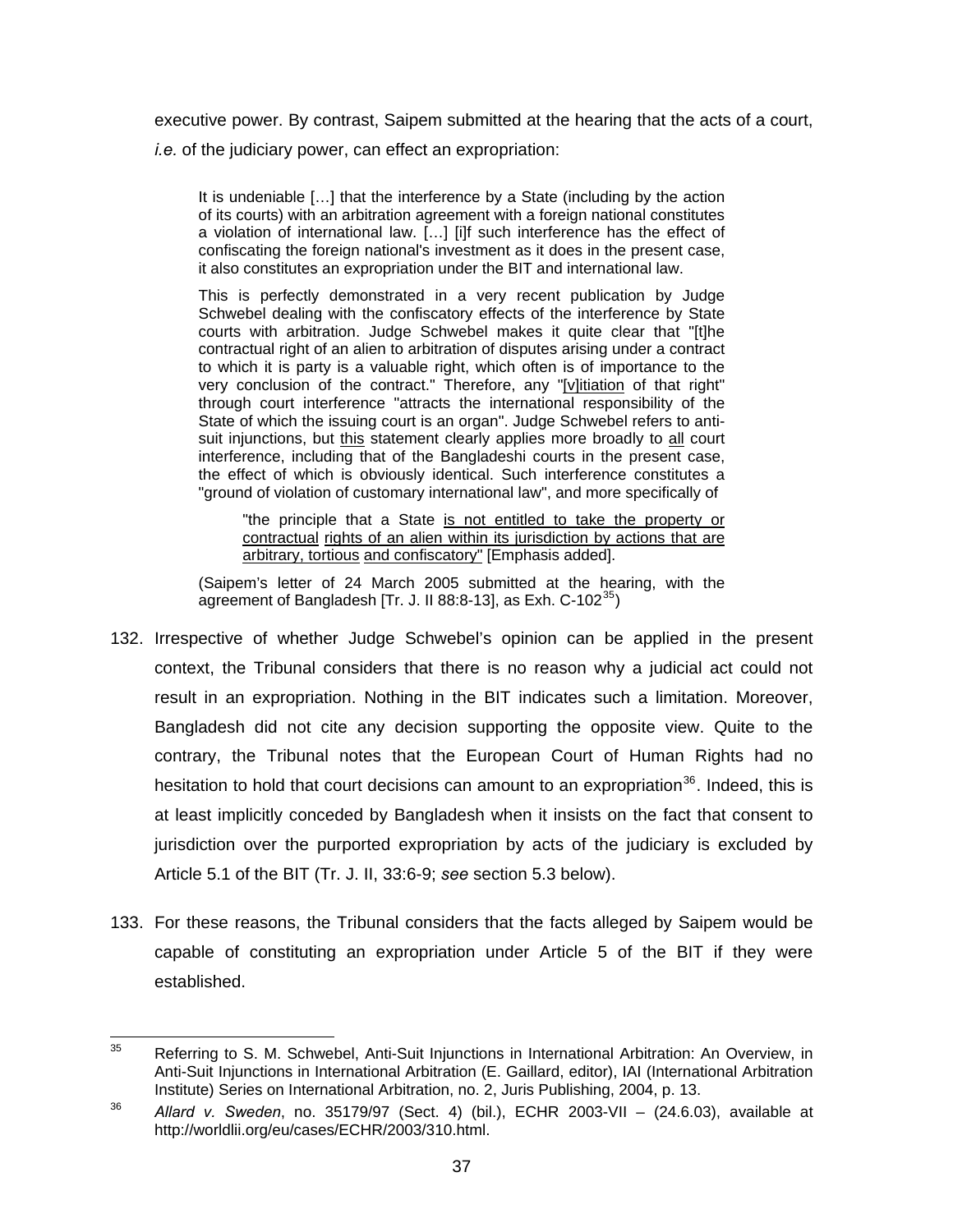executive power. By contrast, Saipem submitted at the hearing that the acts of a court, *i.e.* of the judiciary power, can effect an expropriation:

> It is undeniable […] that the interference by a State (including by the action of its courts) with an arbitration agreement with a foreign national constitutes a violation of international law. […] [i]f such interference has the effect of confiscating the foreign national's investment as it does in the present case, it also constitutes an expropriation under the BIT and international law.
>
> This is perfectly demonstrated in a very recent publication by Judge Schwebel dealing with the confiscatory effects of the interference by State courts with arbitration. Judge Schwebel makes it quite clear that "[t]he contractual right of an alien to arbitration of disputes arising under a contract to which it is party is a valuable right, which often is of importance to the very conclusion of the contract." Therefore, any "<u>[v]itiation</u> of that right" through court interference "attracts the international responsibility of the State of which the issuing court is an organ". Judge Schwebel refers to anti-suit injunctions, but <u>this</u> statement clearly applies more broadly to <u>all</u> court interference, including that of the Bangladeshi courts in the present case, the effect of which is obviously identical. Such interference constitutes a "ground of violation of customary international law", and more specifically of
>
> > "the principle that a State <u>is not entitled to take the property or contractual</u> <u>rights of an alien within its jurisdiction by actions that are arbitrary, tortious</u> <u>and confiscatory</u>" [Emphasis added].
>
> (Saipem's letter of 24 March 2005 submitted at the hearing, with the agreement of Bangladesh [Tr. J. II 88:8-13], as Exh. C-102[35])

132. Irrespective of whether Judge Schwebel's opinion can be applied in the present context, the Tribunal considers that there is no reason why a judicial act could not result in an expropriation. Nothing in the BIT indicates such a limitation. Moreover, Bangladesh did not cite any decision supporting the opposite view. Quite to the contrary, the Tribunal notes that the European Court of Human Rights had no hesitation to hold that court decisions can amount to an expropriation[36]. Indeed, this is at least implicitly conceded by Bangladesh when it insists on the fact that consent to jurisdiction over the purported expropriation by acts of the judiciary is excluded by Article 5.1 of the BIT (Tr. J. II, 33:6-9; *see* section 5.3 below).

133. For these reasons, the Tribunal considers that the facts alleged by Saipem would be capable of constituting an expropriation under Article 5 of the BIT if they were established.

---

[35] Referring to S. M. Schwebel, Anti-Suit Injunctions in International Arbitration: An Overview, in Anti-Suit Injunctions in International Arbitration (E. Gaillard, editor), IAI (International Arbitration Institute) Series on International Arbitration, no. 2, Juris Publishing, 2004, p. 13.

[36] *Allard v. Sweden*, no. 35179/97 (Sect. 4) (bil.), ECHR 2003-VII – (24.6.03), available at http://worldlii.org/eu/cases/ECHR/2003/310.html.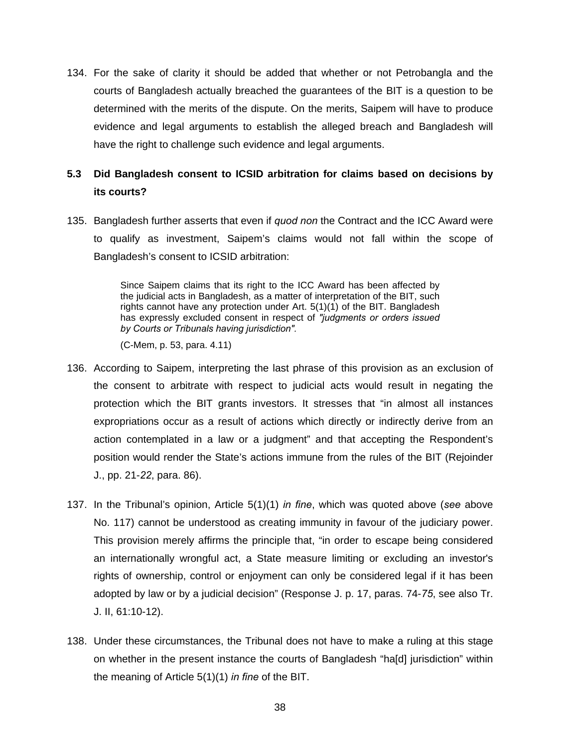134. For the sake of clarity it should be added that whether or not Petrobangla and the courts of Bangladesh actually breached the guarantees of the BIT is a question to be determined with the merits of the dispute. On the merits, Saipem will have to produce evidence and legal arguments to establish the alleged breach and Bangladesh will have the right to challenge such evidence and legal arguments.

### 5.3 Did Bangladesh consent to ICSID arbitration for claims based on decisions by its courts?

135. Bangladesh further asserts that even if *quod non* the Contract and the ICC Award were to qualify as investment, Saipem's claims would not fall within the scope of Bangladesh's consent to ICSID arbitration:

> Since Saipem claims that its right to the ICC Award has been affected by the judicial acts in Bangladesh, as a matter of interpretation of the BIT, such rights cannot have any protection under Art. 5(1)(1) of the BIT. Bangladesh has expressly excluded consent in respect of *"judgments or orders issued by Courts or Tribunals having jurisdiction".*
>
> (C-Mem, p. 53, para. 4.11)

136. According to Saipem, interpreting the last phrase of this provision as an exclusion of the consent to arbitrate with respect to judicial acts would result in negating the protection which the BIT grants investors. It stresses that "in almost all instances expropriations occur as a result of actions which directly or indirectly derive from an action contemplated in a law or a judgment" and that accepting the Respondent's position would render the State's actions immune from the rules of the BIT (Rejoinder J., pp. 21-*22*, para. 86).

137. In the Tribunal's opinion, Article 5(1)(1) *in fine*, which was quoted above (*see* above No. 117) cannot be understood as creating immunity in favour of the judiciary power. This provision merely affirms the principle that, "in order to escape being considered an internationally wrongful act, a State measure limiting or excluding an investor's rights of ownership, control or enjoyment can only be considered legal if it has been adopted by law or by a judicial decision" (Response J. p. 17, paras. 74-*75*, see also Tr. J. II, 61:10-12).

138. Under these circumstances, the Tribunal does not have to make a ruling at this stage on whether in the present instance the courts of Bangladesh "ha[d] jurisdiction" within the meaning of Article 5(1)(1) *in fine* of the BIT.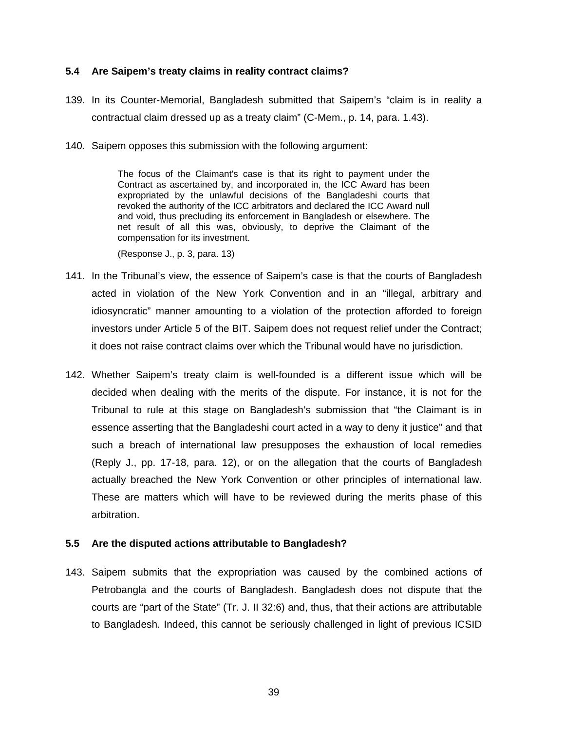### 5.4 Are Saipem's treaty claims in reality contract claims?

139. In its Counter-Memorial, Bangladesh submitted that Saipem's "claim is in reality a contractual claim dressed up as a treaty claim" (C-Mem., p. 14, para. 1.43).

140. Saipem opposes this submission with the following argument:

> The focus of the Claimant's case is that its right to payment under the Contract as ascertained by, and incorporated in, the ICC Award has been expropriated by the unlawful decisions of the Bangladeshi courts that revoked the authority of the ICC arbitrators and declared the ICC Award null and void, thus precluding its enforcement in Bangladesh or elsewhere. The net result of all this was, obviously, to deprive the Claimant of the compensation for its investment.
>
> (Response J., p. 3, para. 13)

141. In the Tribunal's view, the essence of Saipem's case is that the courts of Bangladesh acted in violation of the New York Convention and in an "illegal, arbitrary and idiosyncratic" manner amounting to a violation of the protection afforded to foreign investors under Article 5 of the BIT. Saipem does not request relief under the Contract; it does not raise contract claims over which the Tribunal would have no jurisdiction.

142. Whether Saipem's treaty claim is well-founded is a different issue which will be decided when dealing with the merits of the dispute. For instance, it is not for the Tribunal to rule at this stage on Bangladesh's submission that "the Claimant is in essence asserting that the Bangladeshi court acted in a way to deny it justice" and that such a breach of international law presupposes the exhaustion of local remedies (Reply J., pp. 17-18, para. 12), or on the allegation that the courts of Bangladesh actually breached the New York Convention or other principles of international law. These are matters which will have to be reviewed during the merits phase of this arbitration.

### 5.5 Are the disputed actions attributable to Bangladesh?

143. Saipem submits that the expropriation was caused by the combined actions of Petrobangla and the courts of Bangladesh. Bangladesh does not dispute that the courts are "part of the State" (Tr. J. II 32:6) and, thus, that their actions are attributable to Bangladesh. Indeed, this cannot be seriously challenged in light of previous ICSID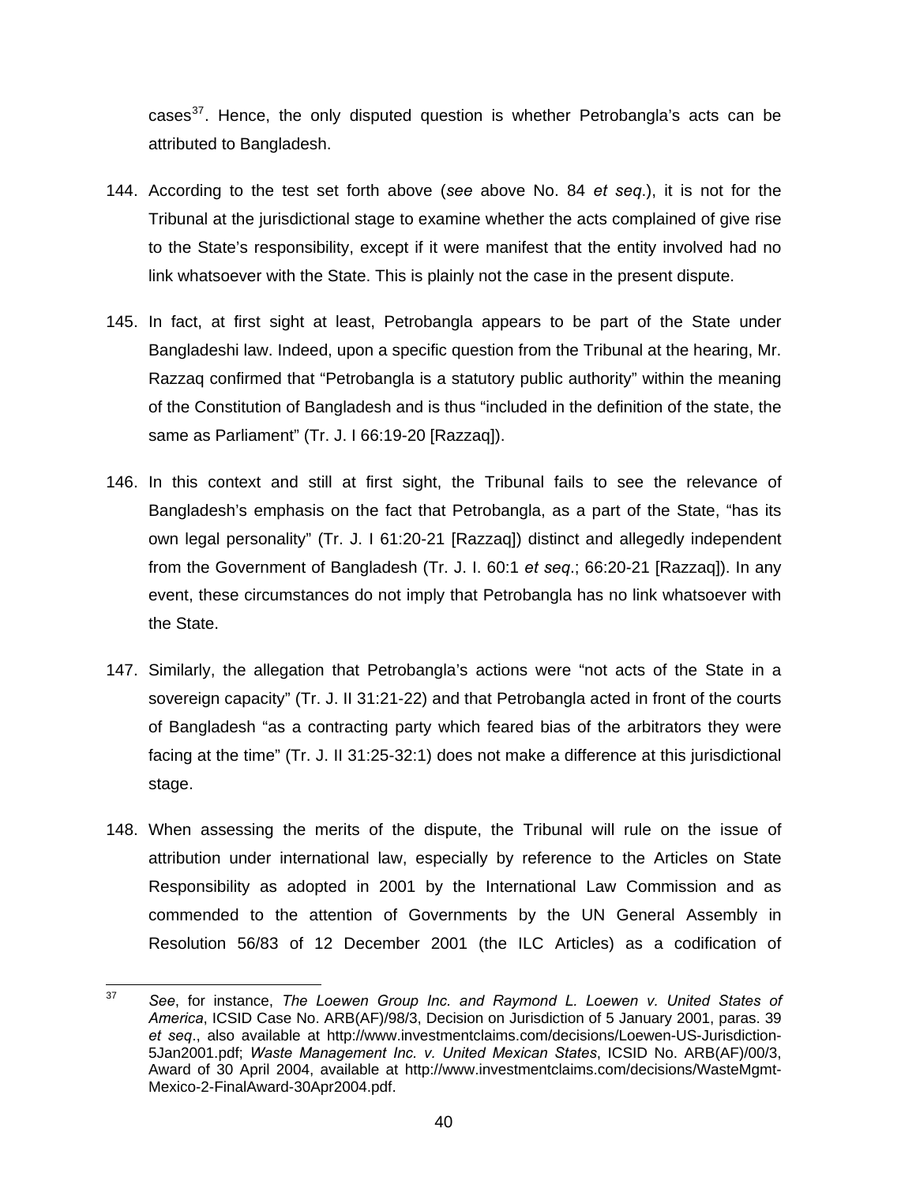cases[37]. Hence, the only disputed question is whether Petrobangla's acts can be attributed to Bangladesh.

144. According to the test set forth above (*see* above No. 84 *et seq*.), it is not for the Tribunal at the jurisdictional stage to examine whether the acts complained of give rise to the State's responsibility, except if it were manifest that the entity involved had no link whatsoever with the State. This is plainly not the case in the present dispute.

145. In fact, at first sight at least, Petrobangla appears to be part of the State under Bangladeshi law. Indeed, upon a specific question from the Tribunal at the hearing, Mr. Razzaq confirmed that "Petrobangla is a statutory public authority" within the meaning of the Constitution of Bangladesh and is thus "included in the definition of the state, the same as Parliament" (Tr. J. I 66:19-20 [Razzaq]).

146. In this context and still at first sight, the Tribunal fails to see the relevance of Bangladesh's emphasis on the fact that Petrobangla, as a part of the State, "has its own legal personality" (Tr. J. I 61:20-21 [Razzaq]) distinct and allegedly independent from the Government of Bangladesh (Tr. J. I. 60:1 *et seq*.; 66:20-21 [Razzaq]). In any event, these circumstances do not imply that Petrobangla has no link whatsoever with the State.

147. Similarly, the allegation that Petrobangla's actions were "not acts of the State in a sovereign capacity" (Tr. J. II 31:21-22) and that Petrobangla acted in front of the courts of Bangladesh "as a contracting party which feared bias of the arbitrators they were facing at the time" (Tr. J. II 31:25-32:1) does not make a difference at this jurisdictional stage.

148. When assessing the merits of the dispute, the Tribunal will rule on the issue of attribution under international law, especially by reference to the Articles on State Responsibility as adopted in 2001 by the International Law Commission and as commended to the attention of Governments by the UN General Assembly in Resolution 56/83 of 12 December 2001 (the ILC Articles) as a codification of

---

[37] *See*, for instance, *The Loewen Group Inc. and Raymond L. Loewen v. United States of America*, ICSID Case No. ARB(AF)/98/3, Decision on Jurisdiction of 5 January 2001, paras. 39 *et seq*., also available at http://www.investmentclaims.com/decisions/Loewen-US-Jurisdiction-5Jan2001.pdf; *Waste Management Inc. v. United Mexican States*, ICSID No. ARB(AF)/00/3, Award of 30 April 2004, available at http://www.investmentclaims.com/decisions/WasteMgmt-Mexico-2-FinalAward-30Apr2004.pdf.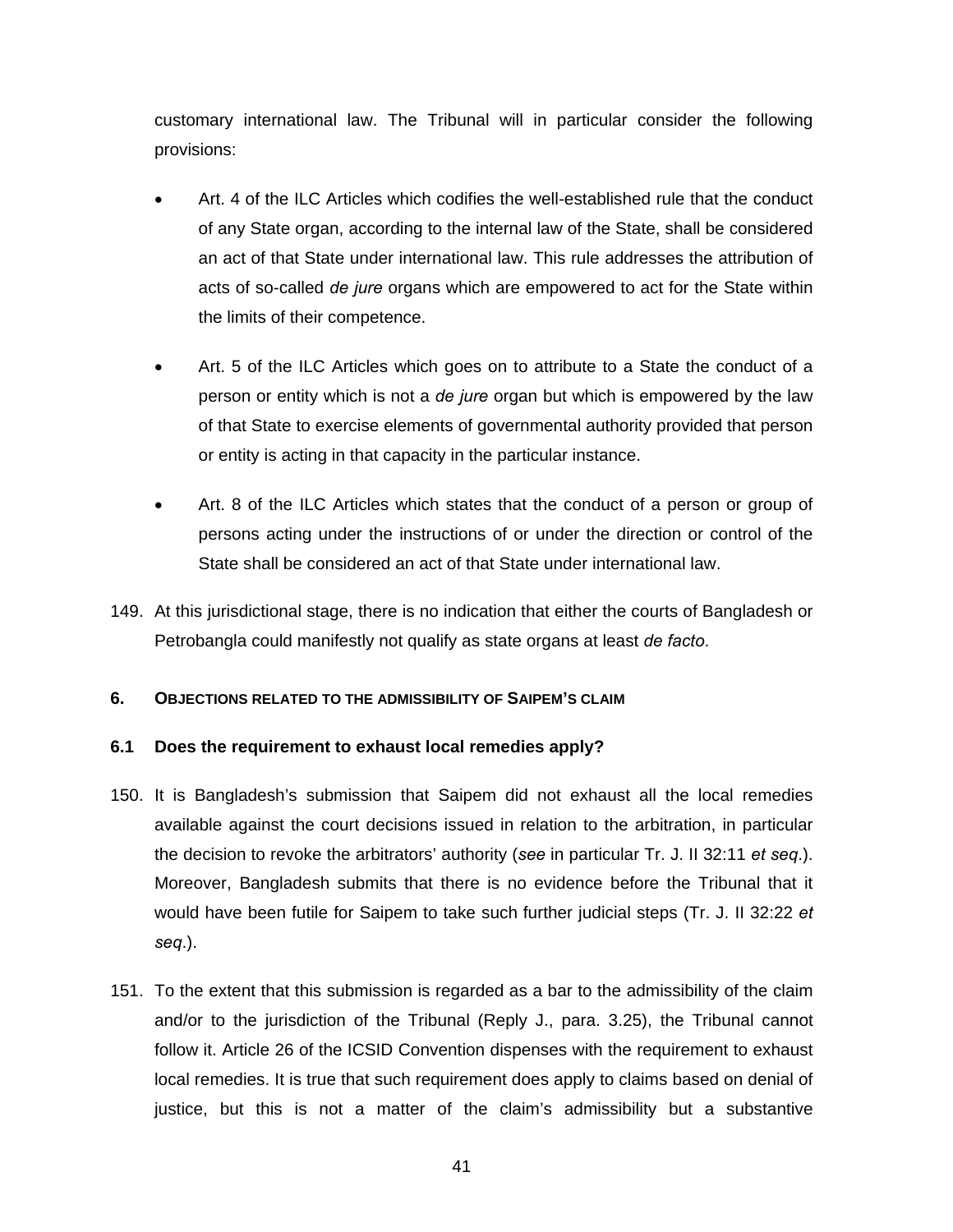customary international law. The Tribunal will in particular consider the following provisions:

- Art. 4 of the ILC Articles which codifies the well-established rule that the conduct of any State organ, according to the internal law of the State, shall be considered an act of that State under international law. This rule addresses the attribution of acts of so-called *de jure* organs which are empowered to act for the State within the limits of their competence.

- Art. 5 of the ILC Articles which goes on to attribute to a State the conduct of a person or entity which is not a *de jure* organ but which is empowered by the law of that State to exercise elements of governmental authority provided that person or entity is acting in that capacity in the particular instance.

- Art. 8 of the ILC Articles which states that the conduct of a person or group of persons acting under the instructions of or under the direction or control of the State shall be considered an act of that State under international law.

149. At this jurisdictional stage, there is no indication that either the courts of Bangladesh or Petrobangla could manifestly not qualify as state organs at least *de facto*.

## 6. OBJECTIONS RELATED TO THE ADMISSIBILITY OF SAIPEM'S CLAIM

### 6.1 Does the requirement to exhaust local remedies apply?

150. It is Bangladesh's submission that Saipem did not exhaust all the local remedies available against the court decisions issued in relation to the arbitration, in particular the decision to revoke the arbitrators' authority (*see* in particular Tr. J. II 32:11 *et seq*.). Moreover, Bangladesh submits that there is no evidence before the Tribunal that it would have been futile for Saipem to take such further judicial steps (Tr. J. II 32:22 *et seq*.).

151. To the extent that this submission is regarded as a bar to the admissibility of the claim and/or to the jurisdiction of the Tribunal (Reply J., para. 3.25), the Tribunal cannot follow it. Article 26 of the ICSID Convention dispenses with the requirement to exhaust local remedies. It is true that such requirement does apply to claims based on denial of justice, but this is not a matter of the claim's admissibility but a substantive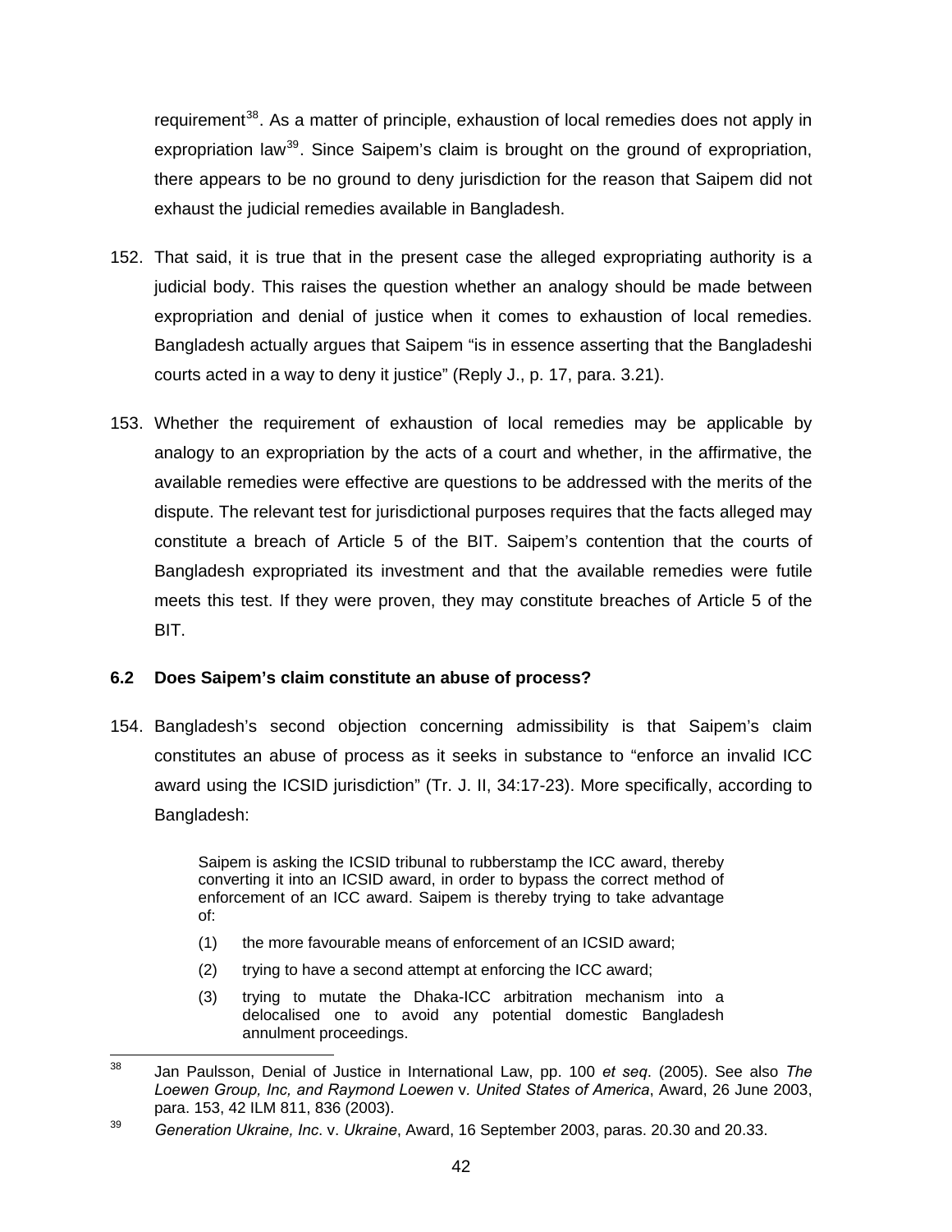requirement[38]. As a matter of principle, exhaustion of local remedies does not apply in expropriation law[39]. Since Saipem's claim is brought on the ground of expropriation, there appears to be no ground to deny jurisdiction for the reason that Saipem did not exhaust the judicial remedies available in Bangladesh.

152. That said, it is true that in the present case the alleged expropriating authority is a judicial body. This raises the question whether an analogy should be made between expropriation and denial of justice when it comes to exhaustion of local remedies. Bangladesh actually argues that Saipem "is in essence asserting that the Bangladeshi courts acted in a way to deny it justice" (Reply J., p. 17, para. 3.21).

153. Whether the requirement of exhaustion of local remedies may be applicable by analogy to an expropriation by the acts of a court and whether, in the affirmative, the available remedies were effective are questions to be addressed with the merits of the dispute. The relevant test for jurisdictional purposes requires that the facts alleged may constitute a breach of Article 5 of the BIT. Saipem's contention that the courts of Bangladesh expropriated its investment and that the available remedies were futile meets this test. If they were proven, they may constitute breaches of Article 5 of the BIT.

### 6.2 Does Saipem's claim constitute an abuse of process?

154. Bangladesh's second objection concerning admissibility is that Saipem's claim constitutes an abuse of process as it seeks in substance to "enforce an invalid ICC award using the ICSID jurisdiction" (Tr. J. II, 34:17-23). More specifically, according to Bangladesh:

> Saipem is asking the ICSID tribunal to rubberstamp the ICC award, thereby converting it into an ICSID award, in order to bypass the correct method of enforcement of an ICC award. Saipem is thereby trying to take advantage of:
>
> (1) the more favourable means of enforcement of an ICSID award;
>
> (2) trying to have a second attempt at enforcing the ICC award;
>
> (3) trying to mutate the Dhaka-ICC arbitration mechanism into a delocalised one to avoid any potential domestic Bangladesh annulment proceedings.

---

[38] Jan Paulsson, Denial of Justice in International Law, pp. 100 *et seq*. (2005). See also *The Loewen Group, Inc, and Raymond Loewen* v. *United States of America*, Award, 26 June 2003, para. 153, 42 ILM 811, 836 (2003).

[39] *Generation Ukraine, Inc*. v. *Ukraine*, Award, 16 September 2003, paras. 20.30 and 20.33.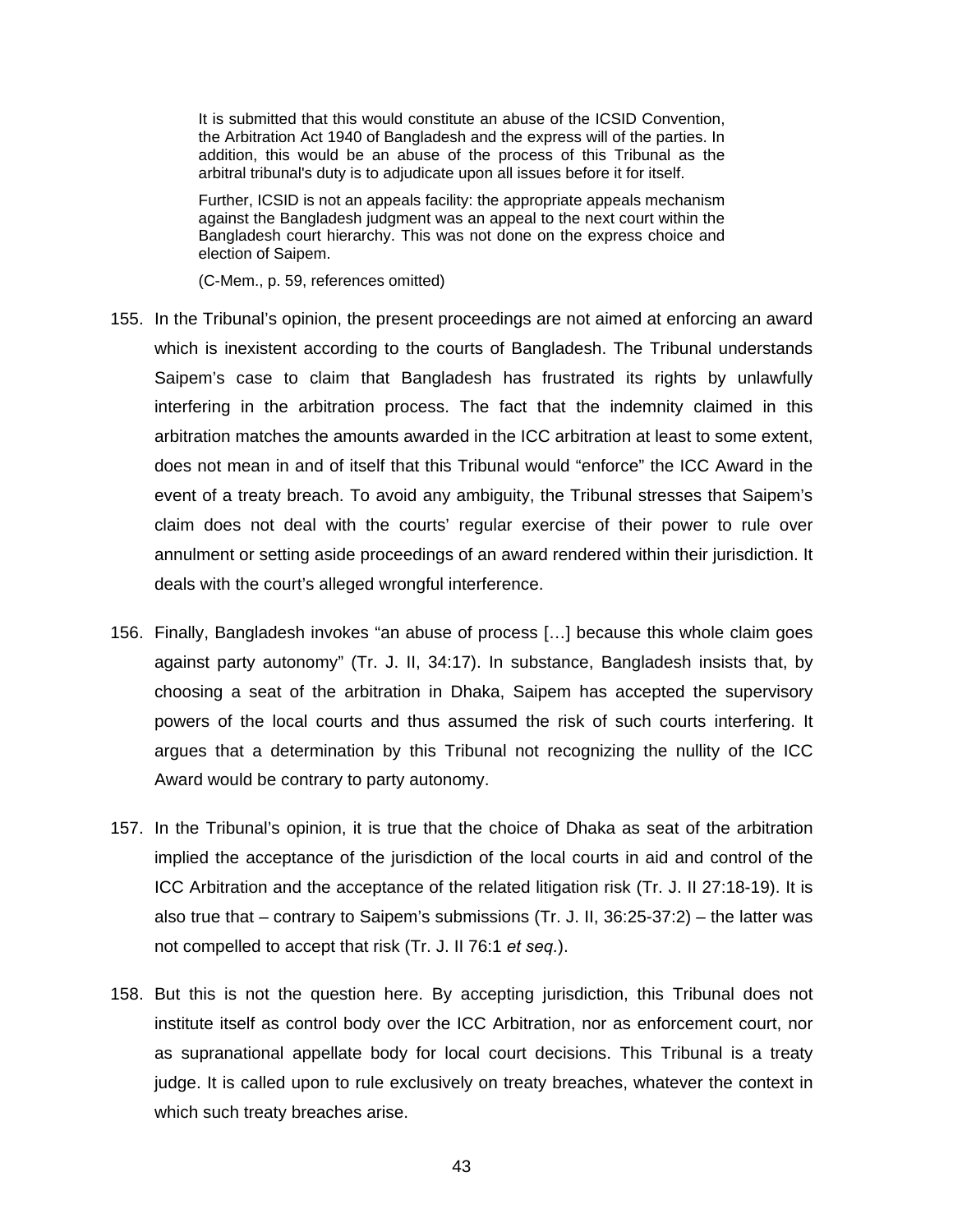> It is submitted that this would constitute an abuse of the ICSID Convention, the Arbitration Act 1940 of Bangladesh and the express will of the parties. In addition, this would be an abuse of the process of this Tribunal as the arbitral tribunal's duty is to adjudicate upon all issues before it for itself.
>
> Further, ICSID is not an appeals facility: the appropriate appeals mechanism against the Bangladesh judgment was an appeal to the next court within the Bangladesh court hierarchy. This was not done on the express choice and election of Saipem.
>
> (C-Mem., p. 59, references omitted)

155. In the Tribunal's opinion, the present proceedings are not aimed at enforcing an award which is inexistent according to the courts of Bangladesh. The Tribunal understands Saipem's case to claim that Bangladesh has frustrated its rights by unlawfully interfering in the arbitration process. The fact that the indemnity claimed in this arbitration matches the amounts awarded in the ICC arbitration at least to some extent, does not mean in and of itself that this Tribunal would "enforce" the ICC Award in the event of a treaty breach. To avoid any ambiguity, the Tribunal stresses that Saipem's claim does not deal with the courts' regular exercise of their power to rule over annulment or setting aside proceedings of an award rendered within their jurisdiction. It deals with the court's alleged wrongful interference.

156. Finally, Bangladesh invokes "an abuse of process […] because this whole claim goes against party autonomy" (Tr. J. II, 34:17). In substance, Bangladesh insists that, by choosing a seat of the arbitration in Dhaka, Saipem has accepted the supervisory powers of the local courts and thus assumed the risk of such courts interfering. It argues that a determination by this Tribunal not recognizing the nullity of the ICC Award would be contrary to party autonomy.

157. In the Tribunal's opinion, it is true that the choice of Dhaka as seat of the arbitration implied the acceptance of the jurisdiction of the local courts in aid and control of the ICC Arbitration and the acceptance of the related litigation risk (Tr. J. II 27:18-19). It is also true that – contrary to Saipem's submissions (Tr. J. II, 36:25-37:2) – the latter was not compelled to accept that risk (Tr. J. II 76:1 *et seq.*).

158. But this is not the question here. By accepting jurisdiction, this Tribunal does not institute itself as control body over the ICC Arbitration, nor as enforcement court, nor as supranational appellate body for local court decisions. This Tribunal is a treaty judge. It is called upon to rule exclusively on treaty breaches, whatever the context in which such treaty breaches arise.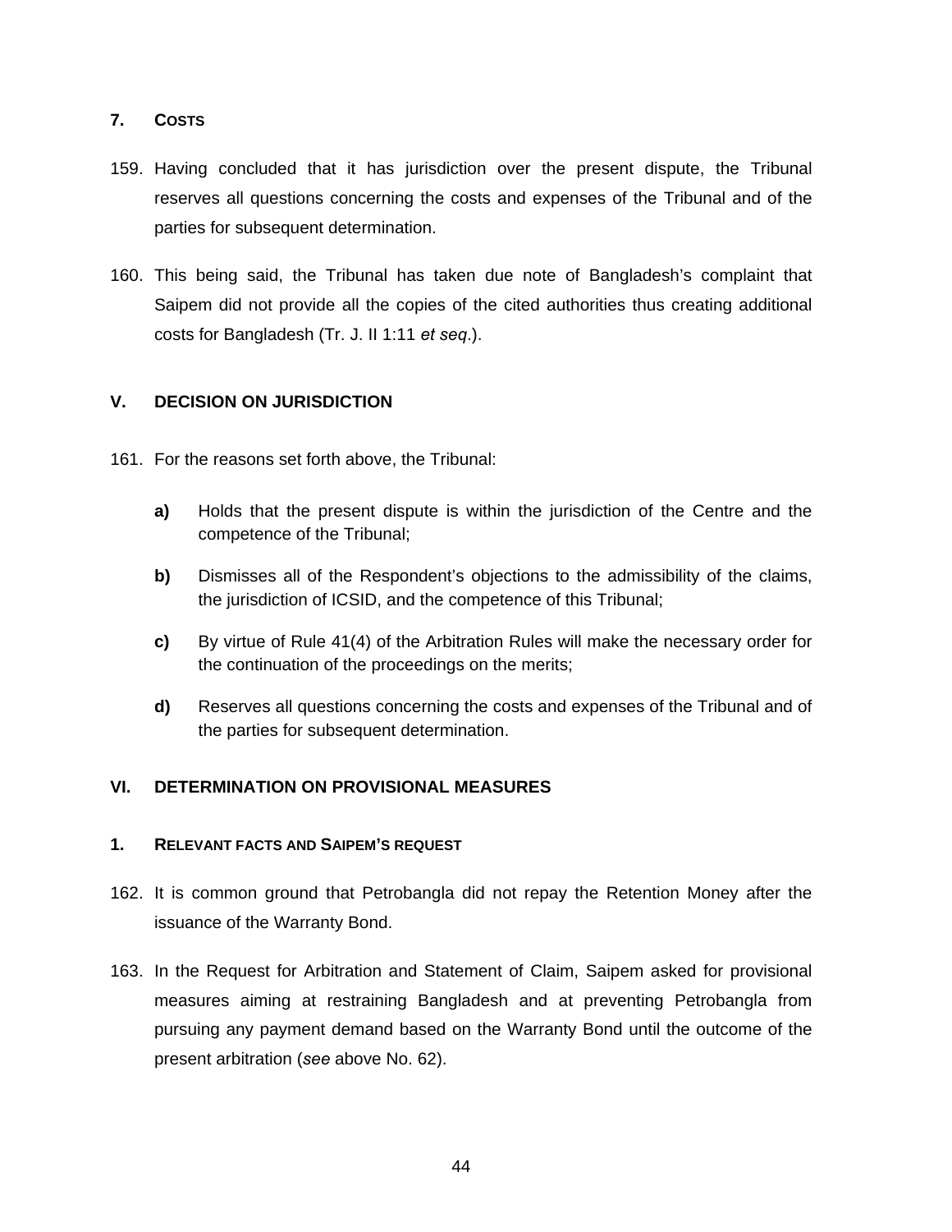### 7. COSTS

159. Having concluded that it has jurisdiction over the present dispute, the Tribunal reserves all questions concerning the costs and expenses of the Tribunal and of the parties for subsequent determination.

160. This being said, the Tribunal has taken due note of Bangladesh's complaint that Saipem did not provide all the copies of the cited authorities thus creating additional costs for Bangladesh (Tr. J. II 1:11 *et seq*.).

## V. DECISION ON JURISDICTION

161. For the reasons set forth above, the Tribunal:

   **a)** Holds that the present dispute is within the jurisdiction of the Centre and the competence of the Tribunal;

   **b)** Dismisses all of the Respondent's objections to the admissibility of the claims, the jurisdiction of ICSID, and the competence of this Tribunal;

   **c)** By virtue of Rule 41(4) of the Arbitration Rules will make the necessary order for the continuation of the proceedings on the merits;

   **d)** Reserves all questions concerning the costs and expenses of the Tribunal and of the parties for subsequent determination.

## VI. DETERMINATION ON PROVISIONAL MEASURES

### 1. RELEVANT FACTS AND SAIPEM'S REQUEST

162. It is common ground that Petrobangla did not repay the Retention Money after the issuance of the Warranty Bond.

163. In the Request for Arbitration and Statement of Claim, Saipem asked for provisional measures aiming at restraining Bangladesh and at preventing Petrobangla from pursuing any payment demand based on the Warranty Bond until the outcome of the present arbitration (*see* above No. 62).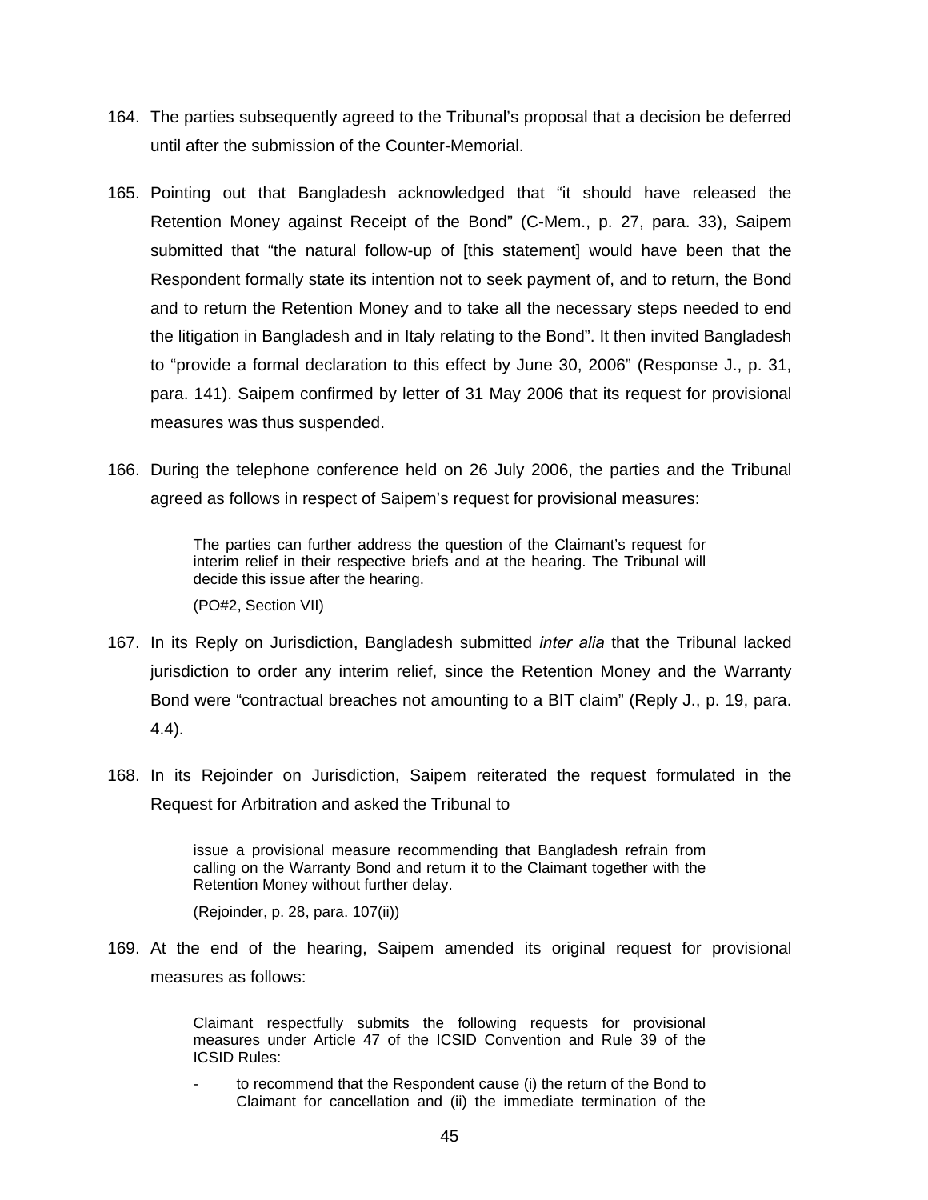164. The parties subsequently agreed to the Tribunal's proposal that a decision be deferred until after the submission of the Counter-Memorial.

165. Pointing out that Bangladesh acknowledged that "it should have released the Retention Money against Receipt of the Bond" (C-Mem., p. 27, para. 33), Saipem submitted that "the natural follow-up of [this statement] would have been that the Respondent formally state its intention not to seek payment of, and to return, the Bond and to return the Retention Money and to take all the necessary steps needed to end the litigation in Bangladesh and in Italy relating to the Bond". It then invited Bangladesh to "provide a formal declaration to this effect by June 30, 2006" (Response J., p. 31, para. 141). Saipem confirmed by letter of 31 May 2006 that its request for provisional measures was thus suspended.

166. During the telephone conference held on 26 July 2006, the parties and the Tribunal agreed as follows in respect of Saipem's request for provisional measures:

> The parties can further address the question of the Claimant's request for interim relief in their respective briefs and at the hearing. The Tribunal will decide this issue after the hearing.
>
> (PO#2, Section VII)

167. In its Reply on Jurisdiction, Bangladesh submitted *inter alia* that the Tribunal lacked jurisdiction to order any interim relief, since the Retention Money and the Warranty Bond were "contractual breaches not amounting to a BIT claim" (Reply J., p. 19, para. 4.4).

168. In its Rejoinder on Jurisdiction, Saipem reiterated the request formulated in the Request for Arbitration and asked the Tribunal to

> issue a provisional measure recommending that Bangladesh refrain from calling on the Warranty Bond and return it to the Claimant together with the Retention Money without further delay.
>
> (Rejoinder, p. 28, para. 107(ii))

169. At the end of the hearing, Saipem amended its original request for provisional measures as follows:

> Claimant respectfully submits the following requests for provisional measures under Article 47 of the ICSID Convention and Rule 39 of the ICSID Rules:
>
> - to recommend that the Respondent cause (i) the return of the Bond to Claimant for cancellation and (ii) the immediate termination of the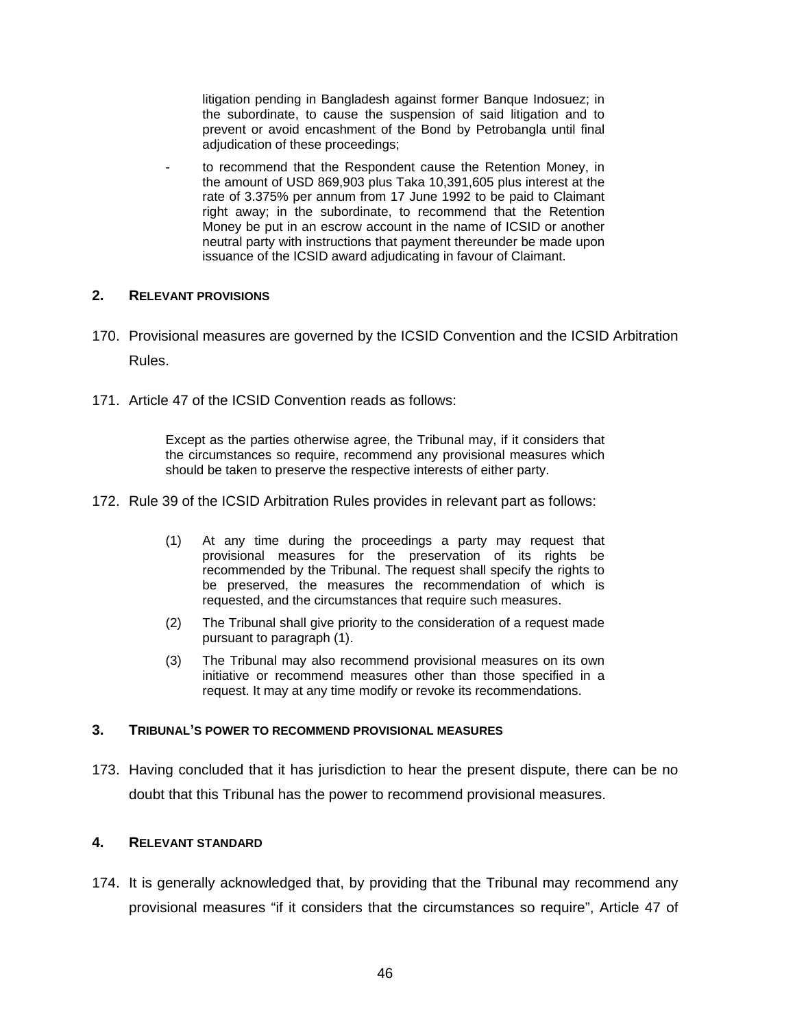litigation pending in Bangladesh against former Banque Indosuez; in the subordinate, to cause the suspension of said litigation and to prevent or avoid encashment of the Bond by Petrobangla until final adjudication of these proceedings;

- to recommend that the Respondent cause the Retention Money, in the amount of USD 869,903 plus Taka 10,391,605 plus interest at the rate of 3.375% per annum from 17 June 1992 to be paid to Claimant right away; in the subordinate, to recommend that the Retention Money be put in an escrow account in the name of ICSID or another neutral party with instructions that payment thereunder be made upon issuance of the ICSID award adjudicating in favour of Claimant.

## 2. RELEVANT PROVISIONS

170. Provisional measures are governed by the ICSID Convention and the ICSID Arbitration Rules.

171. Article 47 of the ICSID Convention reads as follows:

> Except as the parties otherwise agree, the Tribunal may, if it considers that the circumstances so require, recommend any provisional measures which should be taken to preserve the respective interests of either party.

172. Rule 39 of the ICSID Arbitration Rules provides in relevant part as follows:

> (1) At any time during the proceedings a party may request that provisional measures for the preservation of its rights be recommended by the Tribunal. The request shall specify the rights to be preserved, the measures the recommendation of which is requested, and the circumstances that require such measures.
>
> (2) The Tribunal shall give priority to the consideration of a request made pursuant to paragraph (1).
>
> (3) The Tribunal may also recommend provisional measures on its own initiative or recommend measures other than those specified in a request. It may at any time modify or revoke its recommendations.

## 3. TRIBUNAL'S POWER TO RECOMMEND PROVISIONAL MEASURES

173. Having concluded that it has jurisdiction to hear the present dispute, there can be no doubt that this Tribunal has the power to recommend provisional measures.

## 4. RELEVANT STANDARD

174. It is generally acknowledged that, by providing that the Tribunal may recommend any provisional measures "if it considers that the circumstances so require", Article 47 of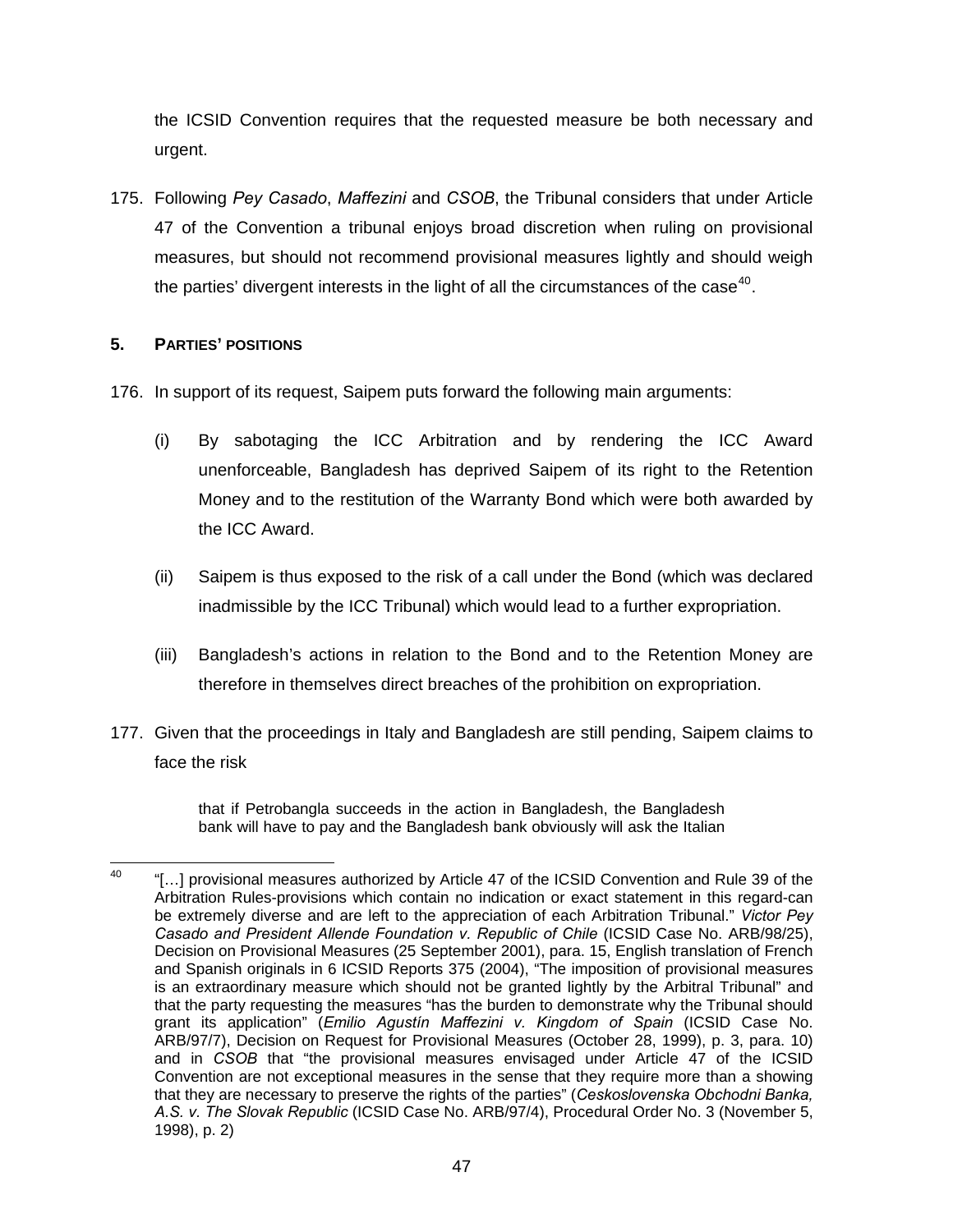the ICSID Convention requires that the requested measure be both necessary and urgent.

175. Following *Pey Casado*, *Maffezini* and *CSOB*, the Tribunal considers that under Article 47 of the Convention a tribunal enjoys broad discretion when ruling on provisional measures, but should not recommend provisional measures lightly and should weigh the parties' divergent interests in the light of all the circumstances of the case[40].

### 5. PARTIES' POSITIONS

176. In support of its request, Saipem puts forward the following main arguments:

(i) By sabotaging the ICC Arbitration and by rendering the ICC Award unenforceable, Bangladesh has deprived Saipem of its right to the Retention Money and to the restitution of the Warranty Bond which were both awarded by the ICC Award.

(ii) Saipem is thus exposed to the risk of a call under the Bond (which was declared inadmissible by the ICC Tribunal) which would lead to a further expropriation.

(iii) Bangladesh's actions in relation to the Bond and to the Retention Money are therefore in themselves direct breaches of the prohibition on expropriation.

177. Given that the proceedings in Italy and Bangladesh are still pending, Saipem claims to face the risk

> that if Petrobangla succeeds in the action in Bangladesh, the Bangladesh bank will have to pay and the Bangladesh bank obviously will ask the Italian

---

[40] "[…] provisional measures authorized by Article 47 of the ICSID Convention and Rule 39 of the Arbitration Rules-provisions which contain no indication or exact statement in this regard-can be extremely diverse and are left to the appreciation of each Arbitration Tribunal." *Victor Pey Casado and President Allende Foundation v. Republic of Chile* (ICSID Case No. ARB/98/25), Decision on Provisional Measures (25 September 2001), para. 15, English translation of French and Spanish originals in 6 ICSID Reports 375 (2004), "The imposition of provisional measures is an extraordinary measure which should not be granted lightly by the Arbitral Tribunal" and that the party requesting the measures "has the burden to demonstrate why the Tribunal should grant its application" (*Emilio Agustín Maffezini v. Kingdom of Spain* (ICSID Case No. ARB/97/7), Decision on Request for Provisional Measures (October 28, 1999), p. 3, para. 10) and in *CSOB* that "the provisional measures envisaged under Article 47 of the ICSID Convention are not exceptional measures in the sense that they require more than a showing that they are necessary to preserve the rights of the parties" (*Ceskoslovenska Obchodni Banka, A.S. v. The Slovak Republic* (ICSID Case No. ARB/97/4), Procedural Order No. 3 (November 5, 1998), p. 2)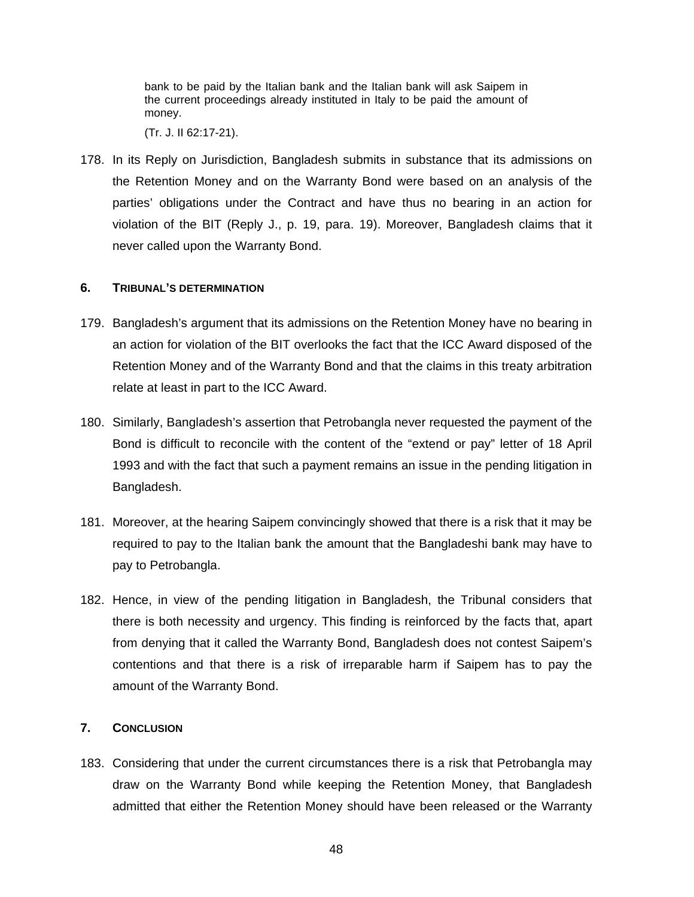> bank to be paid by the Italian bank and the Italian bank will ask Saipem in the current proceedings already instituted in Italy to be paid the amount of money.
>
> (Tr. J. II 62:17-21).

178. In its Reply on Jurisdiction, Bangladesh submits in substance that its admissions on the Retention Money and on the Warranty Bond were based on an analysis of the parties' obligations under the Contract and have thus no bearing in an action for violation of the BIT (Reply J., p. 19, para. 19). Moreover, Bangladesh claims that it never called upon the Warranty Bond.

### 6. TRIBUNAL'S DETERMINATION

179. Bangladesh's argument that its admissions on the Retention Money have no bearing in an action for violation of the BIT overlooks the fact that the ICC Award disposed of the Retention Money and of the Warranty Bond and that the claims in this treaty arbitration relate at least in part to the ICC Award.

180. Similarly, Bangladesh's assertion that Petrobangla never requested the payment of the Bond is difficult to reconcile with the content of the "extend or pay" letter of 18 April 1993 and with the fact that such a payment remains an issue in the pending litigation in Bangladesh.

181. Moreover, at the hearing Saipem convincingly showed that there is a risk that it may be required to pay to the Italian bank the amount that the Bangladeshi bank may have to pay to Petrobangla.

182. Hence, in view of the pending litigation in Bangladesh, the Tribunal considers that there is both necessity and urgency. This finding is reinforced by the facts that, apart from denying that it called the Warranty Bond, Bangladesh does not contest Saipem's contentions and that there is a risk of irreparable harm if Saipem has to pay the amount of the Warranty Bond.

### 7. CONCLUSION

183. Considering that under the current circumstances there is a risk that Petrobangla may draw on the Warranty Bond while keeping the Retention Money, that Bangladesh admitted that either the Retention Money should have been released or the Warranty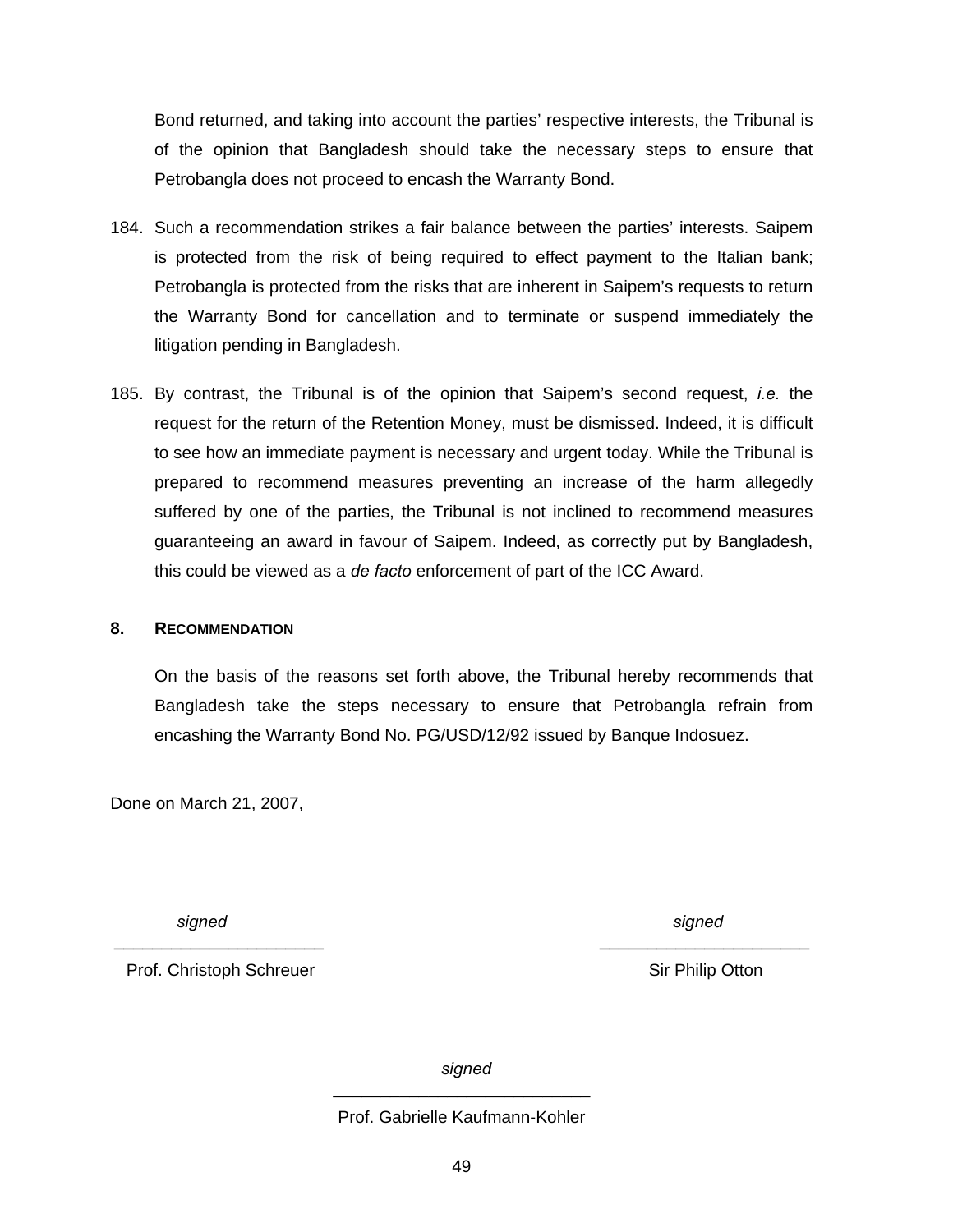Bond returned, and taking into account the parties' respective interests, the Tribunal is of the opinion that Bangladesh should take the necessary steps to ensure that Petrobangla does not proceed to encash the Warranty Bond.

184. Such a recommendation strikes a fair balance between the parties' interests. Saipem is protected from the risk of being required to effect payment to the Italian bank; Petrobangla is protected from the risks that are inherent in Saipem's requests to return the Warranty Bond for cancellation and to terminate or suspend immediately the litigation pending in Bangladesh.

185. By contrast, the Tribunal is of the opinion that Saipem's second request, *i.e.* the request for the return of the Retention Money, must be dismissed. Indeed, it is difficult to see how an immediate payment is necessary and urgent today. While the Tribunal is prepared to recommend measures preventing an increase of the harm allegedly suffered by one of the parties, the Tribunal is not inclined to recommend measures guaranteeing an award in favour of Saipem. Indeed, as correctly put by Bangladesh, this could be viewed as a *de facto* enforcement of part of the ICC Award.

## 8. RECOMMENDATION

On the basis of the reasons set forth above, the Tribunal hereby recommends that Bangladesh take the steps necessary to ensure that Petrobangla refrain from encashing the Warranty Bond No. PG/USD/12/92 issued by Banque Indosuez.

Done on March 21, 2007,

*signed*

Prof. Christoph Schreuer

*signed*

Sir Philip Otton

*signed*

Prof. Gabrielle Kaufmann-Kohler